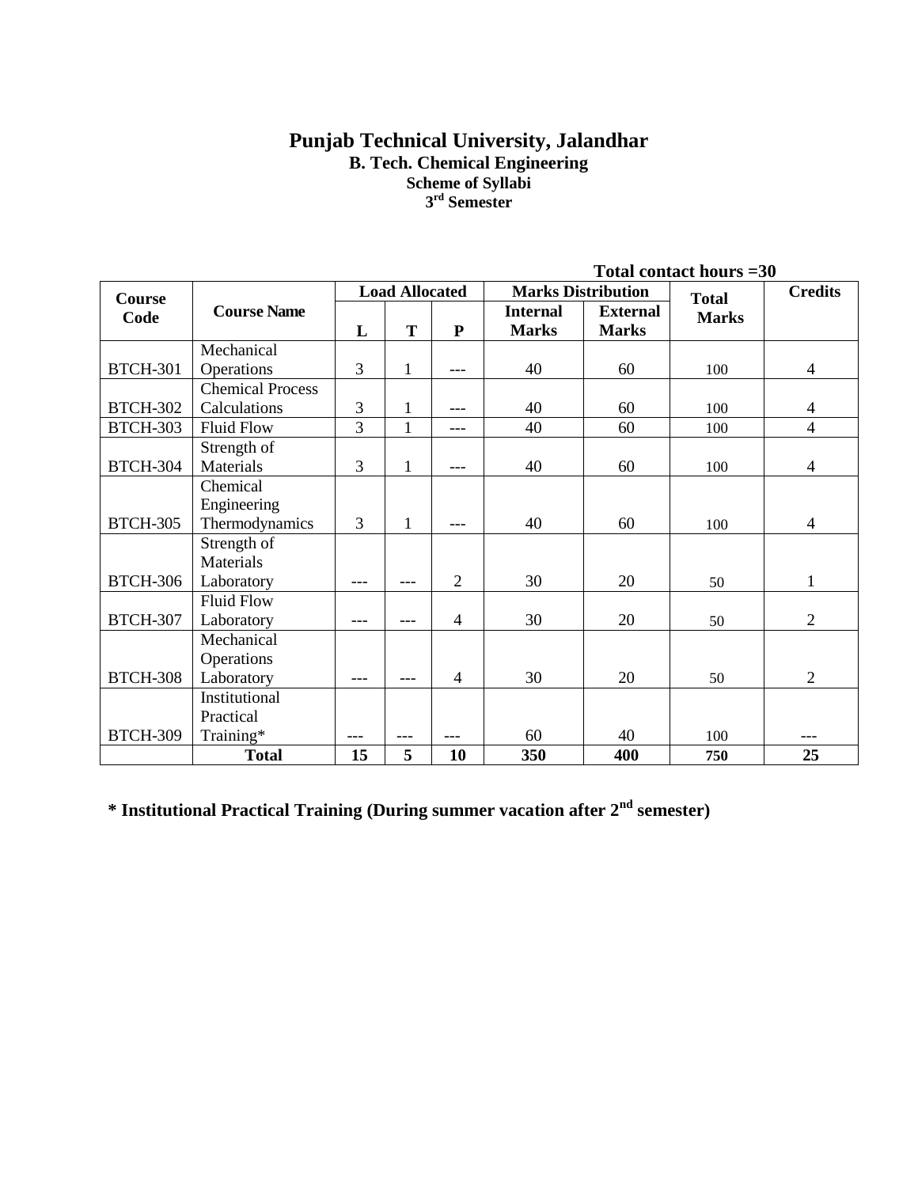# Punjab Technical University, Jalandhar

## B. Tech. Chemical Engineering

### Scheme of Syllabi

### 3rd Semester

**Total contact hours =30**

| Course Code | Course Name | Load Allocated | | | Marks Distribution | | Total Marks | Credits |
|---|---|---|---|---|---|---|---|---|
| | | L | T | P | Internal Marks | External Marks | | |
| BTCH-301 | Mechanical Operations | 3 | 1 | --- | 40 | 60 | 100 | 4 |
| BTCH-302 | Chemical Process Calculations | 3 | 1 | --- | 40 | 60 | 100 | 4 |
| BTCH-303 | Fluid Flow | 3 | 1 | --- | 40 | 60 | 100 | 4 |
| BTCH-304 | Strength of Materials | 3 | 1 | --- | 40 | 60 | 100 | 4 |
| BTCH-305 | Chemical Engineering Thermodynamics | 3 | 1 | --- | 40 | 60 | 100 | 4 |
| BTCH-306 | Strength of Materials Laboratory | --- | --- | 2 | 30 | 20 | 50 | 1 |
| BTCH-307 | Fluid Flow Laboratory | --- | --- | 4 | 30 | 20 | 50 | 2 |
| BTCH-308 | Mechanical Operations Laboratory | --- | --- | 4 | 30 | 20 | 50 | 2 |
| BTCH-309 | Institutional Practical Training* | --- | --- | --- | 60 | 40 | 100 | --- |
| | **Total** | **15** | **5** | **10** | **350** | **400** | **750** | **25** |

**\* Institutional Practical Training (During summer vacation after 2nd semester)**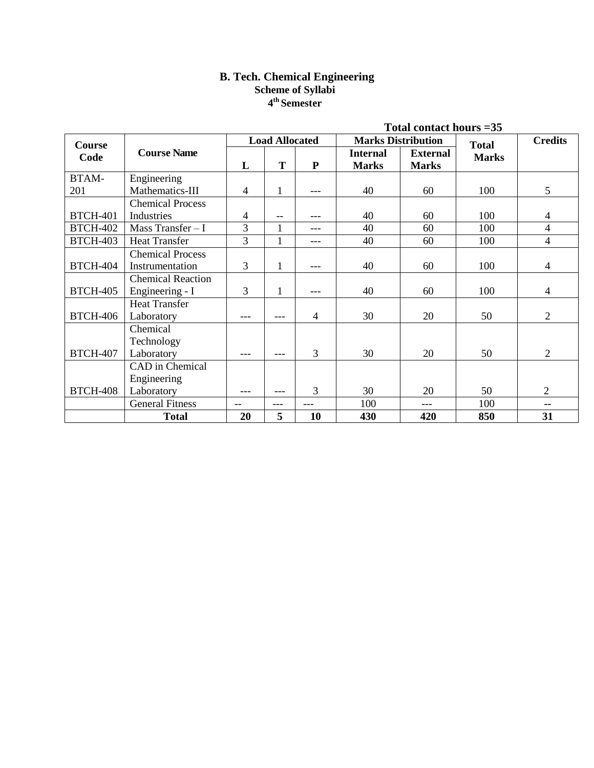# B. Tech. Chemical Engineering

## Scheme of Syllabi

### 4th Semester

**Total contact hours =35**

| Course Code | Course Name | Load Allocated | | | Marks Distribution | | Total Marks | Credits |
|---|---|---|---|---|---|---|---|---|
| | | L | T | P | Internal Marks | External Marks | | |
| BTAM-201 | Engineering Mathematics-III | 4 | 1 | --- | 40 | 60 | 100 | 5 |
| BTCH-401 | Chemical Process Industries | 4 | -- | --- | 40 | 60 | 100 | 4 |
| BTCH-402 | Mass Transfer – I | 3 | 1 | --- | 40 | 60 | 100 | 4 |
| BTCH-403 | Heat Transfer | 3 | 1 | --- | 40 | 60 | 100 | 4 |
| BTCH-404 | Chemical Process Instrumentation | 3 | 1 | --- | 40 | 60 | 100 | 4 |
| BTCH-405 | Chemical Reaction Engineering - I | 3 | 1 | --- | 40 | 60 | 100 | 4 |
| BTCH-406 | Heat Transfer Laboratory | --- | --- | 4 | 30 | 20 | 50 | 2 |
| BTCH-407 | Chemical Technology Laboratory | --- | --- | 3 | 30 | 20 | 50 | 2 |
| BTCH-408 | CAD in Chemical Engineering Laboratory | --- | --- | 3 | 30 | 20 | 50 | 2 |
| | General Fitness | -- | --- | --- | 100 | --- | 100 | -- |
| | **Total** | **20** | **5** | **10** | **430** | **420** | **850** | **31** |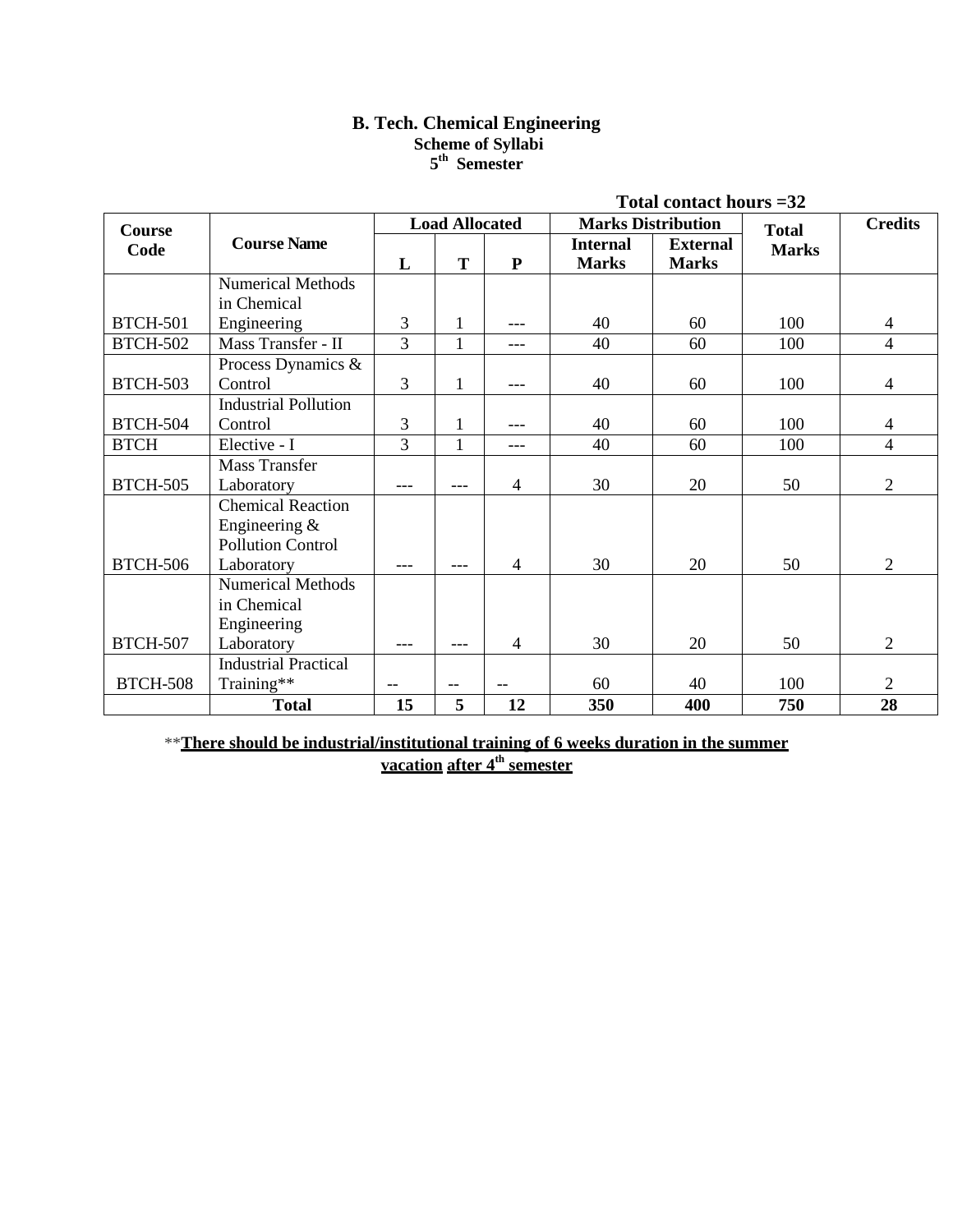# B. Tech. Chemical Engineering

## Scheme of Syllabi

### 5th Semester

**Total contact hours =32**

| Course Code | Course Name | Load Allocated | | | Marks Distribution | | Total Marks | Credits |
|---|---|---|---|---|---|---|---|---|
| | | L | T | P | Internal Marks | External Marks | | |
| BTCH-501 | Numerical Methods in Chemical Engineering | 3 | 1 | --- | 40 | 60 | 100 | 4 |
| BTCH-502 | Mass Transfer - II | 3 | 1 | --- | 40 | 60 | 100 | 4 |
| BTCH-503 | Process Dynamics & Control | 3 | 1 | --- | 40 | 60 | 100 | 4 |
| BTCH-504 | Industrial Pollution Control | 3 | 1 | --- | 40 | 60 | 100 | 4 |
| BTCH | Elective - I | 3 | 1 | --- | 40 | 60 | 100 | 4 |
| BTCH-505 | Mass Transfer Laboratory | --- | --- | 4 | 30 | 20 | 50 | 2 |
| BTCH-506 | Chemical Reaction Engineering & Pollution Control Laboratory | --- | --- | 4 | 30 | 20 | 50 | 2 |
| BTCH-507 | Numerical Methods in Chemical Engineering Laboratory | --- | --- | 4 | 30 | 20 | 50 | 2 |
| BTCH-508 | Industrial Practical Training** | -- | -- | -- | 60 | 40 | 100 | 2 |
| | **Total** | **15** | **5** | **12** | **350** | **400** | **750** | **28** |

****There should be industrial/institutional training of 6 weeks duration in the summer vacation after 4th semester**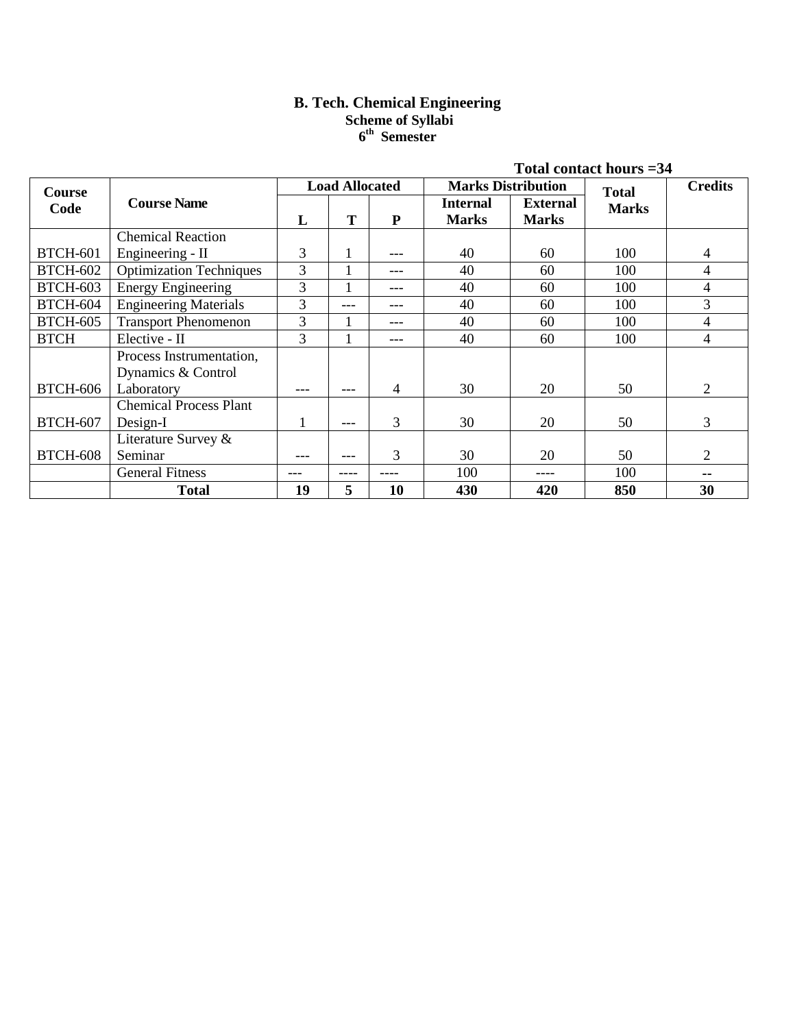# B. Tech. Chemical Engineering

## Scheme of Syllabi

## 6th Semester

**Total contact hours =34**

| Course Code | Course Name | Load Allocated | | | Marks Distribution | | Total Marks | Credits |
|---|---|---|---|---|---|---|---|---|
| | | L | T | P | Internal Marks | External Marks | | |
| BTCH-601 | Chemical Reaction Engineering - II | 3 | 1 | --- | 40 | 60 | 100 | 4 |
| BTCH-602 | Optimization Techniques | 3 | 1 | --- | 40 | 60 | 100 | 4 |
| BTCH-603 | Energy Engineering | 3 | 1 | --- | 40 | 60 | 100 | 4 |
| BTCH-604 | Engineering Materials | 3 | --- | --- | 40 | 60 | 100 | 3 |
| BTCH-605 | Transport Phenomenon | 3 | 1 | --- | 40 | 60 | 100 | 4 |
| BTCH | Elective - II | 3 | 1 | --- | 40 | 60 | 100 | 4 |
| BTCH-606 | Process Instrumentation, Dynamics & Control Laboratory | --- | --- | 4 | 30 | 20 | 50 | 2 |
| BTCH-607 | Chemical Process Plant Design-I | 1 | --- | 3 | 30 | 20 | 50 | 3 |
| BTCH-608 | Literature Survey & Seminar | --- | --- | 3 | 30 | 20 | 50 | 2 |
| | General Fitness | --- | ---- | ---- | 100 | ---- | 100 | -- |
| | **Total** | **19** | **5** | **10** | **430** | **420** | **850** | **30** |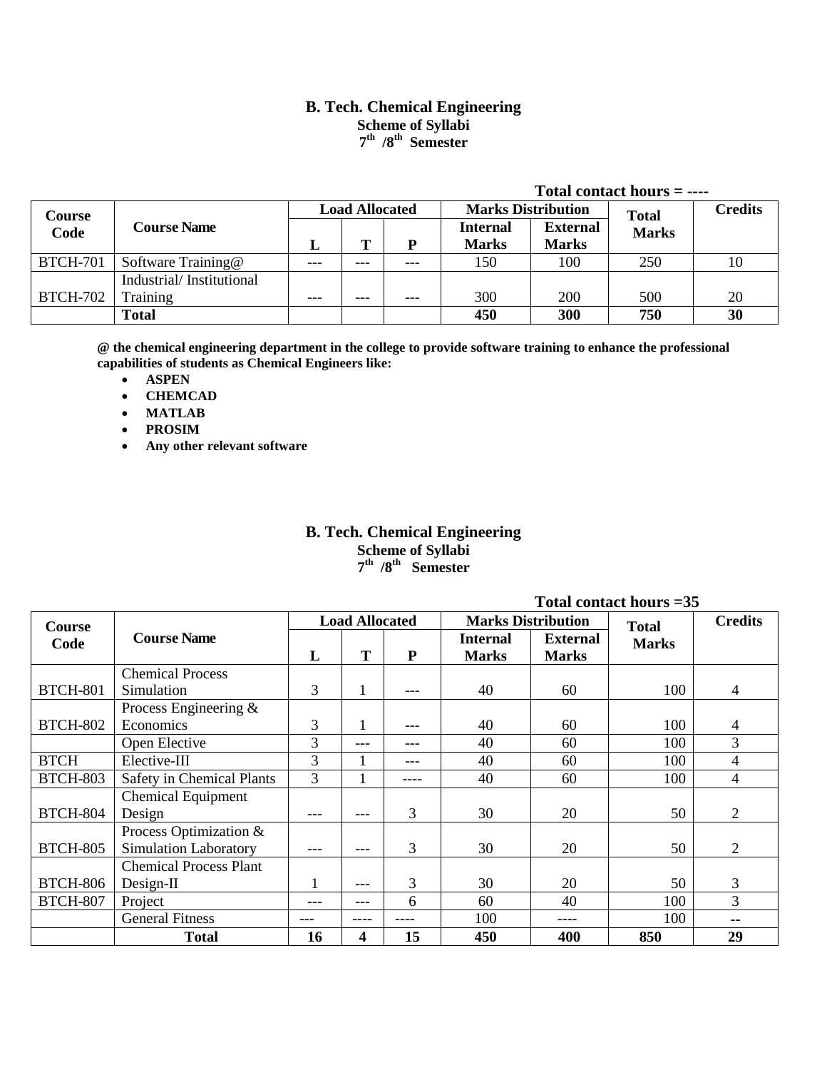# B. Tech. Chemical Engineering

**Scheme of Syllabi**

**7th /8th Semester**

**Total contact hours = ----**

| Course Code | Course Name | Load Allocated | | | Marks Distribution | | Total Marks | Credits |
|---|---|---|---|---|---|---|---|---|
| | | L | T | P | Internal Marks | External Marks | | |
| BTCH-701 | Software Training@ | --- | --- | --- | 150 | 100 | 250 | 10 |
| BTCH-702 | Industrial/ Institutional Training | --- | --- | --- | 300 | 200 | 500 | 20 |
| | **Total** | | | | **450** | **300** | **750** | **30** |

**@ the chemical engineering department in the college to provide software training to enhance the professional capabilities of students as Chemical Engineers like:**

- **ASPEN**
- **CHEMCAD**
- **MATLAB**
- **PROSIM**
- **Any other relevant software**

# B. Tech. Chemical Engineering

**Scheme of Syllabi**

**7th /8th Semester**

**Total contact hours =35**

| Course Code | Course Name | Load Allocated | | | Marks Distribution | | Total Marks | Credits |
|---|---|---|---|---|---|---|---|---|
| | | L | T | P | Internal Marks | External Marks | | |
| BTCH-801 | Chemical Process Simulation | 3 | 1 | --- | 40 | 60 | 100 | 4 |
| BTCH-802 | Process Engineering & Economics | 3 | 1 | --- | 40 | 60 | 100 | 4 |
| | Open Elective | 3 | --- | --- | 40 | 60 | 100 | 3 |
| BTCH | Elective-III | 3 | 1 | --- | 40 | 60 | 100 | 4 |
| BTCH-803 | Safety in Chemical Plants | 3 | 1 | ---- | 40 | 60 | 100 | 4 |
| BTCH-804 | Chemical Equipment Design | --- | --- | 3 | 30 | 20 | 50 | 2 |
| BTCH-805 | Process Optimization & Simulation Laboratory | --- | --- | 3 | 30 | 20 | 50 | 2 |
| BTCH-806 | Chemical Process Plant Design-II | 1 | --- | 3 | 30 | 20 | 50 | 3 |
| BTCH-807 | Project | --- | --- | 6 | 60 | 40 | 100 | 3 |
| | General Fitness | --- | ---- | ---- | 100 | ---- | 100 | -- |
| | **Total** | **16** | **4** | **15** | **450** | **400** | **850** | **29** |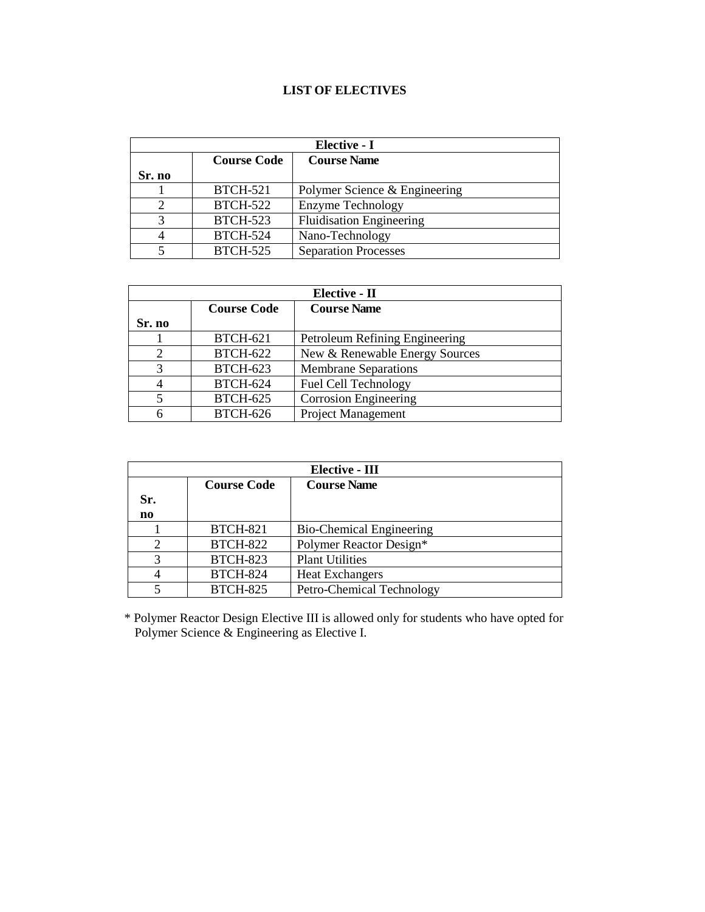## LIST OF ELECTIVES

| Elective - I | | |
|---|---|---|
| **Sr. no** | **Course Code** | **Course Name** |
| 1 | BTCH-521 | Polymer Science & Engineering |
| 2 | BTCH-522 | Enzyme Technology |
| 3 | BTCH-523 | Fluidisation Engineering |
| 4 | BTCH-524 | Nano-Technology |
| 5 | BTCH-525 | Separation Processes |

| Elective - II | | |
|---|---|---|
| **Sr. no** | **Course Code** | **Course Name** |
| 1 | BTCH-621 | Petroleum Refining Engineering |
| 2 | BTCH-622 | New & Renewable Energy Sources |
| 3 | BTCH-623 | Membrane Separations |
| 4 | BTCH-624 | Fuel Cell Technology |
| 5 | BTCH-625 | Corrosion Engineering |
| 6 | BTCH-626 | Project Management |

| Elective - III | | |
|---|---|---|
| **Sr. no** | **Course Code** | **Course Name** |
| 1 | BTCH-821 | Bio-Chemical Engineering |
| 2 | BTCH-822 | Polymer Reactor Design* |
| 3 | BTCH-823 | Plant Utilities |
| 4 | BTCH-824 | Heat Exchangers |
| 5 | BTCH-825 | Petro-Chemical Technology |

* Polymer Reactor Design Elective III is allowed only for students who have opted for Polymer Science & Engineering as Elective I.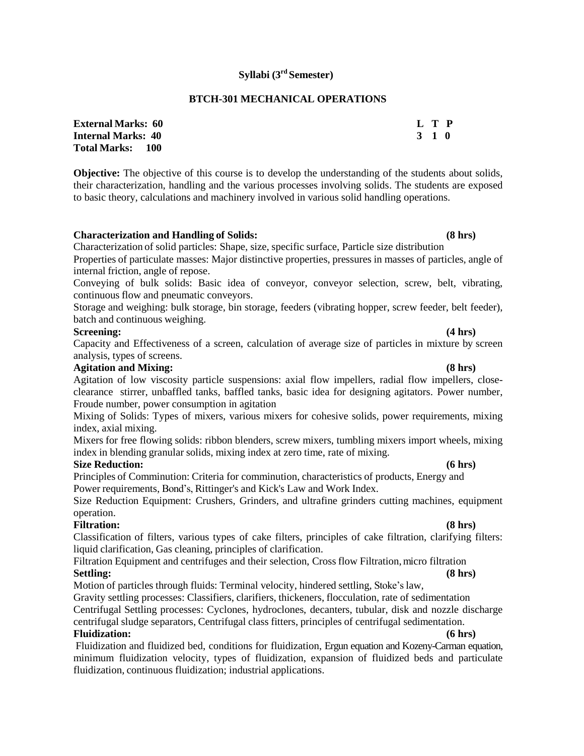## Syllabi (3rd Semester)

### BTCH-301 MECHANICAL OPERATIONS

| | |
|---|---|
| **External Marks: 60** | **L T P** |
| **Internal Marks: 40** | **3 1 0** |
| **Total Marks: 100** | |

**Objective:** The objective of this course is to develop the understanding of the students about solids, their characterization, handling and the various processes involving solids. The students are exposed to basic theory, calculations and machinery involved in various solid handling operations.

**Characterization and Handling of Solids: (8 hrs)**

Characterization of solid particles: Shape, size, specific surface, Particle size distribution

Properties of particulate masses: Major distinctive properties, pressures in masses of particles, angle of internal friction, angle of repose.

Conveying of bulk solids: Basic idea of conveyor, conveyor selection, screw, belt, vibrating, continuous flow and pneumatic conveyors.

Storage and weighing: bulk storage, bin storage, feeders (vibrating hopper, screw feeder, belt feeder), batch and continuous weighing.

**Screening: (4 hrs)**

Capacity and Effectiveness of a screen, calculation of average size of particles in mixture by screen analysis, types of screens.

**Agitation and Mixing: (8 hrs)**

Agitation of low viscosity particle suspensions: axial flow impellers, radial flow impellers, close-clearance stirrer, unbaffled tanks, baffled tanks, basic idea for designing agitators. Power number, Froude number, power consumption in agitation

Mixing of Solids: Types of mixers, various mixers for cohesive solids, power requirements, mixing index, axial mixing.

Mixers for free flowing solids: ribbon blenders, screw mixers, tumbling mixers import wheels, mixing index in blending granular solids, mixing index at zero time, rate of mixing.

**Size Reduction: (6 hrs)**

Principles of Comminution: Criteria for comminution, characteristics of products, Energy and Power requirements, Bond's, Rittinger's and Kick's Law and Work Index.

Size Reduction Equipment: Crushers, Grinders, and ultrafine grinders cutting machines, equipment operation.

**Filtration: (8 hrs)**

Classification of filters, various types of cake filters, principles of cake filtration, clarifying filters: liquid clarification, Gas cleaning, principles of clarification.

Filtration Equipment and centrifuges and their selection, Cross flow Filtration, micro filtration

**Settling: (8 hrs)**

Motion of particles through fluids: Terminal velocity, hindered settling, Stoke's law,

Gravity settling processes: Classifiers, clarifiers, thickeners, flocculation, rate of sedimentation

Centrifugal Settling processes: Cyclones, hydroclones, decanters, tubular, disk and nozzle discharge centrifugal sludge separators, Centrifugal class fitters, principles of centrifugal sedimentation.

**Fluidization: (6 hrs)**

Fluidization and fluidized bed, conditions for fluidization, Ergun equation and Kozeny-Carman equation, minimum fluidization velocity, types of fluidization, expansion of fluidized beds and particulate fluidization, continuous fluidization; industrial applications.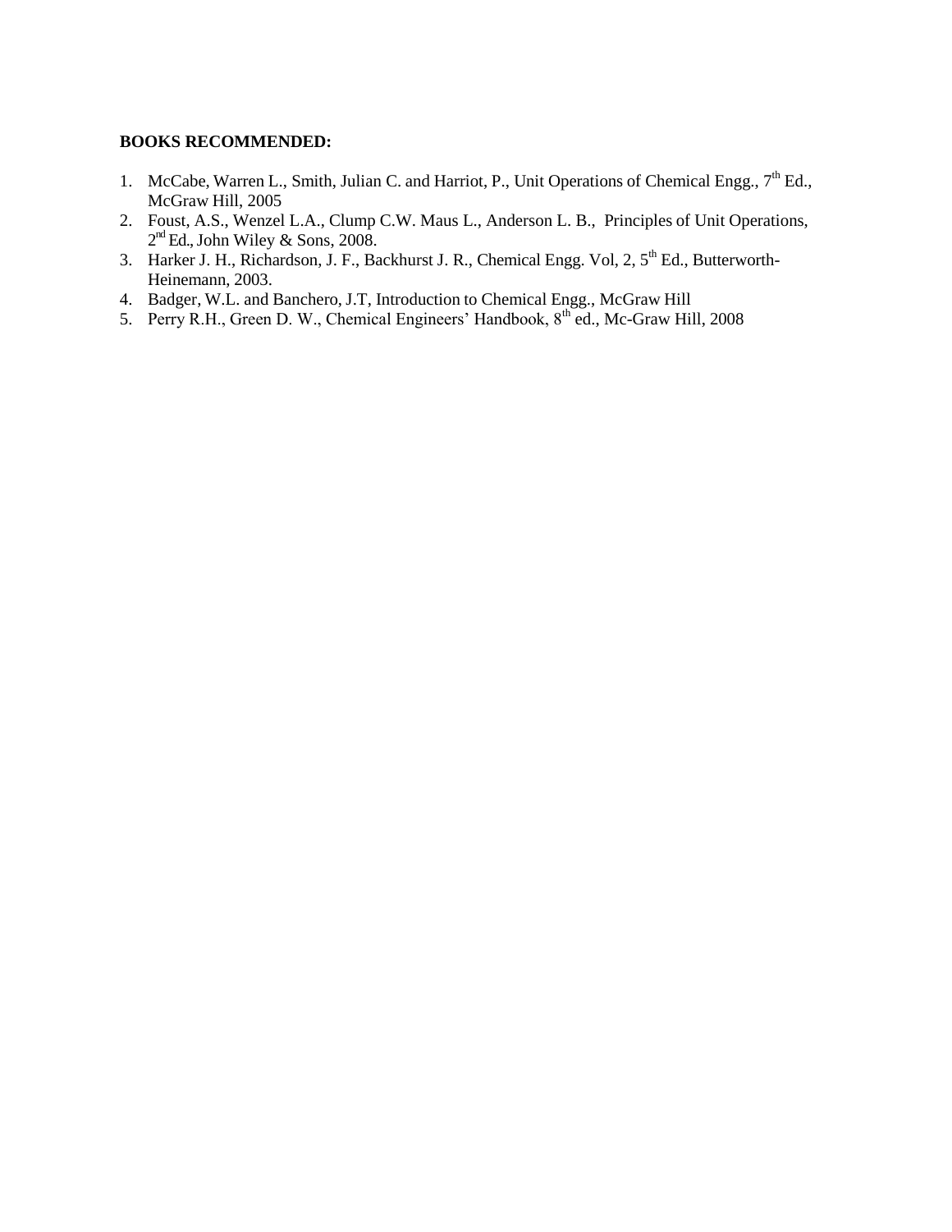**BOOKS RECOMMENDED:**

1. McCabe, Warren L., Smith, Julian C. and Harriot, P., Unit Operations of Chemical Engg., $7^{th}$ Ed., McGraw Hill, 2005
2. Foust, A.S., Wenzel L.A., Clump C.W. Maus L., Anderson L. B., Principles of Unit Operations, $2^{nd}$ Ed., John Wiley & Sons, 2008.
3. Harker J. H., Richardson, J. F., Backhurst J. R., Chemical Engg. Vol, 2, $5^{th}$ Ed., Butterworth-Heinemann, 2003.
4. Badger, W.L. and Banchero, J.T, Introduction to Chemical Engg., McGraw Hill
5. Perry R.H., Green D. W., Chemical Engineers' Handbook, $8^{th}$ ed., Mc-Graw Hill, 2008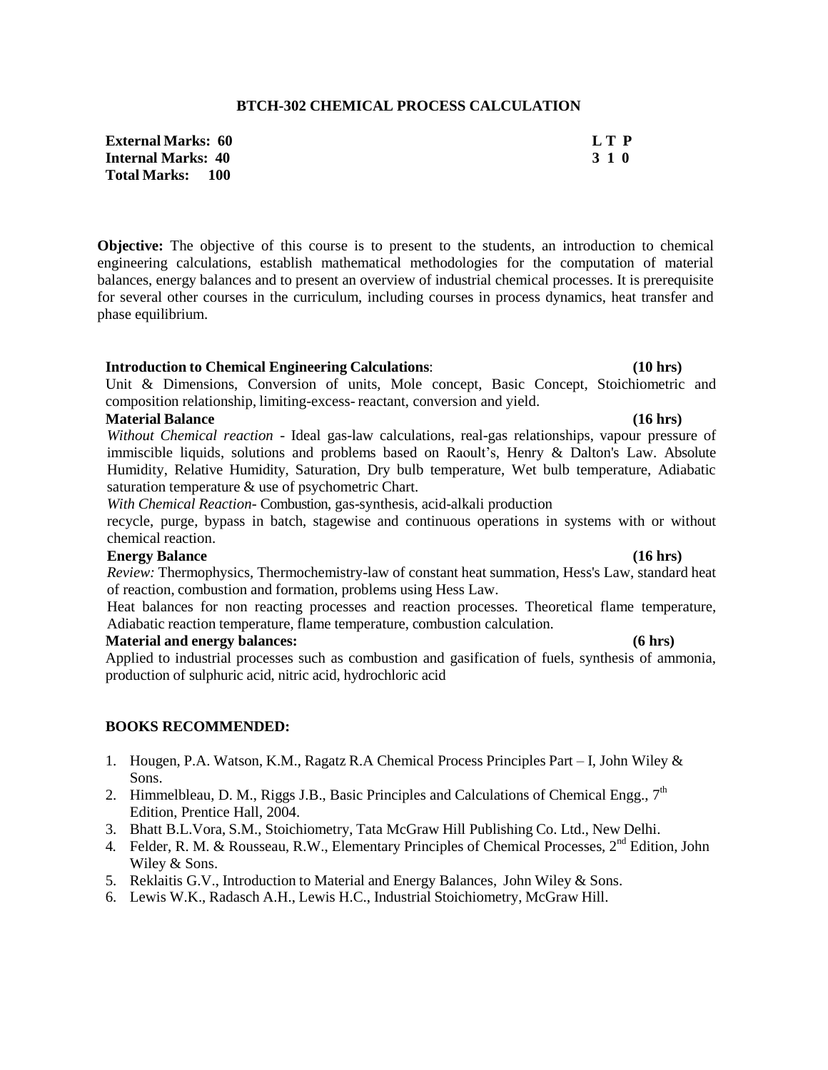## BTCH-302 CHEMICAL PROCESS CALCULATION

**External Marks: 60** **L T P**
**Internal Marks: 40** **3 1 0**
**Total Marks: 100**

**Objective:** The objective of this course is to present to the students, an introduction to chemical engineering calculations, establish mathematical methodologies for the computation of material balances, energy balances and to present an overview of industrial chemical processes. It is prerequisite for several other courses in the curriculum, including courses in process dynamics, heat transfer and phase equilibrium.

**Introduction to Chemical Engineering Calculations**: **(10 hrs)**
Unit & Dimensions, Conversion of units, Mole concept, Basic Concept, Stoichiometric and composition relationship, limiting-excess- reactant, conversion and yield.

**Material Balance** **(16 hrs)**
*Without Chemical reaction* - Ideal gas-law calculations, real-gas relationships, vapour pressure of immiscible liquids, solutions and problems based on Raoult's, Henry & Dalton's Law. Absolute Humidity, Relative Humidity, Saturation, Dry bulb temperature, Wet bulb temperature, Adiabatic saturation temperature & use of psychometric Chart.
*With Chemical Reaction*- Combustion, gas-synthesis, acid-alkali production
recycle, purge, bypass in batch, stagewise and continuous operations in systems with or without chemical reaction.

**Energy Balance** **(16 hrs)**
*Review:* Thermophysics, Thermochemistry-law of constant heat summation, Hess's Law, standard heat of reaction, combustion and formation, problems using Hess Law.
Heat balances for non reacting processes and reaction processes. Theoretical flame temperature, Adiabatic reaction temperature, flame temperature, combustion calculation.

**Material and energy balances:** **(6 hrs)**
Applied to industrial processes such as combustion and gasification of fuels, synthesis of ammonia, production of sulphuric acid, nitric acid, hydrochloric acid

**BOOKS RECOMMENDED:**

1. Hougen, P.A. Watson, K.M., Ragatz R.A Chemical Process Principles Part – I, John Wiley & Sons.
2. Himmelbleau, D. M., Riggs J.B., Basic Principles and Calculations of Chemical Engg., 7th Edition, Prentice Hall, 2004.
3. Bhatt B.L.Vora, S.M., Stoichiometry, Tata McGraw Hill Publishing Co. Ltd., New Delhi.
4. Felder, R. M. & Rousseau, R.W., Elementary Principles of Chemical Processes, 2nd Edition, John Wiley & Sons.
5. Reklaitis G.V., Introduction to Material and Energy Balances, John Wiley & Sons.
6. Lewis W.K., Radasch A.H., Lewis H.C., Industrial Stoichiometry, McGraw Hill.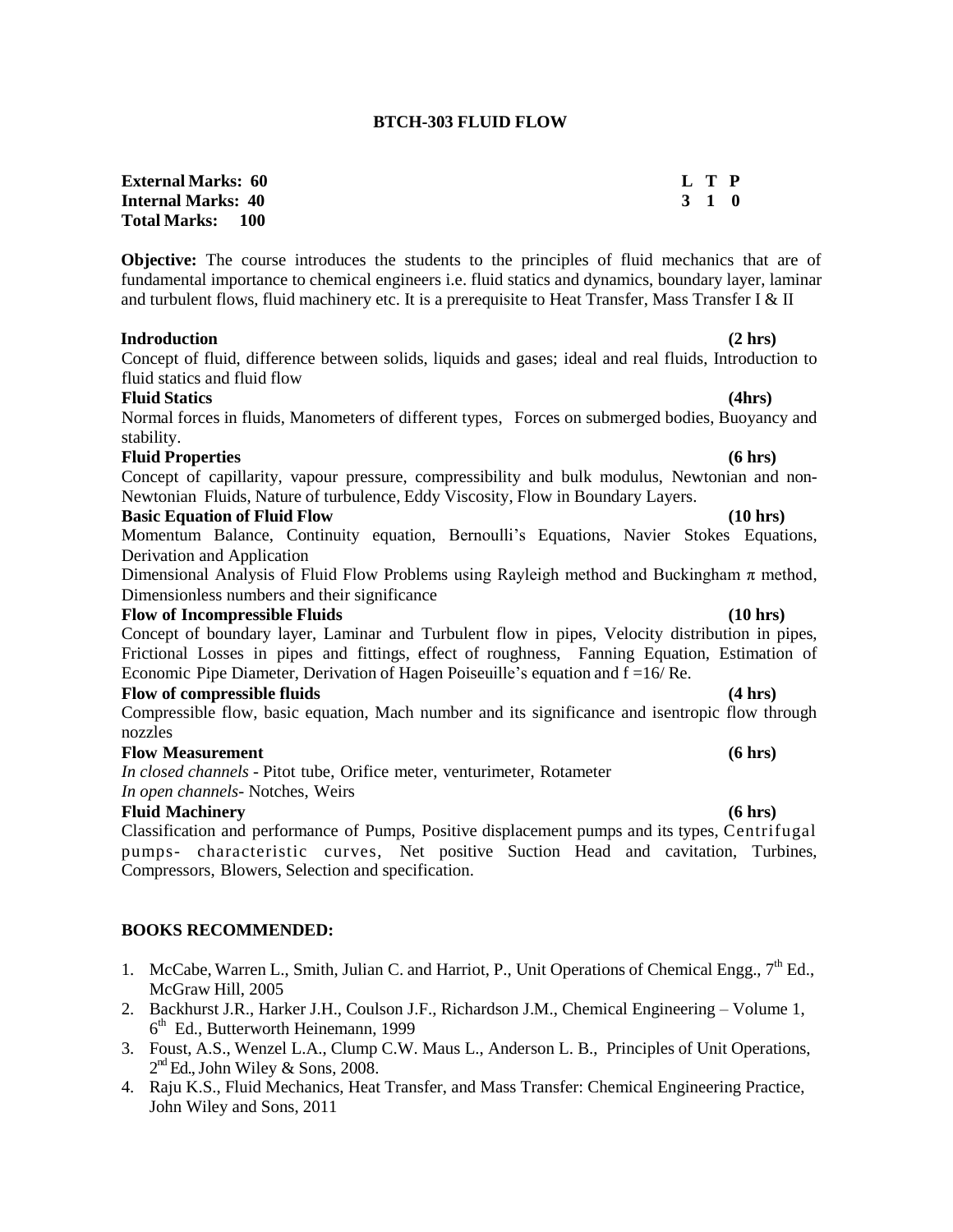# BTCH-303 FLUID FLOW

**External Marks: 60**
**Internal Marks: 40**
**Total Marks: 100**

| L | T | P |
|---|---|---|
| 3 | 1 | 0 |

**Objective:** The course introduces the students to the principles of fluid mechanics that are of fundamental importance to chemical engineers i.e. fluid statics and dynamics, boundary layer, laminar and turbulent flows, fluid machinery etc. It is a prerequisite to Heat Transfer, Mass Transfer I & II

**Indroduction (2 hrs)**
Concept of fluid, difference between solids, liquids and gases; ideal and real fluids, Introduction to fluid statics and fluid flow

**Fluid Statics (4hrs)**
Normal forces in fluids, Manometers of different types, Forces on submerged bodies, Buoyancy and stability.

**Fluid Properties (6 hrs)**
Concept of capillarity, vapour pressure, compressibility and bulk modulus, Newtonian and non-Newtonian Fluids, Nature of turbulence, Eddy Viscosity, Flow in Boundary Layers.

**Basic Equation of Fluid Flow (10 hrs)**
Momentum Balance, Continuity equation, Bernoulli's Equations, Navier Stokes Equations, Derivation and Application
Dimensional Analysis of Fluid Flow Problems using Rayleigh method and Buckingham $\pi$ method, Dimensionless numbers and their significance

**Flow of Incompressible Fluids (10 hrs)**
Concept of boundary layer, Laminar and Turbulent flow in pipes, Velocity distribution in pipes, Frictional Losses in pipes and fittings, effect of roughness, Fanning Equation, Estimation of Economic Pipe Diameter, Derivation of Hagen Poiseuille's equation and $f = 16/Re$.

**Flow of compressible fluids (4 hrs)**
Compressible flow, basic equation, Mach number and its significance and isentropic flow through nozzles

**Flow Measurement (6 hrs)**
*In closed channels* - Pitot tube, Orifice meter, venturimeter, Rotameter
*In open channels*- Notches, Weirs

**Fluid Machinery (6 hrs)**
Classification and performance of Pumps, Positive displacement pumps and its types, Centrifugal pumps- characteristic curves, Net positive Suction Head and cavitation, Turbines, Compressors, Blowers, Selection and specification.

## BOOKS RECOMMENDED:

1. McCabe, Warren L., Smith, Julian C. and Harriot, P., Unit Operations of Chemical Engg., 7th Ed., McGraw Hill, 2005
2. Backhurst J.R., Harker J.H., Coulson J.F., Richardson J.M., Chemical Engineering – Volume 1, 6th Ed., Butterworth Heinemann, 1999
3. Foust, A.S., Wenzel L.A., Clump C.W. Maus L., Anderson L. B., Principles of Unit Operations, 2nd Ed., John Wiley & Sons, 2008.
4. Raju K.S., Fluid Mechanics, Heat Transfer, and Mass Transfer: Chemical Engineering Practice, John Wiley and Sons, 2011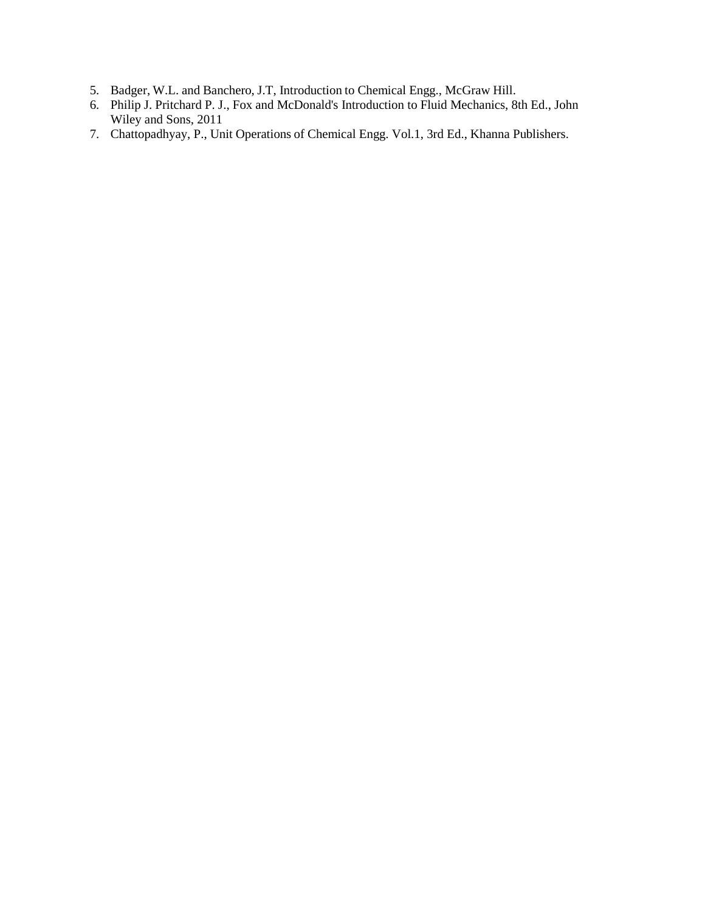5. Badger, W.L. and Banchero, J.T, Introduction to Chemical Engg., McGraw Hill.
6. Philip J. Pritchard P. J., Fox and McDonald's Introduction to Fluid Mechanics, 8th Ed., John Wiley and Sons, 2011
7. Chattopadhyay, P., Unit Operations of Chemical Engg. Vol.1, 3rd Ed., Khanna Publishers.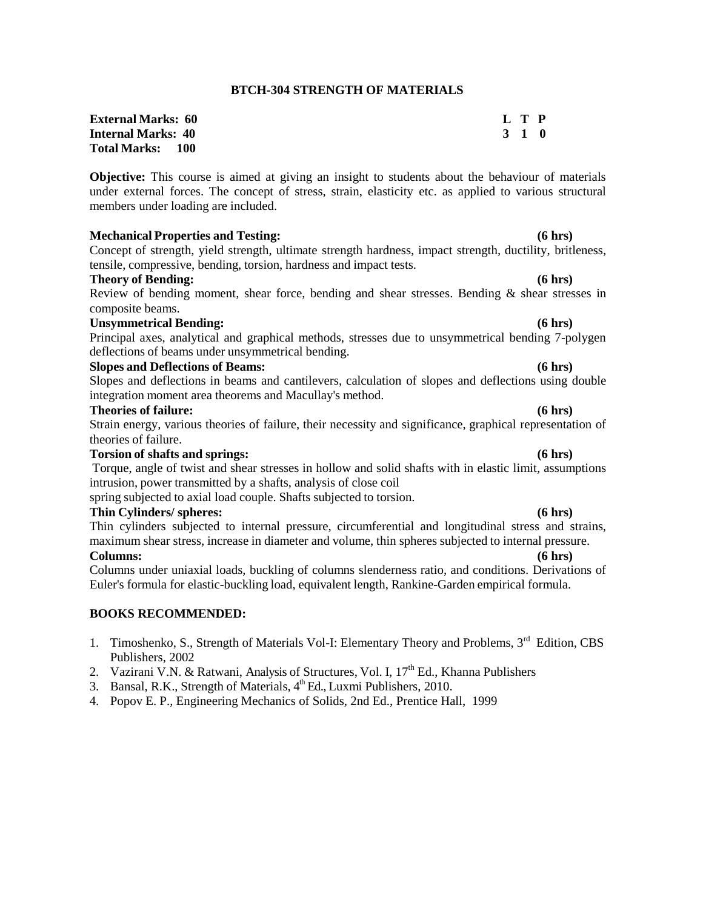# BTCH-304 STRENGTH OF MATERIALS

| | L | T | P |
|---|---|---|---|
| **External Marks: 60** | **3** | **1** | **0** |
| **Internal Marks: 40** | | | |
| **Total Marks: 100** | | | |

**Objective:** This course is aimed at giving an insight to students about the behaviour of materials under external forces. The concept of stress, strain, elasticity etc. as applied to various structural members under loading are included.

**Mechanical Properties and Testing: (6 hrs)**
Concept of strength, yield strength, ultimate strength hardness, impact strength, ductility, britleness, tensile, compressive, bending, torsion, hardness and impact tests.

**Theory of Bending: (6 hrs)**
Review of bending moment, shear force, bending and shear stresses. Bending & shear stresses in composite beams.

**Unsymmetrical Bending: (6 hrs)**
Principal axes, analytical and graphical methods, stresses due to unsymmetrical bending 7-polygen deflections of beams under unsymmetrical bending.

**Slopes and Deflections of Beams: (6 hrs)**
Slopes and deflections in beams and cantilevers, calculation of slopes and deflections using double integration moment area theorems and Macullay's method.

**Theories of failure: (6 hrs)**
Strain energy, various theories of failure, their necessity and significance, graphical representation of theories of failure.

**Torsion of shafts and springs: (6 hrs)**
Torque, angle of twist and shear stresses in hollow and solid shafts with in elastic limit, assumptions intrusion, power transmitted by a shafts, analysis of close coil spring subjected to axial load couple. Shafts subjected to torsion.

**Thin Cylinders/ spheres: (6 hrs)**
Thin cylinders subjected to internal pressure, circumferential and longitudinal stress and strains, maximum shear stress, increase in diameter and volume, thin spheres subjected to internal pressure.

**Columns: (6 hrs)**
Columns under uniaxial loads, buckling of columns slenderness ratio, and conditions. Derivations of Euler's formula for elastic-buckling load, equivalent length, Rankine-Garden empirical formula.

## BOOKS RECOMMENDED:

1. Timoshenko, S., Strength of Materials Vol-I: Elementary Theory and Problems, 3rd Edition, CBS Publishers, 2002
2. Vazirani V.N. & Ratwani, Analysis of Structures, Vol. I, 17th Ed., Khanna Publishers
3. Bansal, R.K., Strength of Materials, 4th Ed., Luxmi Publishers, 2010.
4. Popov E. P., Engineering Mechanics of Solids, 2nd Ed., Prentice Hall, 1999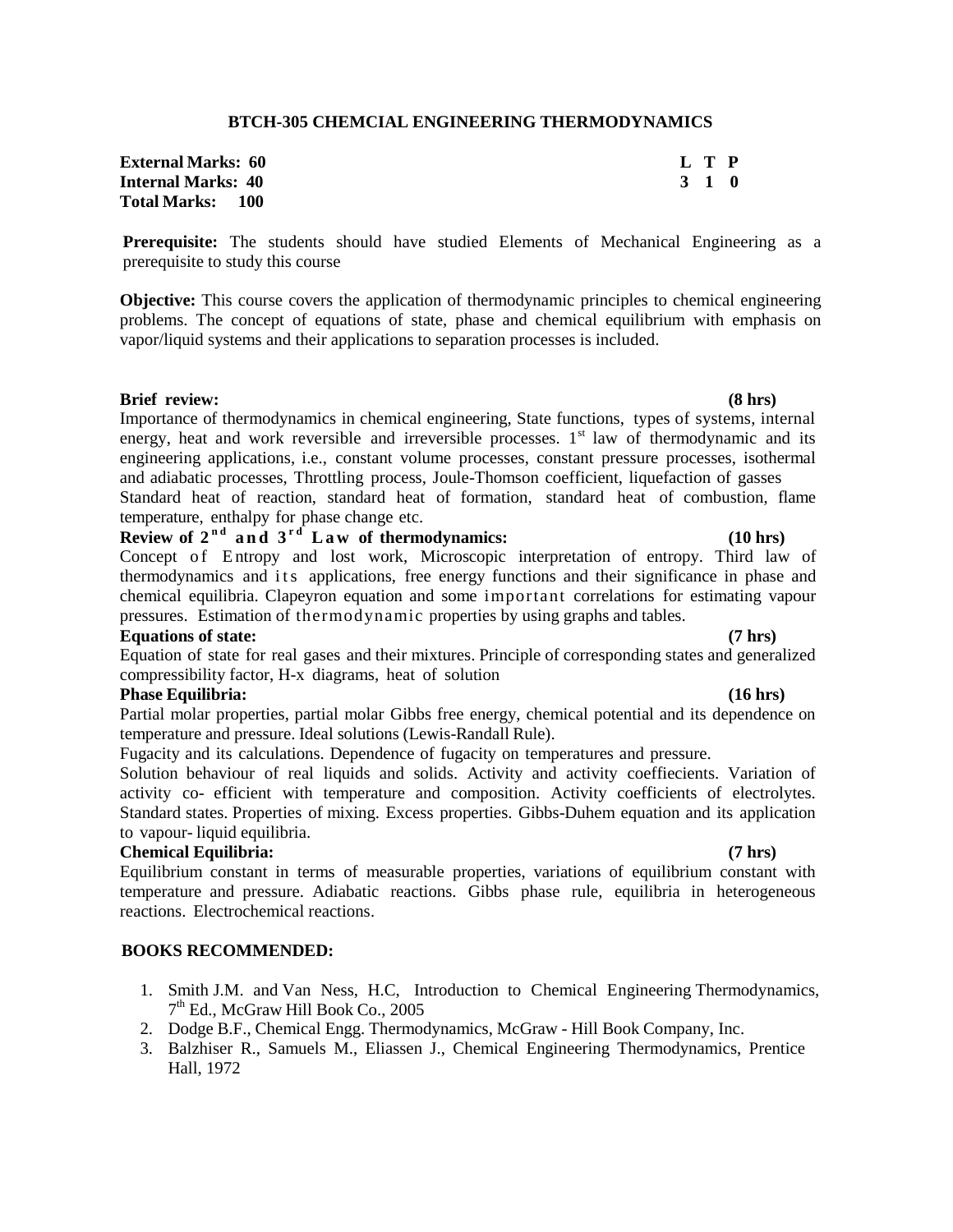## BTCH-305 CHEMCIAL ENGINEERING THERMODYNAMICS

**External Marks: 60**
**Internal Marks: 40**
**Total Marks: 100**

| L | T | P |
|---|---|---|
| 3 | 1 | 0 |

**Prerequisite:** The students should have studied Elements of Mechanical Engineering as a prerequisite to study this course

**Objective:** This course covers the application of thermodynamic principles to chemical engineering problems. The concept of equations of state, phase and chemical equilibrium with emphasis on vapor/liquid systems and their applications to separation processes is included.

**Brief review: (8 hrs)**

Importance of thermodynamics in chemical engineering, State functions, types of systems, internal energy, heat and work reversible and irreversible processes. 1st law of thermodynamic and its engineering applications, i.e., constant volume processes, constant pressure processes, isothermal and adiabatic processes, Throttling process, Joule-Thomson coefficient, liquefaction of gasses Standard heat of reaction, standard heat of formation, standard heat of combustion, flame temperature, enthalpy for phase change etc.

**Review of 2nd and 3rd Law of thermodynamics: (10 hrs)**

Concept of Entropy and lost work, Microscopic interpretation of entropy. Third law of thermodynamics and its applications, free energy functions and their significance in phase and chemical equilibria. Clapeyron equation and some important correlations for estimating vapour pressures. Estimation of thermodynamic properties by using graphs and tables.

**Equations of state: (7 hrs)**

Equation of state for real gases and their mixtures. Principle of corresponding states and generalized compressibility factor, H-x diagrams, heat of solution

**Phase Equilibria: (16 hrs)**

Partial molar properties, partial molar Gibbs free energy, chemical potential and its dependence on temperature and pressure. Ideal solutions (Lewis-Randall Rule).

Fugacity and its calculations. Dependence of fugacity on temperatures and pressure.

Solution behaviour of real liquids and solids. Activity and activity coeffiecients. Variation of activity co- efficient with temperature and composition. Activity coefficients of electrolytes. Standard states. Properties of mixing. Excess properties. Gibbs-Duhem equation and its application to vapour- liquid equilibria.

**Chemical Equilibria: (7 hrs)**

Equilibrium constant in terms of measurable properties, variations of equilibrium constant with temperature and pressure. Adiabatic reactions. Gibbs phase rule, equilibria in heterogeneous reactions. Electrochemical reactions.

**BOOKS RECOMMENDED:**

1. Smith J.M. and Van Ness, H.C, Introduction to Chemical Engineering Thermodynamics, 7th Ed., McGraw Hill Book Co., 2005
2. Dodge B.F., Chemical Engg. Thermodynamics, McGraw - Hill Book Company, Inc.
3. Balzhiser R., Samuels M., Eliassen J., Chemical Engineering Thermodynamics, Prentice Hall, 1972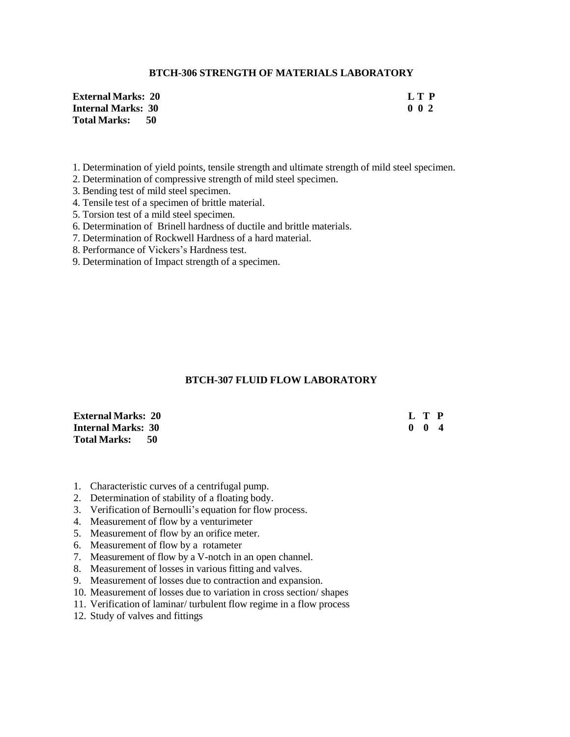## BTCH-306 STRENGTH OF MATERIALS LABORATORY

**External Marks: 20**
**Internal Marks: 30**
**Total Marks: 50**

| L | T | P |
|---|---|---|
| 0 | 0 | 2 |

1. Determination of yield points, tensile strength and ultimate strength of mild steel specimen.
2. Determination of compressive strength of mild steel specimen.
3. Bending test of mild steel specimen.
4. Tensile test of a specimen of brittle material.
5. Torsion test of a mild steel specimen.
6. Determination of Brinell hardness of ductile and brittle materials.
7. Determination of Rockwell Hardness of a hard material.
8. Performance of Vickers's Hardness test.
9. Determination of Impact strength of a specimen.

## BTCH-307 FLUID FLOW LABORATORY

**External Marks: 20**
**Internal Marks: 30**
**Total Marks: 50**

| L | T | P |
|---|---|---|
| 0 | 0 | 4 |

1. Characteristic curves of a centrifugal pump.
2. Determination of stability of a floating body.
3. Verification of Bernoulli's equation for flow process.
4. Measurement of flow by a venturimeter
5. Measurement of flow by an orifice meter.
6. Measurement of flow by a rotameter
7. Measurement of flow by a V-notch in an open channel.
8. Measurement of losses in various fitting and valves.
9. Measurement of losses due to contraction and expansion.
10. Measurement of losses due to variation in cross section/ shapes
11. Verification of laminar/ turbulent flow regime in a flow process
12. Study of valves and fittings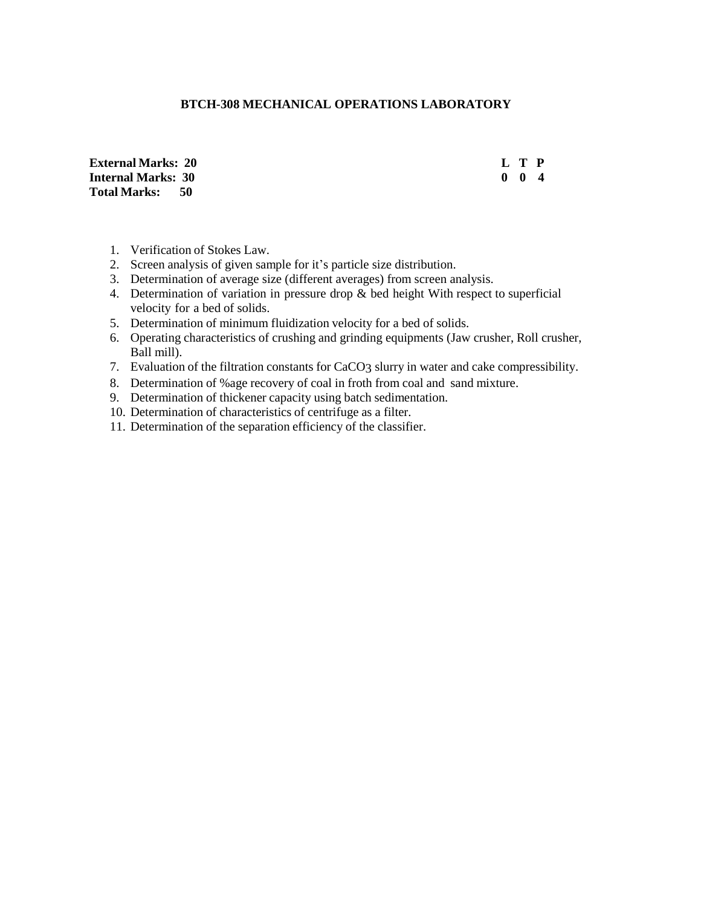## BTCH-308 MECHANICAL OPERATIONS LABORATORY

| | L | T | P |
|---|---|---|---|
| **External Marks: 20** | **0** | **0** | **4** |
| **Internal Marks: 30** | | | |
| **Total Marks: 50** | | | |

1. Verification of Stokes Law.
2. Screen analysis of given sample for it's particle size distribution.
3. Determination of average size (different averages) from screen analysis.
4. Determination of variation in pressure drop & bed height With respect to superficial velocity for a bed of solids.
5. Determination of minimum fluidization velocity for a bed of solids.
6. Operating characteristics of crushing and grinding equipments (Jaw crusher, Roll crusher, Ball mill).
7. Evaluation of the filtration constants for $CaCO_3$ slurry in water and cake compressibility.
8. Determination of %age recovery of coal in froth from coal and sand mixture.
9. Determination of thickener capacity using batch sedimentation.
10. Determination of characteristics of centrifuge as a filter.
11. Determination of the separation efficiency of the classifier.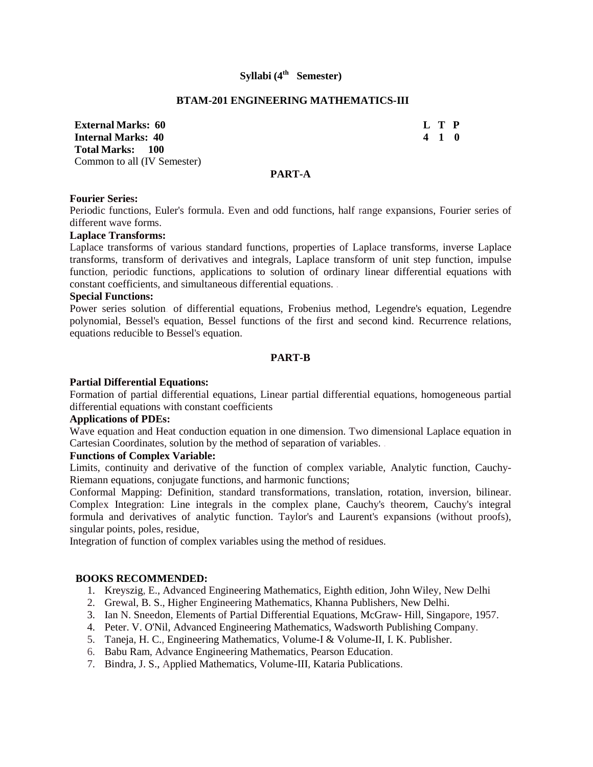# Syllabi ($4^{th}$ Semester)

## BTAM-201 ENGINEERING MATHEMATICS-III

| | |
|---|---|
| **External Marks: 60** | **L T P** |
| **Internal Marks: 40** | **4 1 0** |
| **Total Marks: 100** | |

Common to all (IV Semester)

### PART-A

**Fourier Series:**

Periodic functions, Euler's formula. Even and odd functions, half range expansions, Fourier series of different wave forms.

**Laplace Transforms:**

Laplace transforms of various standard functions, properties of Laplace transforms, inverse Laplace transforms, transform of derivatives and integrals, Laplace transform of unit step function, impulse function, periodic functions, applications to solution of ordinary linear differential equations with constant coefficients, and simultaneous differential equations.

**Special Functions:**

Power series solution of differential equations, Frobenius method, Legendre's equation, Legendre polynomial, Bessel's equation, Bessel functions of the first and second kind. Recurrence relations, equations reducible to Bessel's equation.

### PART-B

**Partial Differential Equations:**

Formation of partial differential equations, Linear partial differential equations, homogeneous partial differential equations with constant coefficients

**Applications of PDEs:**

Wave equation and Heat conduction equation in one dimension. Two dimensional Laplace equation in Cartesian Coordinates, solution by the method of separation of variables.

**Functions of Complex Variable:**

Limits, continuity and derivative of the function of complex variable, Analytic function, Cauchy-Riemann equations, conjugate functions, and harmonic functions;

Conformal Mapping: Definition, standard transformations, translation, rotation, inversion, bilinear. Complex Integration: Line integrals in the complex plane, Cauchy's theorem, Cauchy's integral formula and derivatives of analytic function. Taylor's and Laurent's expansions (without proofs), singular points, poles, residue,

Integration of function of complex variables using the method of residues.

**BOOKS RECOMMENDED:**

1. Kreyszig, E., Advanced Engineering Mathematics, Eighth edition, John Wiley, New Delhi
2. Grewal, B. S., Higher Engineering Mathematics, Khanna Publishers, New Delhi.
3. Ian N. Sneedon, Elements of Partial Differential Equations, McGraw- Hill, Singapore, 1957.
4. Peter. V. O'Nil, Advanced Engineering Mathematics, Wadsworth Publishing Company.
5. Taneja, H. C., Engineering Mathematics, Volume-I & Volume-II, I. K. Publisher.
6. Babu Ram, Advance Engineering Mathematics, Pearson Education.
7. Bindra, J. S., Applied Mathematics, Volume-III, Kataria Publications.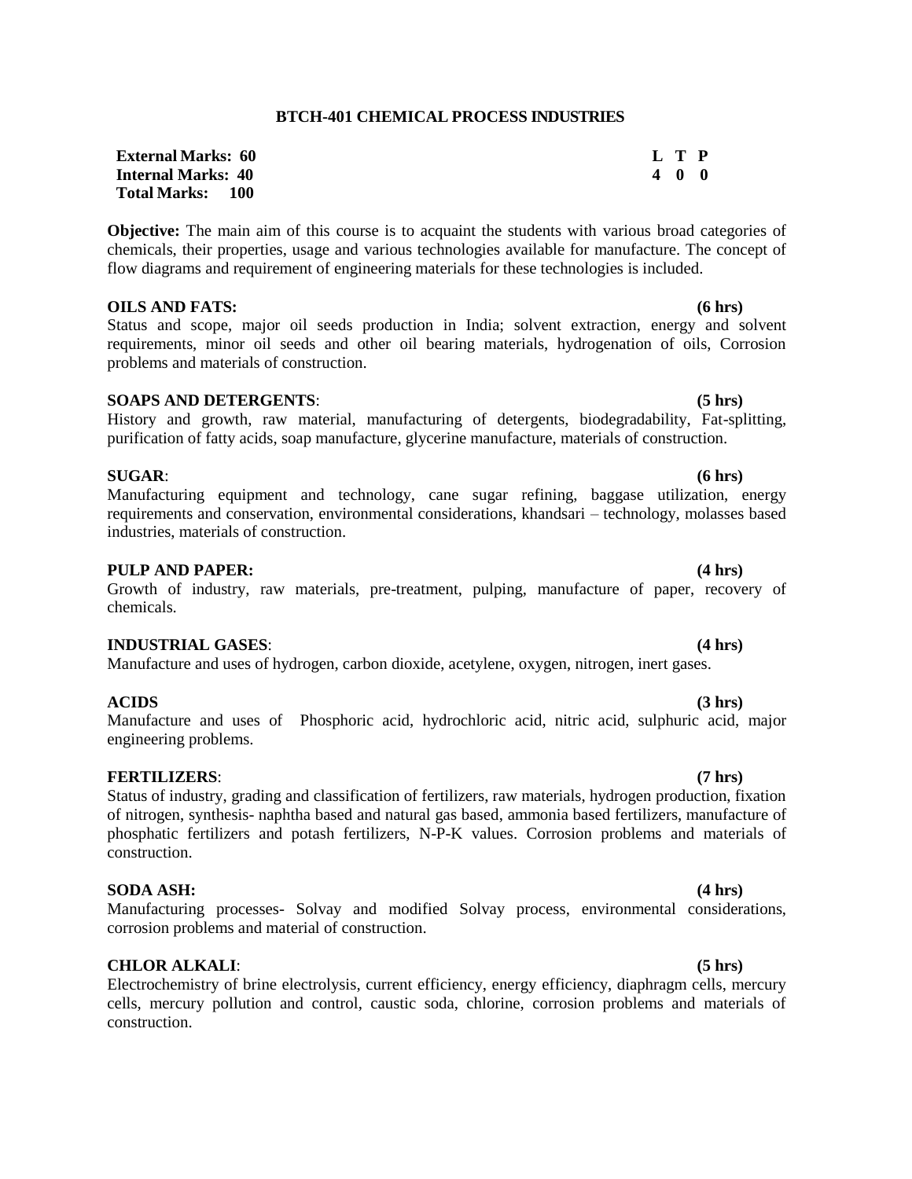## BTCH-401 CHEMICAL PROCESS INDUSTRIES

| | |
|---|---|
| **External Marks: 60** | **L T P** |
| **Internal Marks: 40** | **4 0 0** |
| **Total Marks: 100** | |

**Objective:** The main aim of this course is to acquaint the students with various broad categories of chemicals, their properties, usage and various technologies available for manufacture. The concept of flow diagrams and requirement of engineering materials for these technologies is included.

**OILS AND FATS: (6 hrs)**
Status and scope, major oil seeds production in India; solvent extraction, energy and solvent requirements, minor oil seeds and other oil bearing materials, hydrogenation of oils, Corrosion problems and materials of construction.

**SOAPS AND DETERGENTS: (5 hrs)**
History and growth, raw material, manufacturing of detergents, biodegradability, Fat-splitting, purification of fatty acids, soap manufacture, glycerine manufacture, materials of construction.

**SUGAR: (6 hrs)**
Manufacturing equipment and technology, cane sugar refining, baggase utilization, energy requirements and conservation, environmental considerations, khandsari – technology, molasses based industries, materials of construction.

**PULP AND PAPER: (4 hrs)**
Growth of industry, raw materials, pre-treatment, pulping, manufacture of paper, recovery of chemicals.

**INDUSTRIAL GASES: (4 hrs)**
Manufacture and uses of hydrogen, carbon dioxide, acetylene, oxygen, nitrogen, inert gases.

**ACIDS (3 hrs)**
Manufacture and uses of Phosphoric acid, hydrochloric acid, nitric acid, sulphuric acid, major engineering problems.

**FERTILIZERS: (7 hrs)**
Status of industry, grading and classification of fertilizers, raw materials, hydrogen production, fixation of nitrogen, synthesis- naphtha based and natural gas based, ammonia based fertilizers, manufacture of phosphatic fertilizers and potash fertilizers, N-P-K values. Corrosion problems and materials of construction.

**SODA ASH: (4 hrs)**
Manufacturing processes- Solvay and modified Solvay process, environmental considerations, corrosion problems and material of construction.

**CHLOR ALKALI: (5 hrs)**
Electrochemistry of brine electrolysis, current efficiency, energy efficiency, diaphragm cells, mercury cells, mercury pollution and control, caustic soda, chlorine, corrosion problems and materials of construction.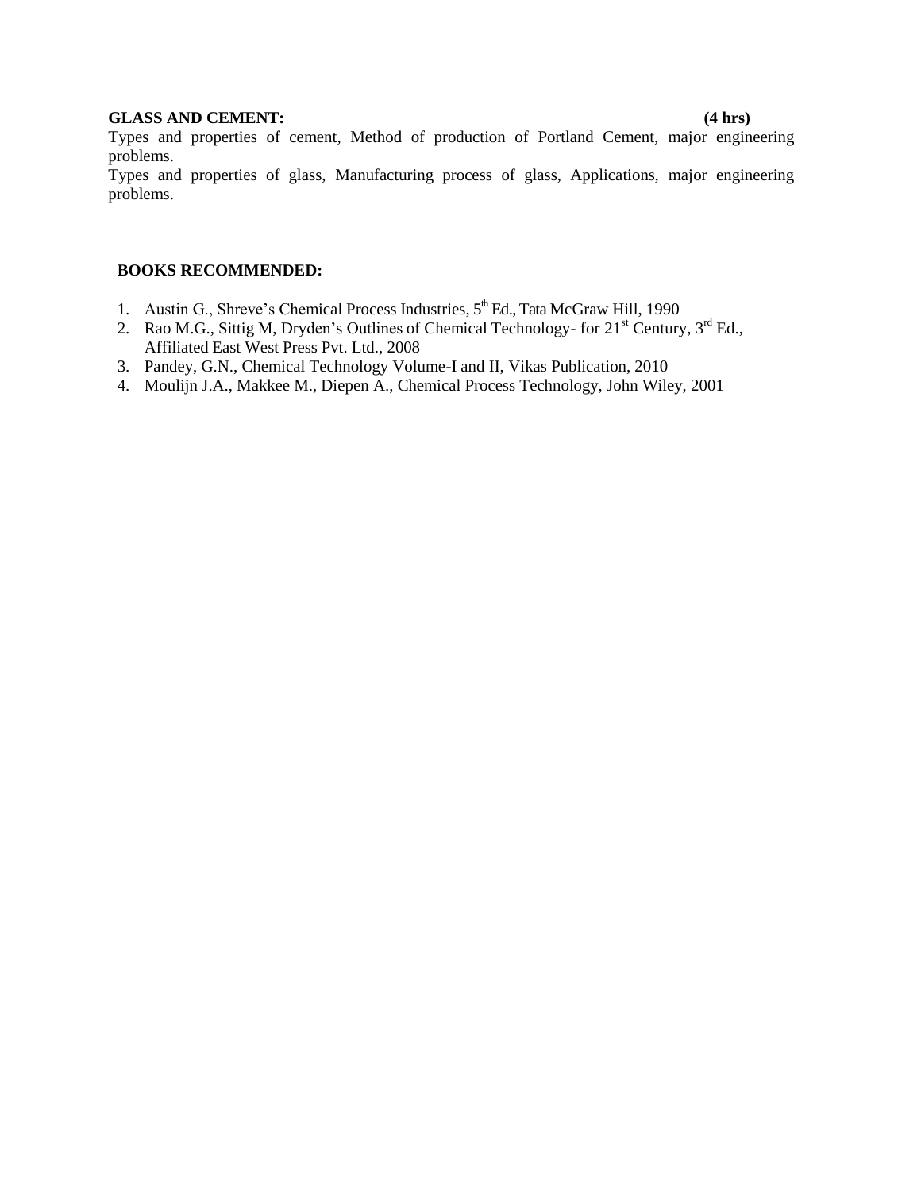**GLASS AND CEMENT: (4 hrs)**

Types and properties of cement, Method of production of Portland Cement, major engineering problems.

Types and properties of glass, Manufacturing process of glass, Applications, major engineering problems.

**BOOKS RECOMMENDED:**

1. Austin G., Shreve's Chemical Process Industries, 5th Ed., Tata McGraw Hill, 1990
2. Rao M.G., Sittig M, Dryden's Outlines of Chemical Technology- for 21st Century, 3rd Ed., Affiliated East West Press Pvt. Ltd., 2008
3. Pandey, G.N., Chemical Technology Volume-I and II, Vikas Publication, 2010
4. Moulijn J.A., Makkee M., Diepen A., Chemical Process Technology, John Wiley, 2001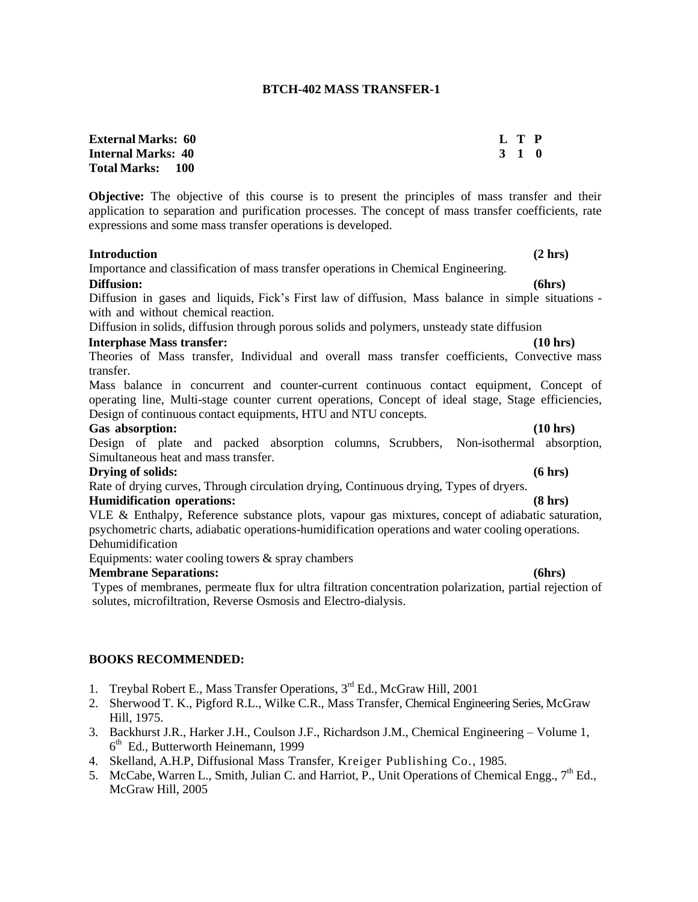## BTCH-402 MASS TRANSFER-1

**External Marks: 60**
**Internal Marks: 40**
**Total Marks: 100**

| L | T | P |
|---|---|---|
| 3 | 1 | 0 |

**Objective:** The objective of this course is to present the principles of mass transfer and their application to separation and purification processes. The concept of mass transfer coefficients, rate expressions and some mass transfer operations is developed.

**Introduction** **(2 hrs)**

Importance and classification of mass transfer operations in Chemical Engineering.

**Diffusion:** **(6hrs)**

Diffusion in gases and liquids, Fick's First law of diffusion, Mass balance in simple situations - with and without chemical reaction.

Diffusion in solids, diffusion through porous solids and polymers, unsteady state diffusion

**Interphase Mass transfer:** **(10 hrs)**

Theories of Mass transfer, Individual and overall mass transfer coefficients, Convective mass transfer.

Mass balance in concurrent and counter-current continuous contact equipment, Concept of operating line, Multi-stage counter current operations, Concept of ideal stage, Stage efficiencies, Design of continuous contact equipments, HTU and NTU concepts.

**Gas absorption:** **(10 hrs)**

Design of plate and packed absorption columns, Scrubbers, Non-isothermal absorption, Simultaneous heat and mass transfer.

**Drying of solids:** **(6 hrs)**

Rate of drying curves, Through circulation drying, Continuous drying, Types of dryers.

**Humidification operations:** **(8 hrs)**

VLE & Enthalpy, Reference substance plots, vapour gas mixtures, concept of adiabatic saturation, psychometric charts, adiabatic operations-humidification operations and water cooling operations.

Dehumidification

Equipments: water cooling towers & spray chambers

**Membrane Separations:** **(6hrs)**

Types of membranes, permeate flux for ultra filtration concentration polarization, partial rejection of solutes, microfiltration, Reverse Osmosis and Electro-dialysis.

### BOOKS RECOMMENDED:

1. Treybal Robert E., Mass Transfer Operations, 3rd Ed., McGraw Hill, 2001
2. Sherwood T. K., Pigford R.L., Wilke C.R., Mass Transfer, Chemical Engineering Series, McGraw Hill, 1975.
3. Backhurst J.R., Harker J.H., Coulson J.F., Richardson J.M., Chemical Engineering – Volume 1, 6th Ed., Butterworth Heinemann, 1999
4. Skelland, A.H.P, Diffusional Mass Transfer, Kreiger Publishing Co., 1985.
5. McCabe, Warren L., Smith, Julian C. and Harriot, P., Unit Operations of Chemical Engg., 7th Ed., McGraw Hill, 2005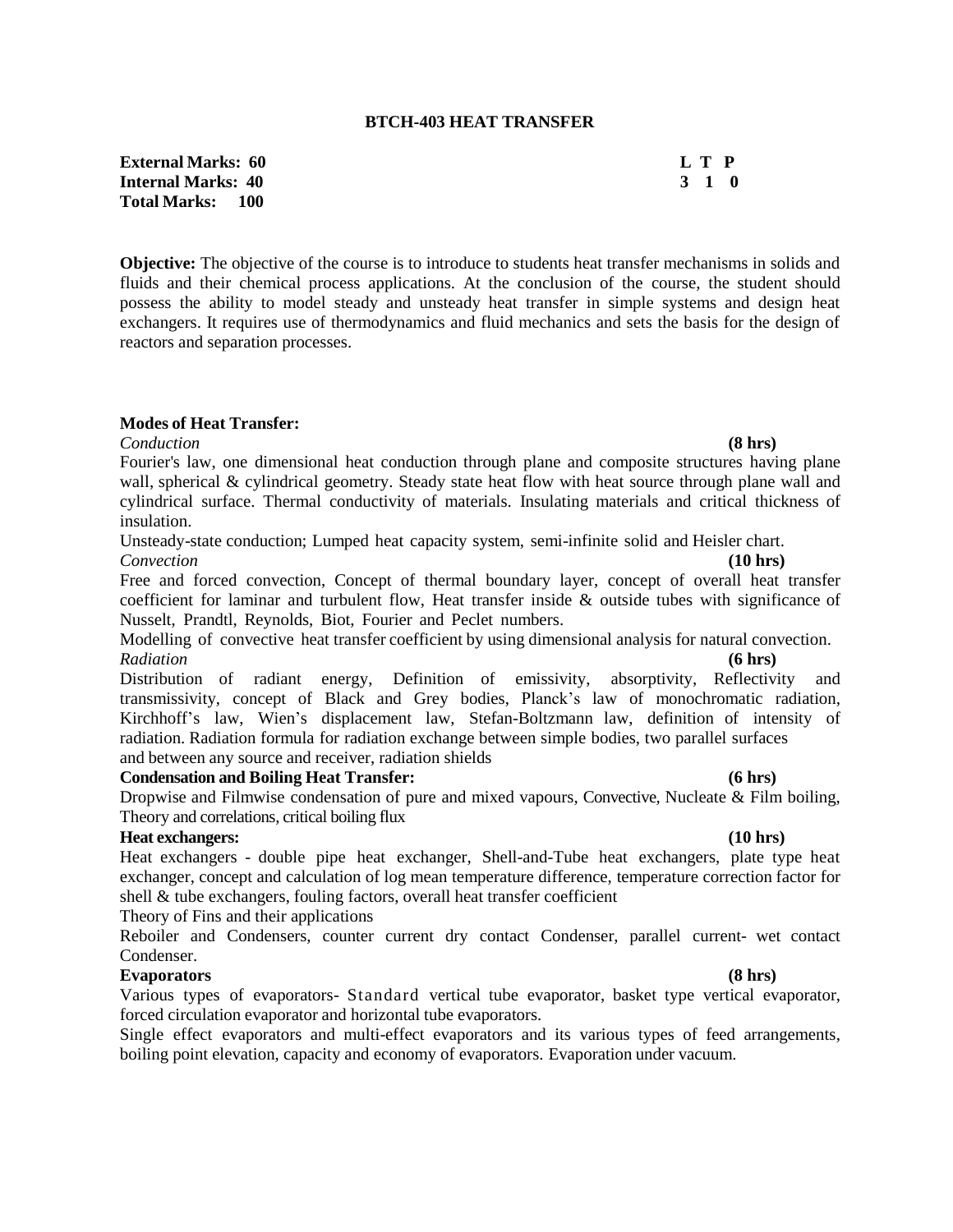# BTCH-403 HEAT TRANSFER

**External Marks: 60** **L T P**
**Internal Marks: 40** **3 1 0**
**Total Marks: 100**

**Objective:** The objective of the course is to introduce to students heat transfer mechanisms in solids and fluids and their chemical process applications. At the conclusion of the course, the student should possess the ability to model steady and unsteady heat transfer in simple systems and design heat exchangers. It requires use of thermodynamics and fluid mechanics and sets the basis for the design of reactors and separation processes.

**Modes of Heat Transfer:**

*Conduction* **(8 hrs)**

Fourier's law, one dimensional heat conduction through plane and composite structures having plane wall, spherical & cylindrical geometry. Steady state heat flow with heat source through plane wall and cylindrical surface. Thermal conductivity of materials. Insulating materials and critical thickness of insulation.

Unsteady-state conduction; Lumped heat capacity system, semi-infinite solid and Heisler chart.

*Convection* **(10 hrs)**

Free and forced convection, Concept of thermal boundary layer, concept of overall heat transfer coefficient for laminar and turbulent flow, Heat transfer inside & outside tubes with significance of Nusselt, Prandtl, Reynolds, Biot, Fourier and Peclet numbers.

Modelling of convective heat transfer coefficient by using dimensional analysis for natural convection.

*Radiation* **(6 hrs)**

Distribution of radiant energy, Definition of emissivity, absorptivity, Reflectivity and transmissivity, concept of Black and Grey bodies, Planck's law of monochromatic radiation, Kirchhoff's law, Wien's displacement law, Stefan-Boltzmann law, definition of intensity of radiation. Radiation formula for radiation exchange between simple bodies, two parallel surfaces and between any source and receiver, radiation shields

**Condensation and Boiling Heat Transfer:** **(6 hrs)**

Dropwise and Filmwise condensation of pure and mixed vapours, Convective, Nucleate & Film boiling, Theory and correlations, critical boiling flux

**Heat exchangers:** **(10 hrs)**

Heat exchangers - double pipe heat exchanger, Shell-and-Tube heat exchangers, plate type heat exchanger, concept and calculation of log mean temperature difference, temperature correction factor for shell & tube exchangers, fouling factors, overall heat transfer coefficient

Theory of Fins and their applications

Reboiler and Condensers, counter current dry contact Condenser, parallel current- wet contact Condenser.

**Evaporators** **(8 hrs)**

Various types of evaporators- Standard vertical tube evaporator, basket type vertical evaporator, forced circulation evaporator and horizontal tube evaporators.

Single effect evaporators and multi-effect evaporators and its various types of feed arrangements, boiling point elevation, capacity and economy of evaporators. Evaporation under vacuum.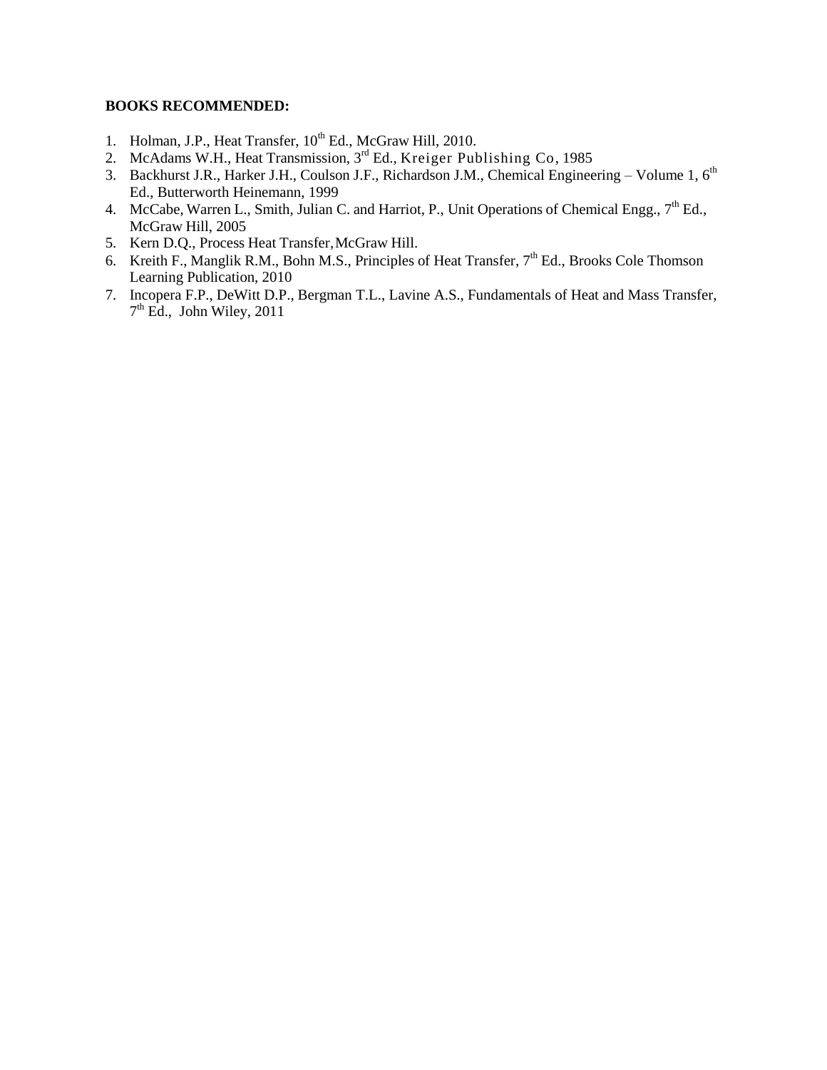**BOOKS RECOMMENDED:**

1. Holman, J.P., Heat Transfer, $10^{th}$ Ed., McGraw Hill, 2010.
2. McAdams W.H., Heat Transmission, $3^{rd}$ Ed., Kreiger Publishing Co, 1985
3. Backhurst J.R., Harker J.H., Coulson J.F., Richardson J.M., Chemical Engineering – Volume 1, $6^{th}$ Ed., Butterworth Heinemann, 1999
4. McCabe, Warren L., Smith, Julian C. and Harriot, P., Unit Operations of Chemical Engg., $7^{th}$ Ed., McGraw Hill, 2005
5. Kern D.Q., Process Heat Transfer, McGraw Hill.
6. Kreith F., Manglik R.M., Bohn M.S., Principles of Heat Transfer, $7^{th}$ Ed., Brooks Cole Thomson Learning Publication, 2010
7. Incopera F.P., DeWitt D.P., Bergman T.L., Lavine A.S., Fundamentals of Heat and Mass Transfer, $7^{th}$ Ed., John Wiley, 2011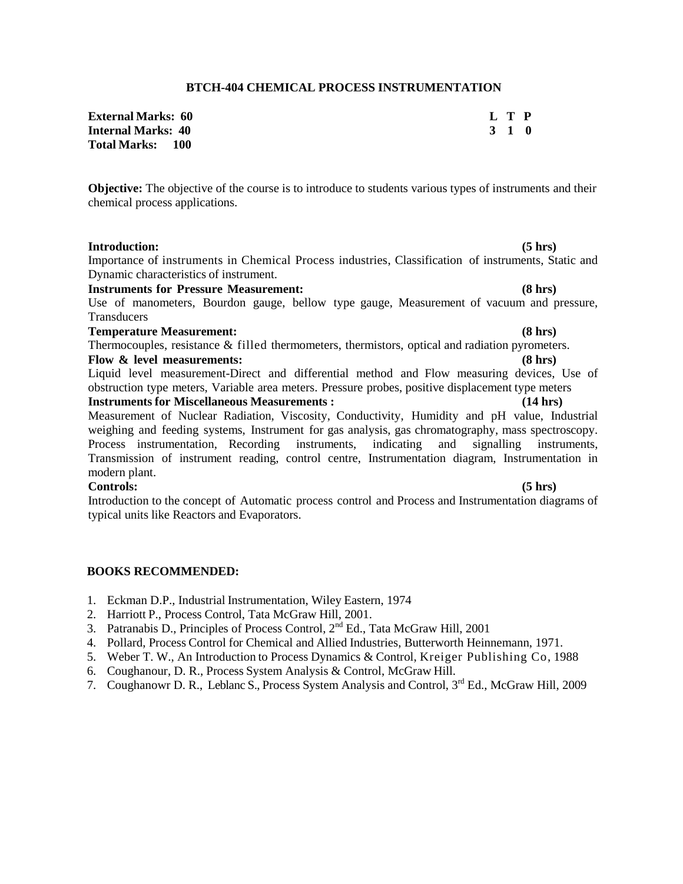## BTCH-404 CHEMICAL PROCESS INSTRUMENTATION

| | |
|---|---|
| **External Marks: 60** | **L T P** |
| **Internal Marks: 40** | **3 1 0** |
| **Total Marks: 100** | |

**Objective:** The objective of the course is to introduce to students various types of instruments and their chemical process applications.

**Introduction: (5 hrs)**
Importance of instruments in Chemical Process industries, Classification of instruments, Static and Dynamic characteristics of instrument.

**Instruments for Pressure Measurement: (8 hrs)**
Use of manometers, Bourdon gauge, bellow type gauge, Measurement of vacuum and pressure, Transducers

**Temperature Measurement: (8 hrs)**
Thermocouples, resistance & filled thermometers, thermistors, optical and radiation pyrometers.

**Flow & level measurements: (8 hrs)**
Liquid level measurement-Direct and differential method and Flow measuring devices, Use of obstruction type meters, Variable area meters. Pressure probes, positive displacement type meters

**Instruments for Miscellaneous Measurements : (14 hrs)**
Measurement of Nuclear Radiation, Viscosity, Conductivity, Humidity and pH value, Industrial weighing and feeding systems, Instrument for gas analysis, gas chromatography, mass spectroscopy. Process instrumentation, Recording instruments, indicating and signalling instruments, Transmission of instrument reading, control centre, Instrumentation diagram, Instrumentation in modern plant.

**Controls: (5 hrs)**
Introduction to the concept of Automatic process control and Process and Instrumentation diagrams of typical units like Reactors and Evaporators.

### BOOKS RECOMMENDED:

1. Eckman D.P., Industrial Instrumentation, Wiley Eastern, 1974
2. Harriott P., Process Control, Tata McGraw Hill, 2001.
3. Patranabis D., Principles of Process Control, 2nd Ed., Tata McGraw Hill, 2001
4. Pollard, Process Control for Chemical and Allied Industries, Butterworth Heinnemann, 1971.
5. Weber T. W., An Introduction to Process Dynamics & Control, Kreiger Publishing Co, 1988
6. Coughanour, D. R., Process System Analysis & Control, McGraw Hill.
7. Coughanowr D. R., Leblanc S., Process System Analysis and Control, 3rd Ed., McGraw Hill, 2009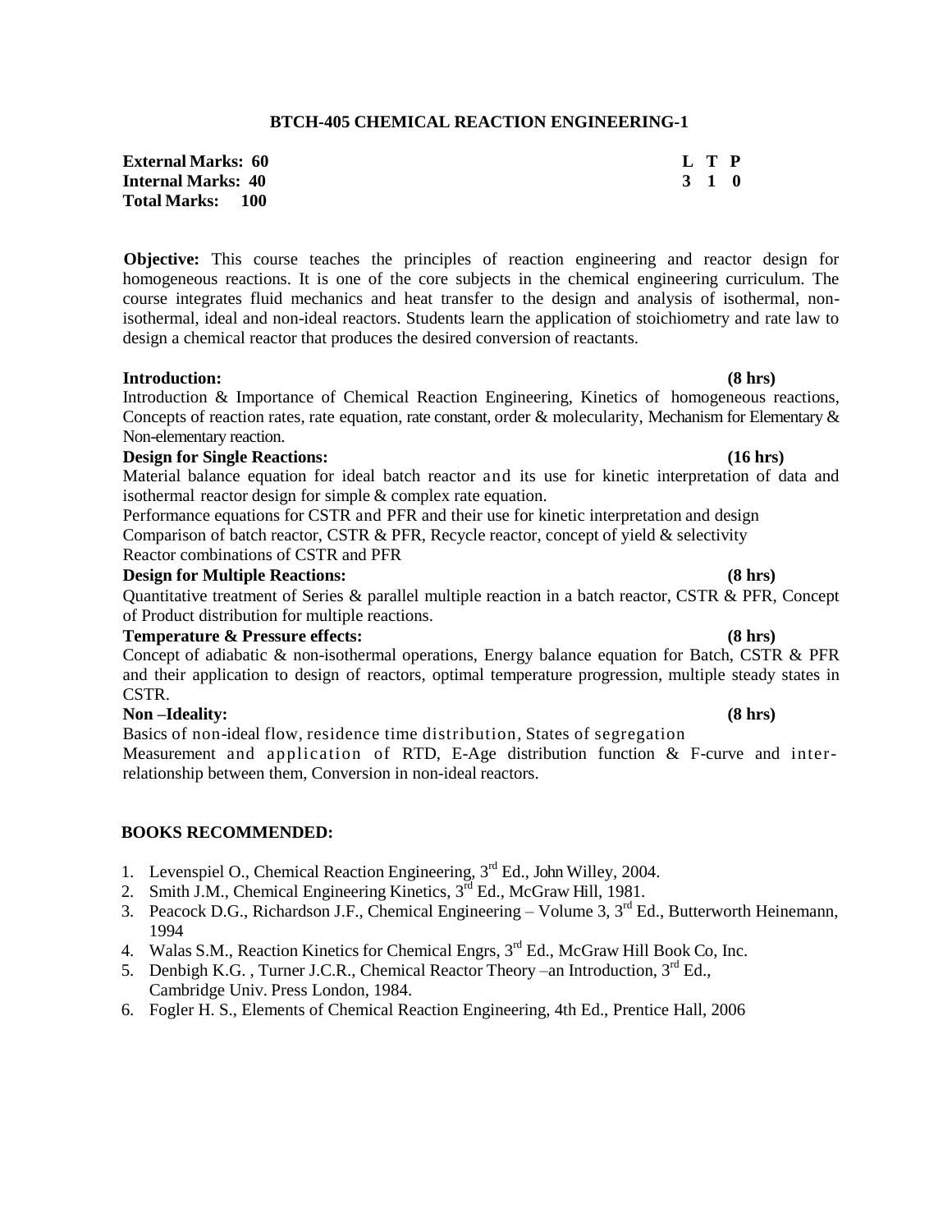## BTCH-405 CHEMICAL REACTION ENGINEERING-1

**External Marks: 60**
**Internal Marks: 40**
**Total Marks: 100**

| L | T | P |
|---|---|---|
| 3 | 1 | 0 |

**Objective:** This course teaches the principles of reaction engineering and reactor design for homogeneous reactions. It is one of the core subjects in the chemical engineering curriculum. The course integrates fluid mechanics and heat transfer to the design and analysis of isothermal, non-isothermal, ideal and non-ideal reactors. Students learn the application of stoichiometry and rate law to design a chemical reactor that produces the desired conversion of reactants.

**Introduction: (8 hrs)**
Introduction & Importance of Chemical Reaction Engineering, Kinetics of homogeneous reactions, Concepts of reaction rates, rate equation, rate constant, order & molecularity, Mechanism for Elementary & Non-elementary reaction.

**Design for Single Reactions: (16 hrs)**
Material balance equation for ideal batch reactor and its use for kinetic interpretation of data and isothermal reactor design for simple & complex rate equation.
Performance equations for CSTR and PFR and their use for kinetic interpretation and design
Comparison of batch reactor, CSTR & PFR, Recycle reactor, concept of yield & selectivity
Reactor combinations of CSTR and PFR

**Design for Multiple Reactions: (8 hrs)**
Quantitative treatment of Series & parallel multiple reaction in a batch reactor, CSTR & PFR, Concept of Product distribution for multiple reactions.

**Temperature & Pressure effects: (8 hrs)**
Concept of adiabatic & non-isothermal operations, Energy balance equation for Batch, CSTR & PFR and their application to design of reactors, optimal temperature progression, multiple steady states in CSTR.

**Non –Ideality: (8 hrs)**
Basics of non-ideal flow, residence time distribution, States of segregation
Measurement and application of RTD, E-Age distribution function & F-curve and inter-relationship between them, Conversion in non-ideal reactors.

**BOOKS RECOMMENDED:**

1. Levenspiel O., Chemical Reaction Engineering, 3rd Ed., John Willey, 2004.
2. Smith J.M., Chemical Engineering Kinetics, 3rd Ed., McGraw Hill, 1981.
3. Peacock D.G., Richardson J.F., Chemical Engineering – Volume 3, 3rd Ed., Butterworth Heinemann, 1994
4. Walas S.M., Reaction Kinetics for Chemical Engrs, 3rd Ed., McGraw Hill Book Co, Inc.
5. Denbigh K.G. , Turner J.C.R., Chemical Reactor Theory –an Introduction, 3rd Ed., Cambridge Univ. Press London, 1984.
6. Fogler H. S., Elements of Chemical Reaction Engineering, 4th Ed., Prentice Hall, 2006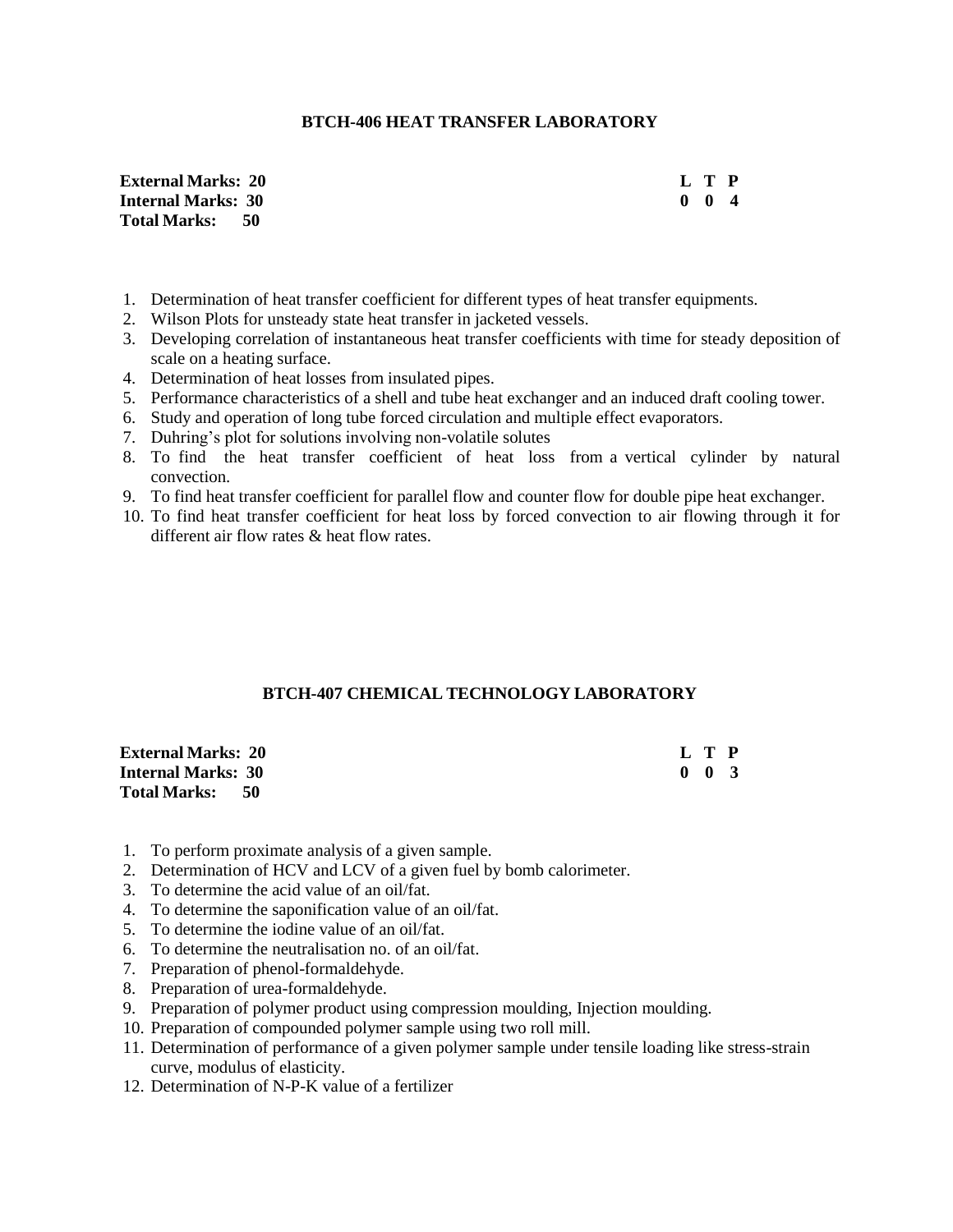## BTCH-406 HEAT TRANSFER LABORATORY

| | L | T | P |
|---|---|---|---|
| **External Marks: 20** | **0** | **0** | **4** |
| **Internal Marks: 30** | | | |
| **Total Marks: 50** | | | |

1. Determination of heat transfer coefficient for different types of heat transfer equipments.
2. Wilson Plots for unsteady state heat transfer in jacketed vessels.
3. Developing correlation of instantaneous heat transfer coefficients with time for steady deposition of scale on a heating surface.
4. Determination of heat losses from insulated pipes.
5. Performance characteristics of a shell and tube heat exchanger and an induced draft cooling tower.
6. Study and operation of long tube forced circulation and multiple effect evaporators.
7. Duhring's plot for solutions involving non-volatile solutes
8. To find the heat transfer coefficient of heat loss from a vertical cylinder by natural convection.
9. To find heat transfer coefficient for parallel flow and counter flow for double pipe heat exchanger.
10. To find heat transfer coefficient for heat loss by forced convection to air flowing through it for different air flow rates & heat flow rates.

## BTCH-407 CHEMICAL TECHNOLOGY LABORATORY

| | L | T | P |
|---|---|---|---|
| **External Marks: 20** | **0** | **0** | **3** |
| **Internal Marks: 30** | | | |
| **Total Marks: 50** | | | |

1. To perform proximate analysis of a given sample.
2. Determination of HCV and LCV of a given fuel by bomb calorimeter.
3. To determine the acid value of an oil/fat.
4. To determine the saponification value of an oil/fat.
5. To determine the iodine value of an oil/fat.
6. To determine the neutralisation no. of an oil/fat.
7. Preparation of phenol-formaldehyde.
8. Preparation of urea-formaldehyde.
9. Preparation of polymer product using compression moulding, Injection moulding.
10. Preparation of compounded polymer sample using two roll mill.
11. Determination of performance of a given polymer sample under tensile loading like stress-strain curve, modulus of elasticity.
12. Determination of N-P-K value of a fertilizer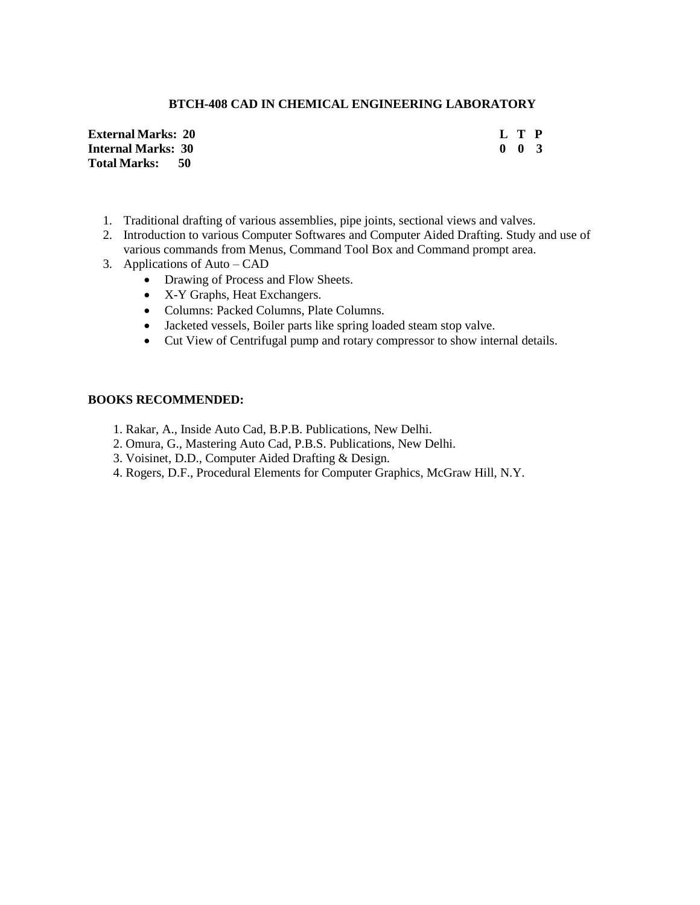## BTCH-408 CAD IN CHEMICAL ENGINEERING LABORATORY

| | L | T | P |
|---|---|---|---|
| **External Marks: 20** | **0** | **0** | **3** |
| **Internal Marks: 30** | | | |
| **Total Marks: 50** | | | |

1. Traditional drafting of various assemblies, pipe joints, sectional views and valves.
2. Introduction to various Computer Softwares and Computer Aided Drafting. Study and use of various commands from Menus, Command Tool Box and Command prompt area.
3. Applications of Auto – CAD
   - Drawing of Process and Flow Sheets.
   - X-Y Graphs, Heat Exchangers.
   - Columns: Packed Columns, Plate Columns.
   - Jacketed vessels, Boiler parts like spring loaded steam stop valve.
   - Cut View of Centrifugal pump and rotary compressor to show internal details.

### BOOKS RECOMMENDED:

1. Rakar, A., Inside Auto Cad, B.P.B. Publications, New Delhi.
2. Omura, G., Mastering Auto Cad, P.B.S. Publications, New Delhi.
3. Voisinet, D.D., Computer Aided Drafting & Design.
4. Rogers, D.F., Procedural Elements for Computer Graphics, McGraw Hill, N.Y.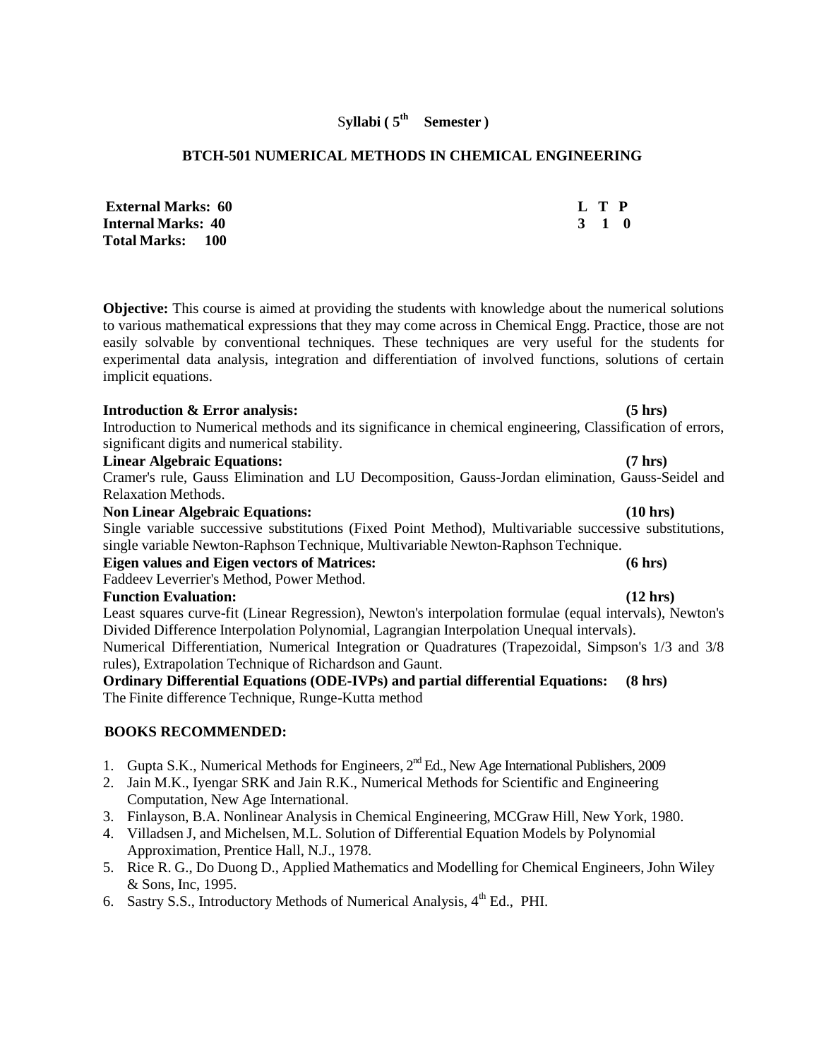# Syllabi ( 5th Semester )

## BTCH-501 NUMERICAL METHODS IN CHEMICAL ENGINEERING

| | L T P |
|---|---|
| **External Marks: 60** | **L T P** |
| **Internal Marks: 40** | **3 1 0** |
| **Total Marks: 100** | |

**Objective:** This course is aimed at providing the students with knowledge about the numerical solutions to various mathematical expressions that they may come across in Chemical Engg. Practice, those are not easily solvable by conventional techniques. These techniques are very useful for the students for experimental data analysis, integration and differentiation of involved functions, solutions of certain implicit equations.

**Introduction & Error analysis: (5 hrs)**
Introduction to Numerical methods and its significance in chemical engineering, Classification of errors, significant digits and numerical stability.

**Linear Algebraic Equations: (7 hrs)**
Cramer's rule, Gauss Elimination and LU Decomposition, Gauss-Jordan elimination, Gauss-Seidel and Relaxation Methods.

**Non Linear Algebraic Equations: (10 hrs)**
Single variable successive substitutions (Fixed Point Method), Multivariable successive substitutions, single variable Newton-Raphson Technique, Multivariable Newton-Raphson Technique.

**Eigen values and Eigen vectors of Matrices: (6 hrs)**
Faddeev Leverrier's Method, Power Method.

**Function Evaluation: (12 hrs)**
Least squares curve-fit (Linear Regression), Newton's interpolation formulae (equal intervals), Newton's Divided Difference Interpolation Polynomial, Lagrangian Interpolation Unequal intervals).
Numerical Differentiation, Numerical Integration or Quadratures (Trapezoidal, Simpson's 1/3 and 3/8 rules), Extrapolation Technique of Richardson and Gaunt.

**Ordinary Differential Equations (ODE-IVPs) and partial differential Equations: (8 hrs)**
The Finite difference Technique, Runge-Kutta method

**BOOKS RECOMMENDED:**

1. Gupta S.K., Numerical Methods for Engineers, 2nd Ed., New Age International Publishers, 2009
2. Jain M.K., Iyengar SRK and Jain R.K., Numerical Methods for Scientific and Engineering Computation, New Age International.
3. Finlayson, B.A. Nonlinear Analysis in Chemical Engineering, MCGraw Hill, New York, 1980.
4. Villadsen J, and Michelsen, M.L. Solution of Differential Equation Models by Polynomial Approximation, Prentice Hall, N.J., 1978.
5. Rice R. G., Do Duong D., Applied Mathematics and Modelling for Chemical Engineers, John Wiley & Sons, Inc, 1995.
6. Sastry S.S., Introductory Methods of Numerical Analysis, 4th Ed., PHI.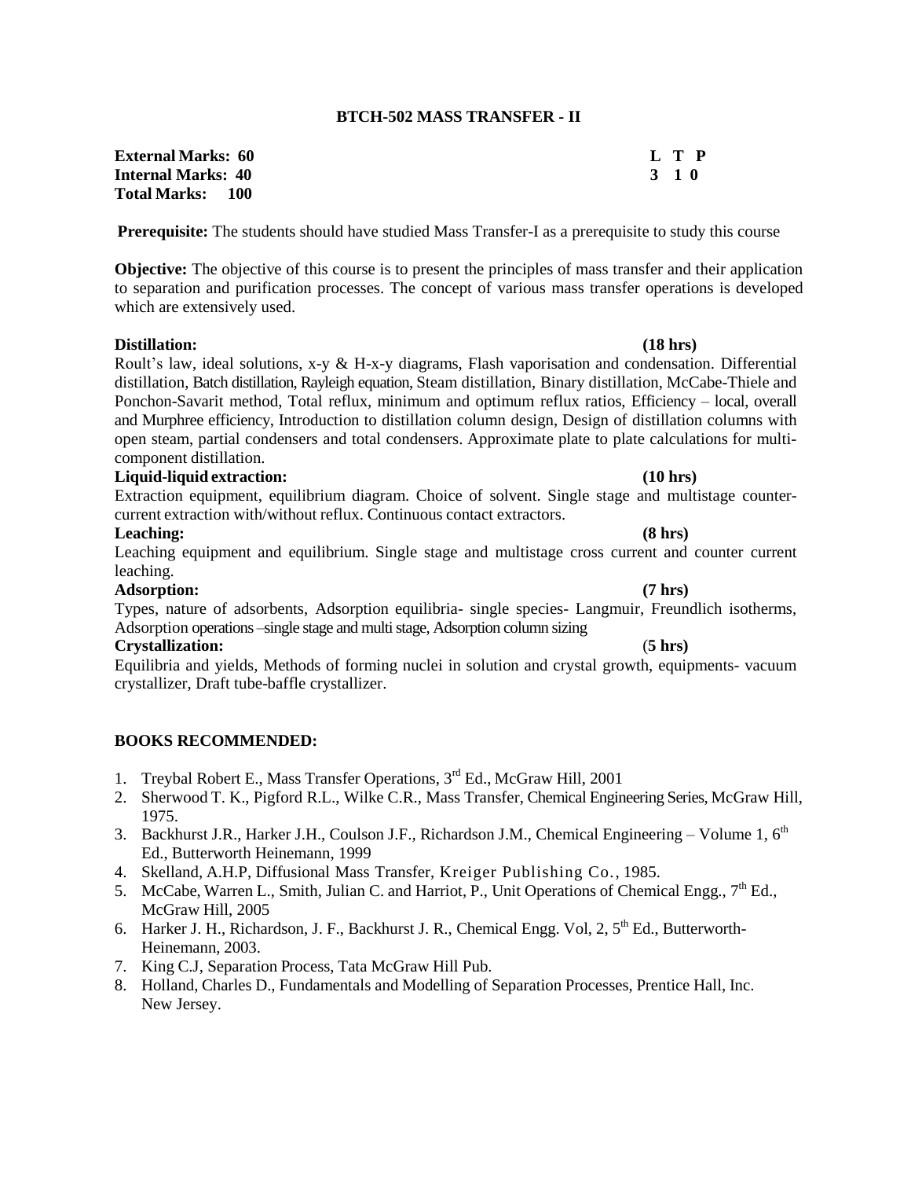# BTCH-502 MASS TRANSFER - II

| | |
|---|---|
| **External Marks: 60** | **L T P** |
| **Internal Marks: 40** | **3 1 0** |
| **Total Marks: 100** | |

**Prerequisite:** The students should have studied Mass Transfer-I as a prerequisite to study this course

**Objective:** The objective of this course is to present the principles of mass transfer and their application to separation and purification processes. The concept of various mass transfer operations is developed which are extensively used.

**Distillation: (18 hrs)**

Roult's law, ideal solutions, x-y & H-x-y diagrams, Flash vaporisation and condensation. Differential distillation, Batch distillation, Rayleigh equation, Steam distillation, Binary distillation, McCabe-Thiele and Ponchon-Savarit method, Total reflux, minimum and optimum reflux ratios, Efficiency – local, overall and Murphree efficiency, Introduction to distillation column design, Design of distillation columns with open steam, partial condensers and total condensers. Approximate plate to plate calculations for multi-component distillation.

**Liquid-liquid extraction: (10 hrs)**

Extraction equipment, equilibrium diagram. Choice of solvent. Single stage and multistage counter-current extraction with/without reflux. Continuous contact extractors.

**Leaching: (8 hrs)**

Leaching equipment and equilibrium. Single stage and multistage cross current and counter current leaching.

**Adsorption: (7 hrs)**

Types, nature of adsorbents, Adsorption equilibria- single species- Langmuir, Freundlich isotherms, Adsorption operations –single stage and multi stage, Adsorption column sizing

**Crystallization: (5 hrs)**

Equilibria and yields, Methods of forming nuclei in solution and crystal growth, equipments- vacuum crystallizer, Draft tube-baffle crystallizer.

## BOOKS RECOMMENDED:

1. Treybal Robert E., Mass Transfer Operations, 3rd Ed., McGraw Hill, 2001
2. Sherwood T. K., Pigford R.L., Wilke C.R., Mass Transfer, Chemical Engineering Series, McGraw Hill, 1975.
3. Backhurst J.R., Harker J.H., Coulson J.F., Richardson J.M., Chemical Engineering – Volume 1, 6th Ed., Butterworth Heinemann, 1999
4. Skelland, A.H.P, Diffusional Mass Transfer, Kreiger Publishing Co., 1985.
5. McCabe, Warren L., Smith, Julian C. and Harriot, P., Unit Operations of Chemical Engg., 7th Ed., McGraw Hill, 2005
6. Harker J. H., Richardson, J. F., Backhurst J. R., Chemical Engg. Vol, 2, 5th Ed., Butterworth-Heinemann, 2003.
7. King C.J, Separation Process, Tata McGraw Hill Pub.
8. Holland, Charles D., Fundamentals and Modelling of Separation Processes, Prentice Hall, Inc. New Jersey.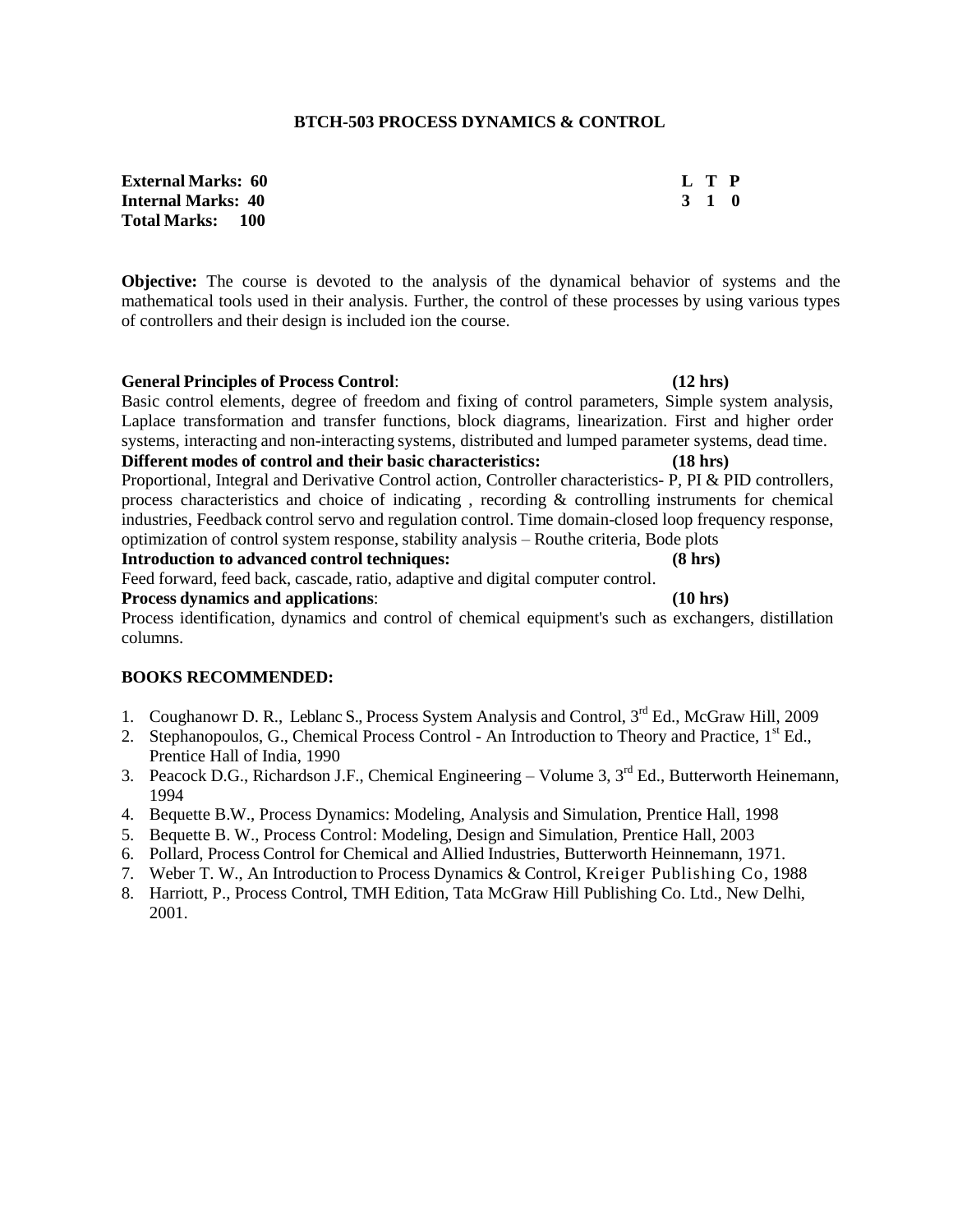## BTCH-503 PROCESS DYNAMICS & CONTROL

| | | | |
|---|---|---|---|
| **External Marks: 60** | **L** | **T** | **P** |
| **Internal Marks: 40** | **3** | **1** | **0** |
| **Total Marks: 100** | | | |

**Objective:** The course is devoted to the analysis of the dynamical behavior of systems and the mathematical tools used in their analysis. Further, the control of these processes by using various types of controllers and their design is included ion the course.

**General Principles of Process Control**: **(12 hrs)**
Basic control elements, degree of freedom and fixing of control parameters, Simple system analysis, Laplace transformation and transfer functions, block diagrams, linearization. First and higher order systems, interacting and non-interacting systems, distributed and lumped parameter systems, dead time.

**Different modes of control and their basic characteristics:** **(18 hrs)**
Proportional, Integral and Derivative Control action, Controller characteristics- P, PI & PID controllers, process characteristics and choice of indicating , recording & controlling instruments for chemical industries, Feedback control servo and regulation control. Time domain-closed loop frequency response, optimization of control system response, stability analysis – Routhe criteria, Bode plots

**Introduction to advanced control techniques:** **(8 hrs)**
Feed forward, feed back, cascade, ratio, adaptive and digital computer control.

**Process dynamics and applications**: **(10 hrs)**
Process identification, dynamics and control of chemical equipment's such as exchangers, distillation columns.

### BOOKS RECOMMENDED:

1. Coughanowr D. R., Leblanc S., Process System Analysis and Control, 3rd Ed., McGraw Hill, 2009
2. Stephanopoulos, G., Chemical Process Control - An Introduction to Theory and Practice, 1st Ed., Prentice Hall of India, 1990
3. Peacock D.G., Richardson J.F., Chemical Engineering – Volume 3, 3rd Ed., Butterworth Heinemann, 1994
4. Bequette B.W., Process Dynamics: Modeling, Analysis and Simulation, Prentice Hall, 1998
5. Bequette B. W., Process Control: Modeling, Design and Simulation, Prentice Hall, 2003
6. Pollard, Process Control for Chemical and Allied Industries, Butterworth Heinnemann, 1971.
7. Weber T. W., An Introduction to Process Dynamics & Control, Kreiger Publishing Co, 1988
8. Harriott, P., Process Control, TMH Edition, Tata McGraw Hill Publishing Co. Ltd., New Delhi, 2001.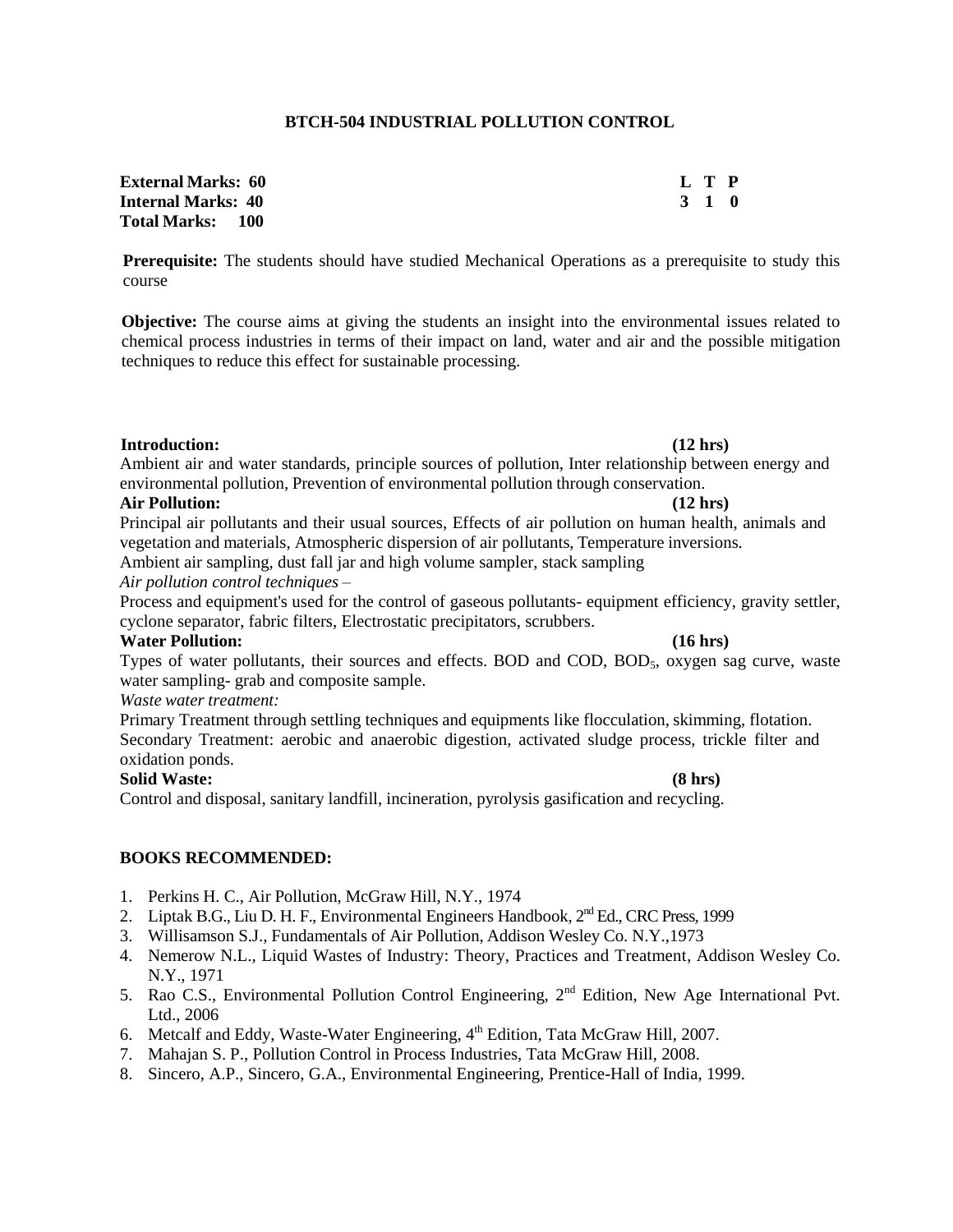## BTCH-504 INDUSTRIAL POLLUTION CONTROL

| | | | |
|---|---|---|---|
| **External Marks: 60** | **L** | **T** | **P** |
| **Internal Marks: 40** | **3** | **1** | **0** |
| **Total Marks: 100** | | | |

**Prerequisite:** The students should have studied Mechanical Operations as a prerequisite to study this course

**Objective:** The course aims at giving the students an insight into the environmental issues related to chemical process industries in terms of their impact on land, water and air and the possible mitigation techniques to reduce this effect for sustainable processing.

**Introduction: (12 hrs)**

Ambient air and water standards, principle sources of pollution, Inter relationship between energy and environmental pollution, Prevention of environmental pollution through conservation.

**Air Pollution: (12 hrs)**

Principal air pollutants and their usual sources, Effects of air pollution on human health, animals and vegetation and materials, Atmospheric dispersion of air pollutants, Temperature inversions.

Ambient air sampling, dust fall jar and high volume sampler, stack sampling

*Air pollution control techniques* –

Process and equipment's used for the control of gaseous pollutants- equipment efficiency, gravity settler, cyclone separator, fabric filters, Electrostatic precipitators, scrubbers.

**Water Pollution: (16 hrs)**

Types of water pollutants, their sources and effects. BOD and COD, $BOD_5$, oxygen sag curve, waste water sampling- grab and composite sample.

*Waste water treatment:*

Primary Treatment through settling techniques and equipments like flocculation, skimming, flotation.

Secondary Treatment: aerobic and anaerobic digestion, activated sludge process, trickle filter and oxidation ponds.

**Solid Waste: (8 hrs)**

Control and disposal, sanitary landfill, incineration, pyrolysis gasification and recycling.

**BOOKS RECOMMENDED:**

1. Perkins H. C., Air Pollution, McGraw Hill, N.Y., 1974
2. Liptak B.G., Liu D. H. F., Environmental Engineers Handbook, 2nd Ed., CRC Press, 1999
3. Willisamson S.J., Fundamentals of Air Pollution, Addison Wesley Co. N.Y.,1973
4. Nemerow N.L., Liquid Wastes of Industry: Theory, Practices and Treatment, Addison Wesley Co. N.Y., 1971
5. Rao C.S., Environmental Pollution Control Engineering, 2nd Edition, New Age International Pvt. Ltd., 2006
6. Metcalf and Eddy, Waste-Water Engineering, 4th Edition, Tata McGraw Hill, 2007.
7. Mahajan S. P., Pollution Control in Process Industries, Tata McGraw Hill, 2008.
8. Sincero, A.P., Sincero, G.A., Environmental Engineering, Prentice-Hall of India, 1999.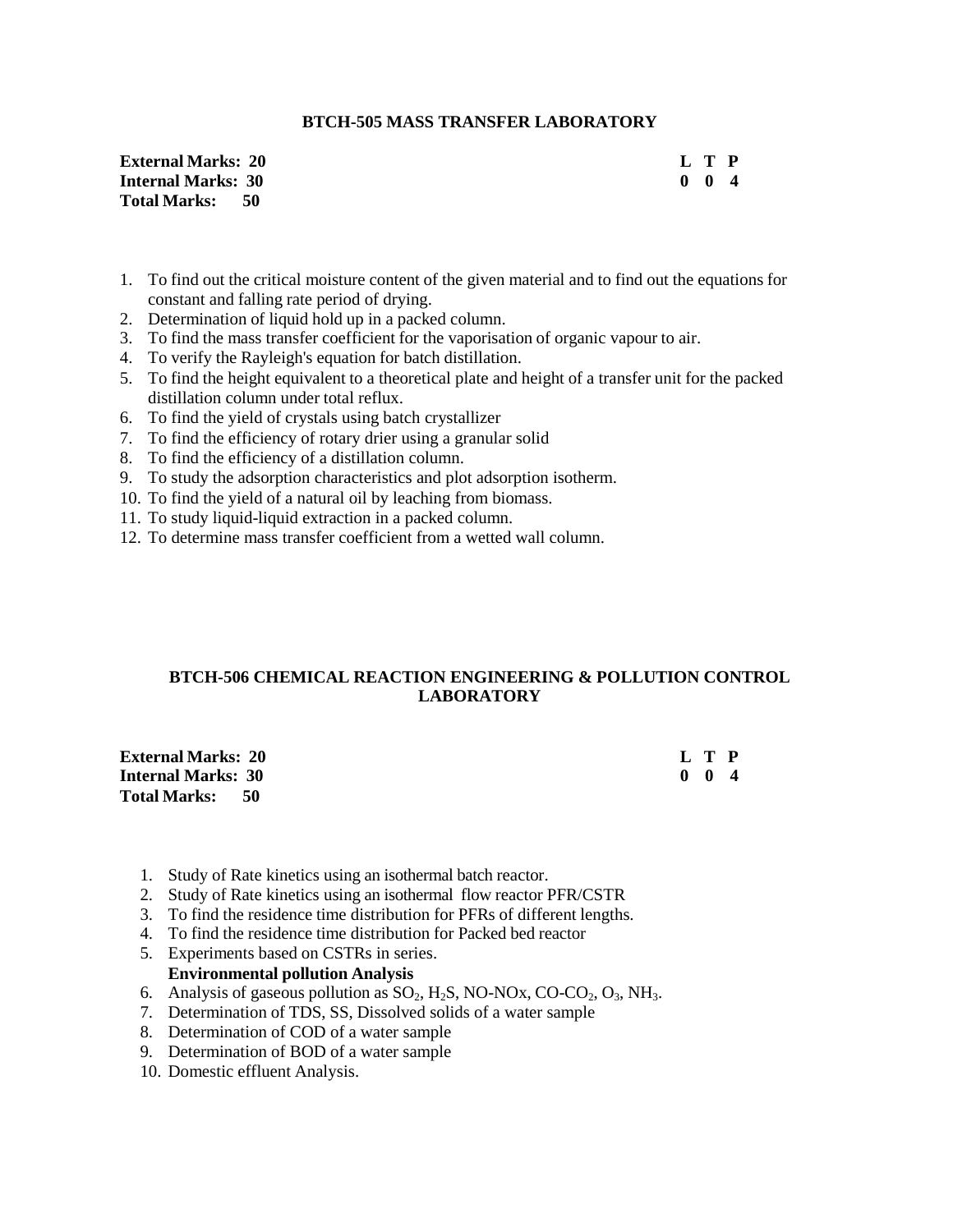## BTCH-505 MASS TRANSFER LABORATORY

| | |
|---|---|
| **External Marks: 20** | **L T P** |
| **Internal Marks: 30** | **0 0 4** |
| **Total Marks: 50** | |

1. To find out the critical moisture content of the given material and to find out the equations for constant and falling rate period of drying.
2. Determination of liquid hold up in a packed column.
3. To find the mass transfer coefficient for the vaporisation of organic vapour to air.
4. To verify the Rayleigh's equation for batch distillation.
5. To find the height equivalent to a theoretical plate and height of a transfer unit for the packed distillation column under total reflux.
6. To find the yield of crystals using batch crystallizer
7. To find the efficiency of rotary drier using a granular solid
8. To find the efficiency of a distillation column.
9. To study the adsorption characteristics and plot adsorption isotherm.
10. To find the yield of a natural oil by leaching from biomass.
11. To study liquid-liquid extraction in a packed column.
12. To determine mass transfer coefficient from a wetted wall column.

## BTCH-506 CHEMICAL REACTION ENGINEERING & POLLUTION CONTROL LABORATORY

| | |
|---|---|
| **External Marks: 20** | **L T P** |
| **Internal Marks: 30** | **0 0 4** |
| **Total Marks: 50** | |

1. Study of Rate kinetics using an isothermal batch reactor.
2. Study of Rate kinetics using an isothermal flow reactor PFR/CSTR
3. To find the residence time distribution for PFRs of different lengths.
4. To find the residence time distribution for Packed bed reactor
5. Experiments based on CSTRs in series.

**Environmental pollution Analysis**

6. Analysis of gaseous pollution as $SO_2$, $H_2S$, NO-NOx, CO-$CO_2$, $O_3$, $NH_3$.
7. Determination of TDS, SS, Dissolved solids of a water sample
8. Determination of COD of a water sample
9. Determination of BOD of a water sample
10. Domestic effluent Analysis.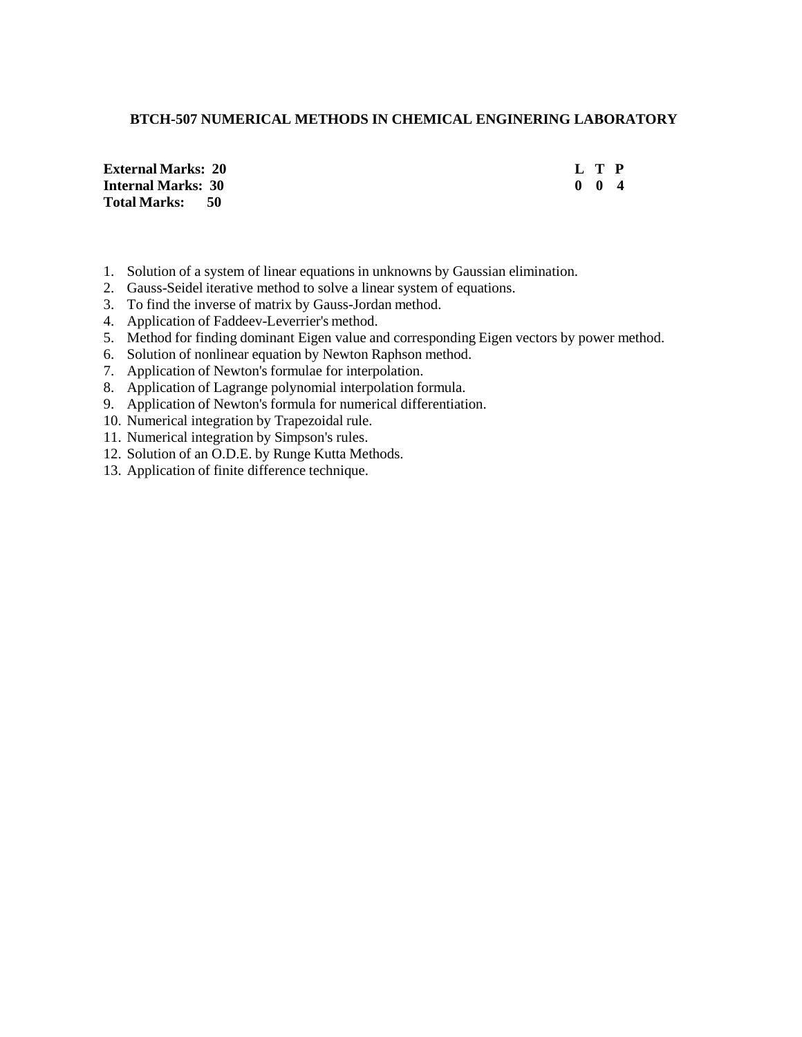## BTCH-507 NUMERICAL METHODS IN CHEMICAL ENGINERING LABORATORY

| | |
|---|---|
| **External Marks: 20** | **L T P** |
| **Internal Marks: 30** | **0 0 4** |
| **Total Marks: 50** | |

1. Solution of a system of linear equations in unknowns by Gaussian elimination.
2. Gauss-Seidel iterative method to solve a linear system of equations.
3. To find the inverse of matrix by Gauss-Jordan method.
4. Application of Faddeev-Leverrier's method.
5. Method for finding dominant Eigen value and corresponding Eigen vectors by power method.
6. Solution of nonlinear equation by Newton Raphson method.
7. Application of Newton's formulae for interpolation.
8. Application of Lagrange polynomial interpolation formula.
9. Application of Newton's formula for numerical differentiation.
10. Numerical integration by Trapezoidal rule.
11. Numerical integration by Simpson's rules.
12. Solution of an O.D.E. by Runge Kutta Methods.
13. Application of finite difference technique.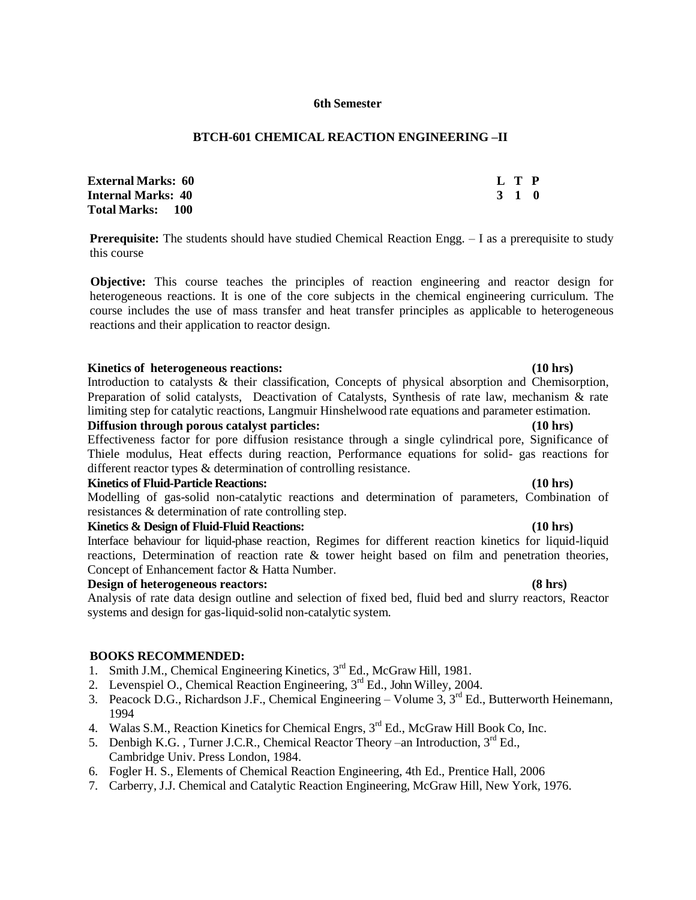**6th Semester**

## BTCH-601 CHEMICAL REACTION ENGINEERING –II

| | |
|---|---|
| **External Marks: 60** | **L T P** |
| **Internal Marks: 40** | **3 1 0** |
| **Total Marks: 100** | |

**Prerequisite:** The students should have studied Chemical Reaction Engg. – I as a prerequisite to study this course

**Objective:** This course teaches the principles of reaction engineering and reactor design for heterogeneous reactions. It is one of the core subjects in the chemical engineering curriculum. The course includes the use of mass transfer and heat transfer principles as applicable to heterogeneous reactions and their application to reactor design.

**Kinetics of heterogeneous reactions: (10 hrs)**
Introduction to catalysts & their classification, Concepts of physical absorption and Chemisorption, Preparation of solid catalysts, Deactivation of Catalysts, Synthesis of rate law, mechanism & rate limiting step for catalytic reactions, Langmuir Hinshelwood rate equations and parameter estimation.

**Diffusion through porous catalyst particles: (10 hrs)**
Effectiveness factor for pore diffusion resistance through a single cylindrical pore, Significance of Thiele modulus, Heat effects during reaction, Performance equations for solid- gas reactions for different reactor types & determination of controlling resistance.

**Kinetics of Fluid-Particle Reactions: (10 hrs)**
Modelling of gas-solid non-catalytic reactions and determination of parameters, Combination of resistances & determination of rate controlling step.

**Kinetics & Design of Fluid-Fluid Reactions: (10 hrs)**
Interface behaviour for liquid-phase reaction, Regimes for different reaction kinetics for liquid-liquid reactions, Determination of reaction rate & tower height based on film and penetration theories, Concept of Enhancement factor & Hatta Number.

**Design of heterogeneous reactors: (8 hrs)**
Analysis of rate data design outline and selection of fixed bed, fluid bed and slurry reactors, Reactor systems and design for gas-liquid-solid non-catalytic system.

### BOOKS RECOMMENDED:

1. Smith J.M., Chemical Engineering Kinetics, 3rd Ed., McGraw Hill, 1981.
2. Levenspiel O., Chemical Reaction Engineering, 3rd Ed., John Willey, 2004.
3. Peacock D.G., Richardson J.F., Chemical Engineering – Volume 3, 3rd Ed., Butterworth Heinemann, 1994
4. Walas S.M., Reaction Kinetics for Chemical Engrs, 3rd Ed., McGraw Hill Book Co, Inc.
5. Denbigh K.G. , Turner J.C.R., Chemical Reactor Theory –an Introduction, 3rd Ed., Cambridge Univ. Press London, 1984.
6. Fogler H. S., Elements of Chemical Reaction Engineering, 4th Ed., Prentice Hall, 2006
7. Carberry, J.J. Chemical and Catalytic Reaction Engineering, McGraw Hill, New York, 1976.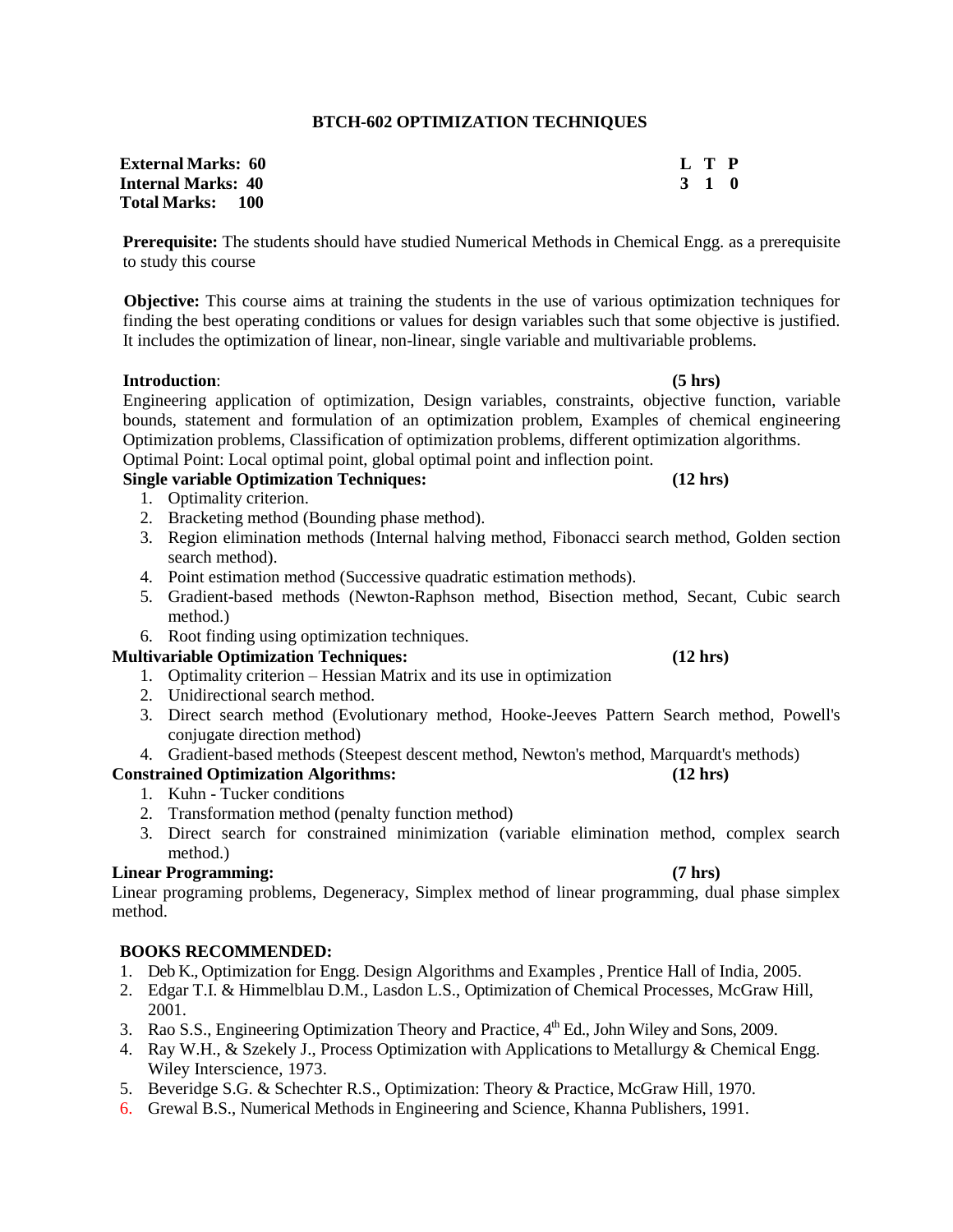# BTCH-602 OPTIMIZATION TECHNIQUES

| | |
|---|---|
| **External Marks: 60** | **L T P** |
| **Internal Marks: 40** | **3 1 0** |
| **Total Marks: 100** | |

**Prerequisite:** The students should have studied Numerical Methods in Chemical Engg. as a prerequisite to study this course

**Objective:** This course aims at training the students in the use of various optimization techniques for finding the best operating conditions or values for design variables such that some objective is justified. It includes the optimization of linear, non-linear, single variable and multivariable problems.

**Introduction**: **(5 hrs)**

Engineering application of optimization, Design variables, constraints, objective function, variable bounds, statement and formulation of an optimization problem, Examples of chemical engineering Optimization problems, Classification of optimization problems, different optimization algorithms.
Optimal Point: Local optimal point, global optimal point and inflection point.

**Single variable Optimization Techniques:** **(12 hrs)**

1. Optimality criterion.
2. Bracketing method (Bounding phase method).
3. Region elimination methods (Internal halving method, Fibonacci search method, Golden section search method).
4. Point estimation method (Successive quadratic estimation methods).
5. Gradient-based methods (Newton-Raphson method, Bisection method, Secant, Cubic search method.)
6. Root finding using optimization techniques.

**Multivariable Optimization Techniques:** **(12 hrs)**

1. Optimality criterion – Hessian Matrix and its use in optimization
2. Unidirectional search method.
3. Direct search method (Evolutionary method, Hooke-Jeeves Pattern Search method, Powell's conjugate direction method)
4. Gradient-based methods (Steepest descent method, Newton's method, Marquardt's methods)

**Constrained Optimization Algorithms:** **(12 hrs)**

1. Kuhn - Tucker conditions
2. Transformation method (penalty function method)
3. Direct search for constrained minimization (variable elimination method, complex search method.)

**Linear Programming:** **(7 hrs)**

Linear programing problems, Degeneracy, Simplex method of linear programming, dual phase simplex method.

**BOOKS RECOMMENDED:**

1. Deb K., Optimization for Engg. Design Algorithms and Examples , Prentice Hall of India, 2005.
2. Edgar T.I. & Himmelblau D.M., Lasdon L.S., Optimization of Chemical Processes, McGraw Hill, 2001.
3. Rao S.S., Engineering Optimization Theory and Practice, 4th Ed., John Wiley and Sons, 2009.
4. Ray W.H., & Szekely J., Process Optimization with Applications to Metallurgy & Chemical Engg. Wiley Interscience, 1973.
5. Beveridge S.G. & Schechter R.S., Optimization: Theory & Practice, McGraw Hill, 1970.
6. Grewal B.S., Numerical Methods in Engineering and Science, Khanna Publishers, 1991.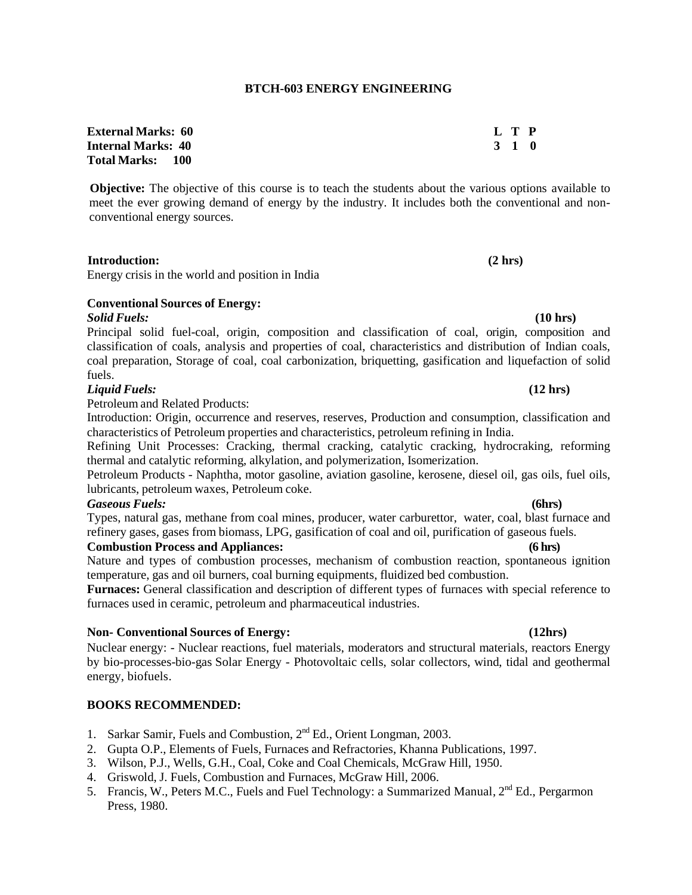# BTCH-603 ENERGY ENGINEERING

**External Marks: 60**
**Internal Marks: 40**
**Total Marks: 100**

| L | T | P |
|---|---|---|
| 3 | 1 | 0 |

**Objective:** The objective of this course is to teach the students about the various options available to meet the ever growing demand of energy by the industry. It includes both the conventional and non-conventional energy sources.

**Introduction:** **(2 hrs)**

Energy crisis in the world and position in India

**Conventional Sources of Energy:**

***Solid Fuels:*** **(10 hrs)**

Principal solid fuel-coal, origin, composition and classification of coal, origin, composition and classification of coals, analysis and properties of coal, characteristics and distribution of Indian coals, coal preparation, Storage of coal, coal carbonization, briquetting, gasification and liquefaction of solid fuels.

***Liquid Fuels:*** **(12 hrs)**

Petroleum and Related Products:

Introduction: Origin, occurrence and reserves, reserves, Production and consumption, classification and characteristics of Petroleum properties and characteristics, petroleum refining in India.

Refining Unit Processes: Cracking, thermal cracking, catalytic cracking, hydrocraking, reforming thermal and catalytic reforming, alkylation, and polymerization, Isomerization.

Petroleum Products - Naphtha, motor gasoline, aviation gasoline, kerosene, diesel oil, gas oils, fuel oils, lubricants, petroleum waxes, Petroleum coke.

***Gaseous Fuels:*** **(6hrs)**

Types, natural gas, methane from coal mines, producer, water carburettor, water, coal, blast furnace and refinery gases, gases from biomass, LPG, gasification of coal and oil, purification of gaseous fuels.

**Combustion Process and Appliances:** **(6 hrs)**

Nature and types of combustion processes, mechanism of combustion reaction, spontaneous ignition temperature, gas and oil burners, coal burning equipments, fluidized bed combustion.

**Furnaces:** General classification and description of different types of furnaces with special reference to furnaces used in ceramic, petroleum and pharmaceutical industries.

**Non- Conventional Sources of Energy:** **(12hrs)**

Nuclear energy: - Nuclear reactions, fuel materials, moderators and structural materials, reactors Energy by bio-processes-bio-gas Solar Energy - Photovoltaic cells, solar collectors, wind, tidal and geothermal energy, biofuels.

**BOOKS RECOMMENDED:**

1. Sarkar Samir, Fuels and Combustion, 2nd Ed., Orient Longman, 2003.
2. Gupta O.P., Elements of Fuels, Furnaces and Refractories, Khanna Publications, 1997.
3. Wilson, P.J., Wells, G.H., Coal, Coke and Coal Chemicals, McGraw Hill, 1950.
4. Griswold, J. Fuels, Combustion and Furnaces, McGraw Hill, 2006.
5. Francis, W., Peters M.C., Fuels and Fuel Technology: a Summarized Manual, 2nd Ed., Pergarmon Press, 1980.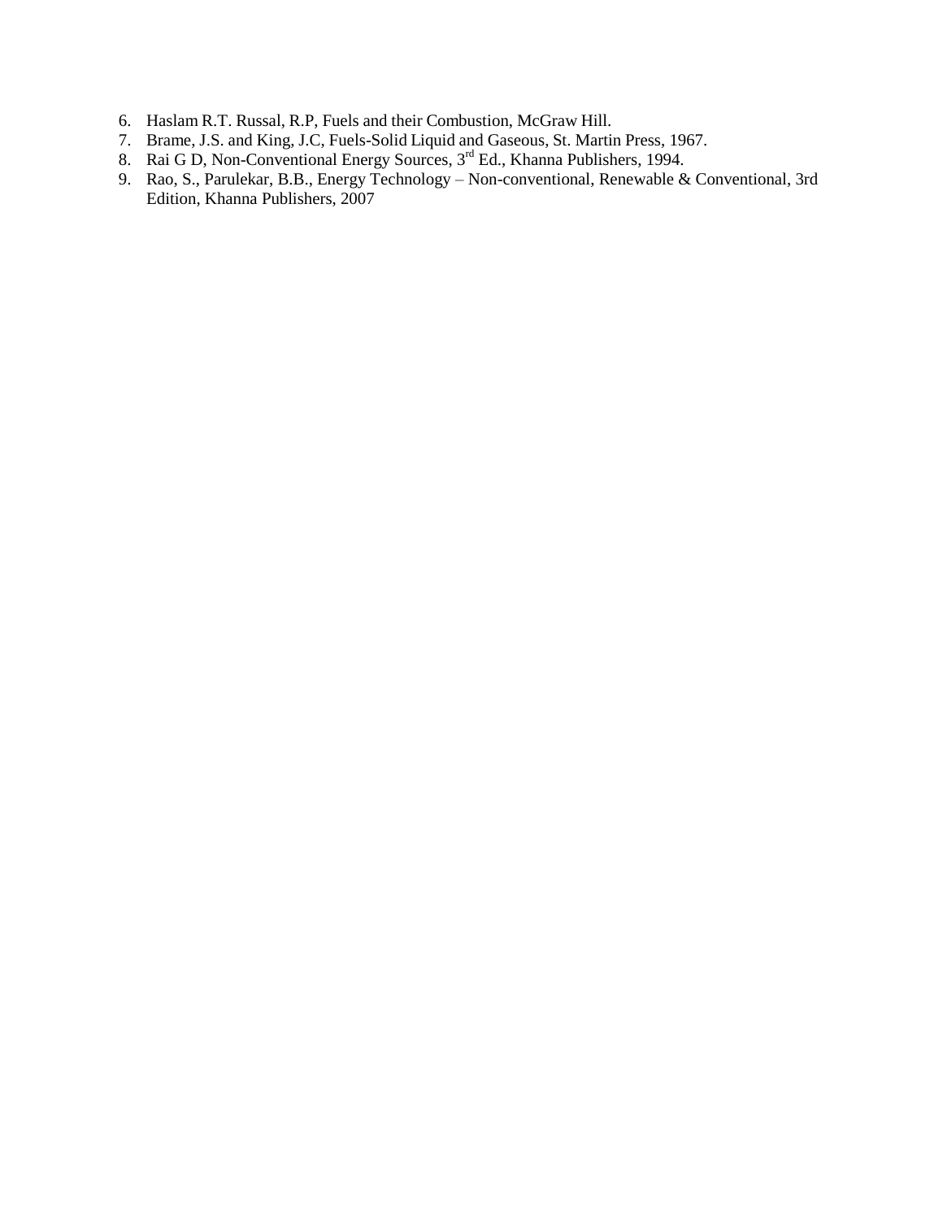6. Haslam R.T. Russal, R.P, Fuels and their Combustion, McGraw Hill.
7. Brame, J.S. and King, J.C, Fuels-Solid Liquid and Gaseous, St. Martin Press, 1967.
8. Rai G D, Non-Conventional Energy Sources, 3rd Ed., Khanna Publishers, 1994.
9. Rao, S., Parulekar, B.B., Energy Technology – Non-conventional, Renewable & Conventional, 3rd Edition, Khanna Publishers, 2007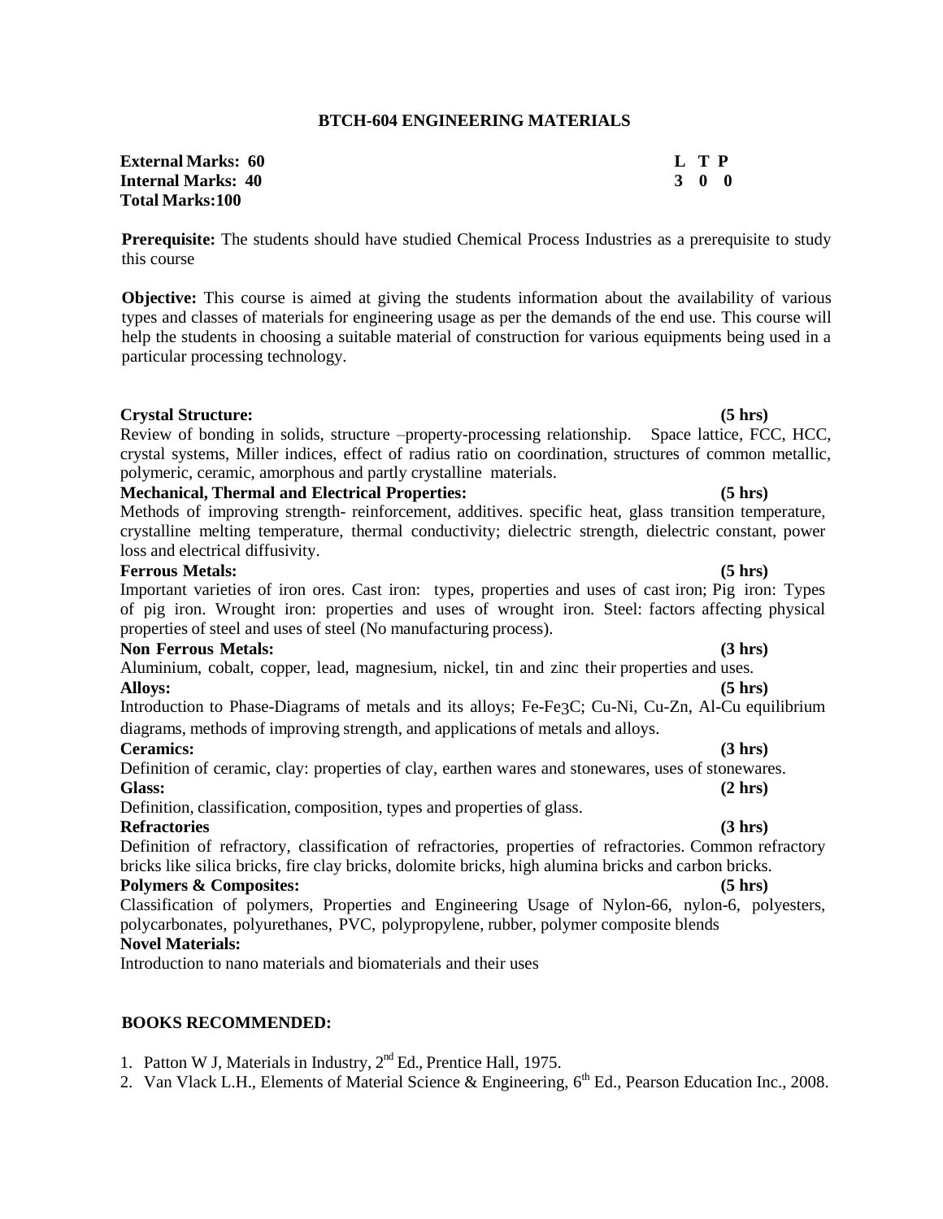# BTCH-604 ENGINEERING MATERIALS

**External Marks: 60**
**Internal Marks: 40**
**Total Marks:100**

| L | T | P |
|---|---|---|
| 3 | 0 | 0 |

**Prerequisite:** The students should have studied Chemical Process Industries as a prerequisite to study this course

**Objective:** This course is aimed at giving the students information about the availability of various types and classes of materials for engineering usage as per the demands of the end use. This course will help the students in choosing a suitable material of construction for various equipments being used in a particular processing technology.

**Crystal Structure: (5 hrs)**
Review of bonding in solids, structure –property-processing relationship. Space lattice, FCC, HCC, crystal systems, Miller indices, effect of radius ratio on coordination, structures of common metallic, polymeric, ceramic, amorphous and partly crystalline materials.

**Mechanical, Thermal and Electrical Properties: (5 hrs)**
Methods of improving strength- reinforcement, additives. specific heat, glass transition temperature, crystalline melting temperature, thermal conductivity; dielectric strength, dielectric constant, power loss and electrical diffusivity.

**Ferrous Metals: (5 hrs)**
Important varieties of iron ores. Cast iron: types, properties and uses of cast iron; Pig iron: Types of pig iron. Wrought iron: properties and uses of wrought iron. Steel: factors affecting physical properties of steel and uses of steel (No manufacturing process).

**Non Ferrous Metals: (3 hrs)**
Aluminium, cobalt, copper, lead, magnesium, nickel, tin and zinc their properties and uses.

**Alloys: (5 hrs)**
Introduction to Phase-Diagrams of metals and its alloys; Fe-$Fe_3C$; Cu-Ni, Cu-Zn, Al-Cu equilibrium diagrams, methods of improving strength, and applications of metals and alloys.

**Ceramics: (3 hrs)**
Definition of ceramic, clay: properties of clay, earthen wares and stonewares, uses of stonewares.

**Glass: (2 hrs)**
Definition, classification, composition, types and properties of glass.

**Refractories (3 hrs)**
Definition of refractory, classification of refractories, properties of refractories. Common refractory bricks like silica bricks, fire clay bricks, dolomite bricks, high alumina bricks and carbon bricks.

**Polymers & Composites: (5 hrs)**
Classification of polymers, Properties and Engineering Usage of Nylon-66, nylon-6, polyesters, polycarbonates, polyurethanes, PVC, polypropylene, rubber, polymer composite blends

**Novel Materials:**
Introduction to nano materials and biomaterials and their uses

## BOOKS RECOMMENDED:

1. Patton W J, Materials in Industry, 2nd Ed., Prentice Hall, 1975.
2. Van Vlack L.H., Elements of Material Science & Engineering, 6th Ed., Pearson Education Inc., 2008.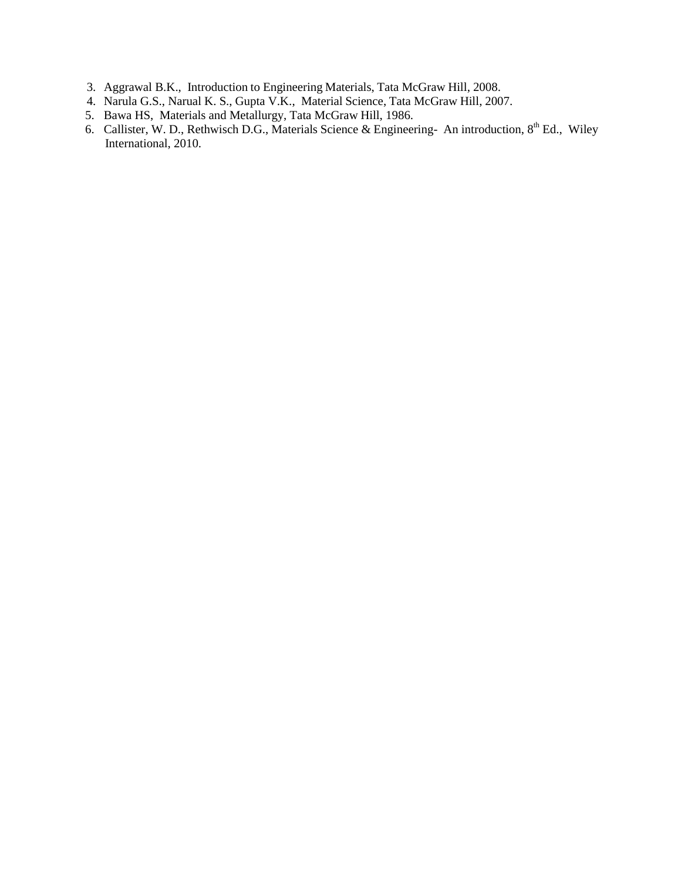3. Aggrawal B.K., Introduction to Engineering Materials, Tata McGraw Hill, 2008.
4. Narula G.S., Narual K. S., Gupta V.K., Material Science, Tata McGraw Hill, 2007.
5. Bawa HS, Materials and Metallurgy, Tata McGraw Hill, 1986.
6. Callister, W. D., Rethwisch D.G., Materials Science & Engineering- An introduction, 8th Ed., Wiley International, 2010.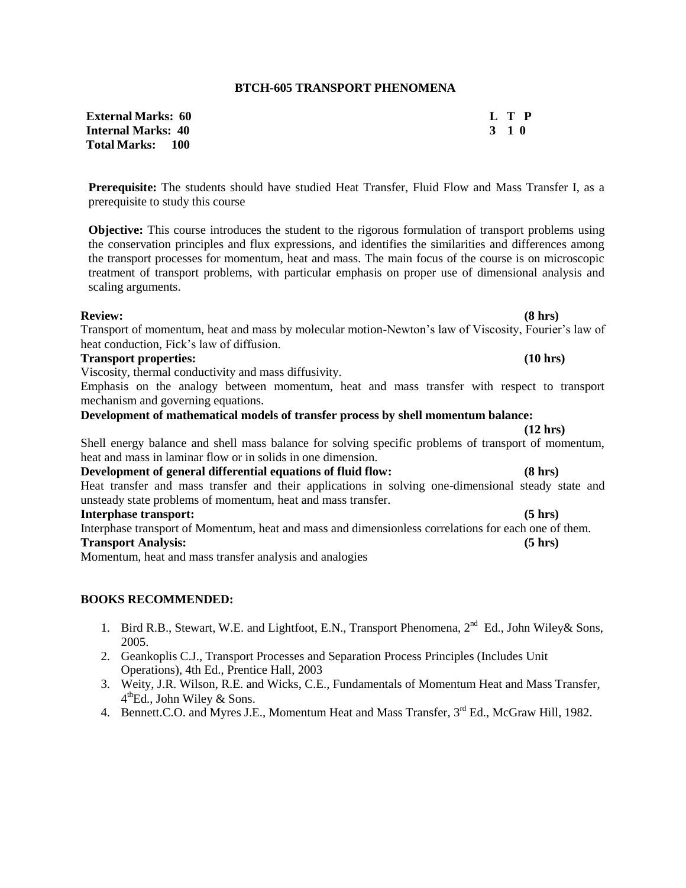## BTCH-605 TRANSPORT PHENOMENA

| | L | T | P |
|---|---|---|---|
| **External Marks: 60** | 3 | 1 | 0 |
| **Internal Marks: 40** | | | |
| **Total Marks: 100** | | | |

**Prerequisite:** The students should have studied Heat Transfer, Fluid Flow and Mass Transfer I, as a prerequisite to study this course

**Objective:** This course introduces the student to the rigorous formulation of transport problems using the conservation principles and flux expressions, and identifies the similarities and differences among the transport processes for momentum, heat and mass. The main focus of the course is on microscopic treatment of transport problems, with particular emphasis on proper use of dimensional analysis and scaling arguments.

**Review: (8 hrs)**
Transport of momentum, heat and mass by molecular motion-Newton's law of Viscosity, Fourier's law of heat conduction, Fick's law of diffusion.

**Transport properties: (10 hrs)**
Viscosity, thermal conductivity and mass diffusivity.
Emphasis on the analogy between momentum, heat and mass transfer with respect to transport mechanism and governing equations.

**Development of mathematical models of transfer process by shell momentum balance: (12 hrs)**
Shell energy balance and shell mass balance for solving specific problems of transport of momentum, heat and mass in laminar flow or in solids in one dimension.

**Development of general differential equations of fluid flow: (8 hrs)**
Heat transfer and mass transfer and their applications in solving one-dimensional steady state and unsteady state problems of momentum, heat and mass transfer.

**Interphase transport: (5 hrs)**
Interphase transport of Momentum, heat and mass and dimensionless correlations for each one of them.

**Transport Analysis: (5 hrs)**
Momentum, heat and mass transfer analysis and analogies

### BOOKS RECOMMENDED:

1. Bird R.B., Stewart, W.E. and Lightfoot, E.N., Transport Phenomena, 2nd Ed., John Wiley& Sons, 2005.
2. Geankoplis C.J., Transport Processes and Separation Process Principles (Includes Unit Operations), 4th Ed., Prentice Hall, 2003
3. Weity, J.R. Wilson, R.E. and Wicks, C.E., Fundamentals of Momentum Heat and Mass Transfer, 4th Ed., John Wiley & Sons.
4. Bennett.C.O. and Myres J.E., Momentum Heat and Mass Transfer, 3rd Ed., McGraw Hill, 1982.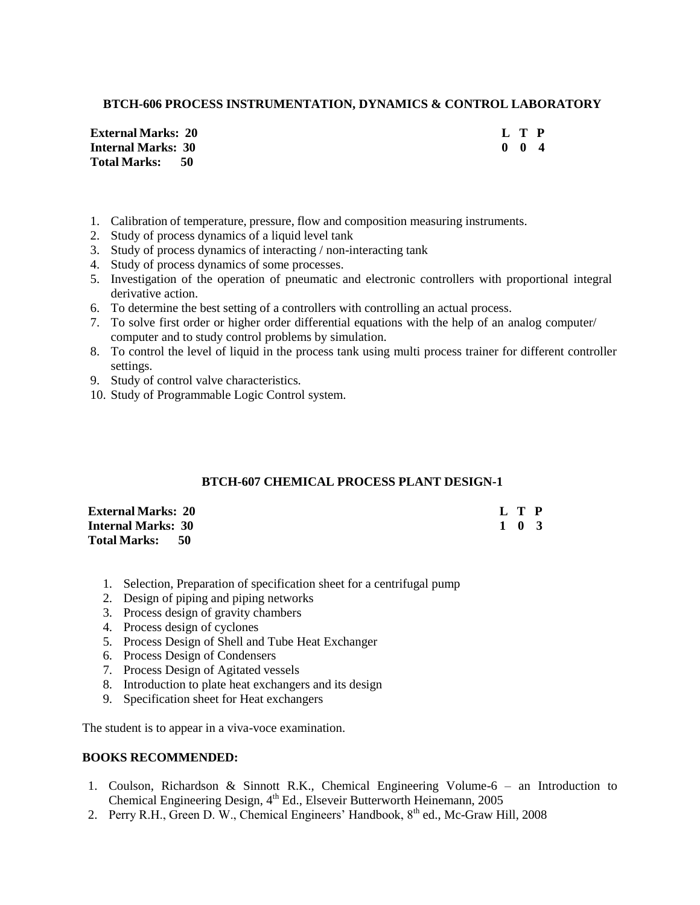## BTCH-606 PROCESS INSTRUMENTATION, DYNAMICS & CONTROL LABORATORY

| | L T P |
|---|---|
| **External Marks: 20** | **L T P** |
| **Internal Marks: 30** | **0 0 4** |
| **Total Marks: 50** | |

1. Calibration of temperature, pressure, flow and composition measuring instruments.
2. Study of process dynamics of a liquid level tank
3. Study of process dynamics of interacting / non-interacting tank
4. Study of process dynamics of some processes.
5. Investigation of the operation of pneumatic and electronic controllers with proportional integral derivative action.
6. To determine the best setting of a controllers with controlling an actual process.
7. To solve first order or higher order differential equations with the help of an analog computer/ computer and to study control problems by simulation.
8. To control the level of liquid in the process tank using multi process trainer for different controller settings.
9. Study of control valve characteristics.
10. Study of Programmable Logic Control system.

## BTCH-607 CHEMICAL PROCESS PLANT DESIGN-1

| | L T P |
|---|---|
| **External Marks: 20** | **L T P** |
| **Internal Marks: 30** | **1 0 3** |
| **Total Marks: 50** | |

1. Selection, Preparation of specification sheet for a centrifugal pump
2. Design of piping and piping networks
3. Process design of gravity chambers
4. Process design of cyclones
5. Process Design of Shell and Tube Heat Exchanger
6. Process Design of Condensers
7. Process Design of Agitated vessels
8. Introduction to plate heat exchangers and its design
9. Specification sheet for Heat exchangers

The student is to appear in a viva-voce examination.

**BOOKS RECOMMENDED:**

1. Coulson, Richardson & Sinnott R.K., Chemical Engineering Volume-6 – an Introduction to Chemical Engineering Design, 4th Ed., Elseveir Butterworth Heinemann, 2005
2. Perry R.H., Green D. W., Chemical Engineers' Handbook, 8th ed., Mc-Graw Hill, 2008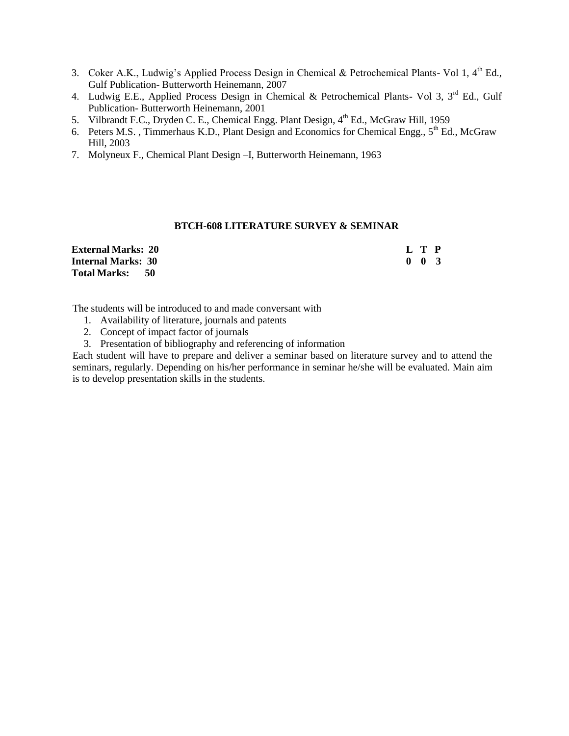3. Coker A.K., Ludwig's Applied Process Design in Chemical & Petrochemical Plants- Vol 1, 4th Ed., Gulf Publication- Butterworth Heinemann, 2007
4. Ludwig E.E., Applied Process Design in Chemical & Petrochemical Plants- Vol 3, 3rd Ed., Gulf Publication- Butterworth Heinemann, 2001
5. Vilbrandt F.C., Dryden C. E., Chemical Engg. Plant Design, 4th Ed., McGraw Hill, 1959
6. Peters M.S. , Timmerhaus K.D., Plant Design and Economics for Chemical Engg., 5th Ed., McGraw Hill, 2003
7. Molyneux F., Chemical Plant Design –I, Butterworth Heinemann, 1963

## BTCH-608 LITERATURE SURVEY & SEMINAR

| | L | T | P |
|---|---|---|---|
| **External Marks: 20** | **0** | **0** | **3** |
| **Internal Marks: 30** | | | |
| **Total Marks: 50** | | | |

The students will be introduced to and made conversant with

1. Availability of literature, journals and patents
2. Concept of impact factor of journals
3. Presentation of bibliography and referencing of information

Each student will have to prepare and deliver a seminar based on literature survey and to attend the seminars, regularly. Depending on his/her performance in seminar he/she will be evaluated. Main aim is to develop presentation skills in the students.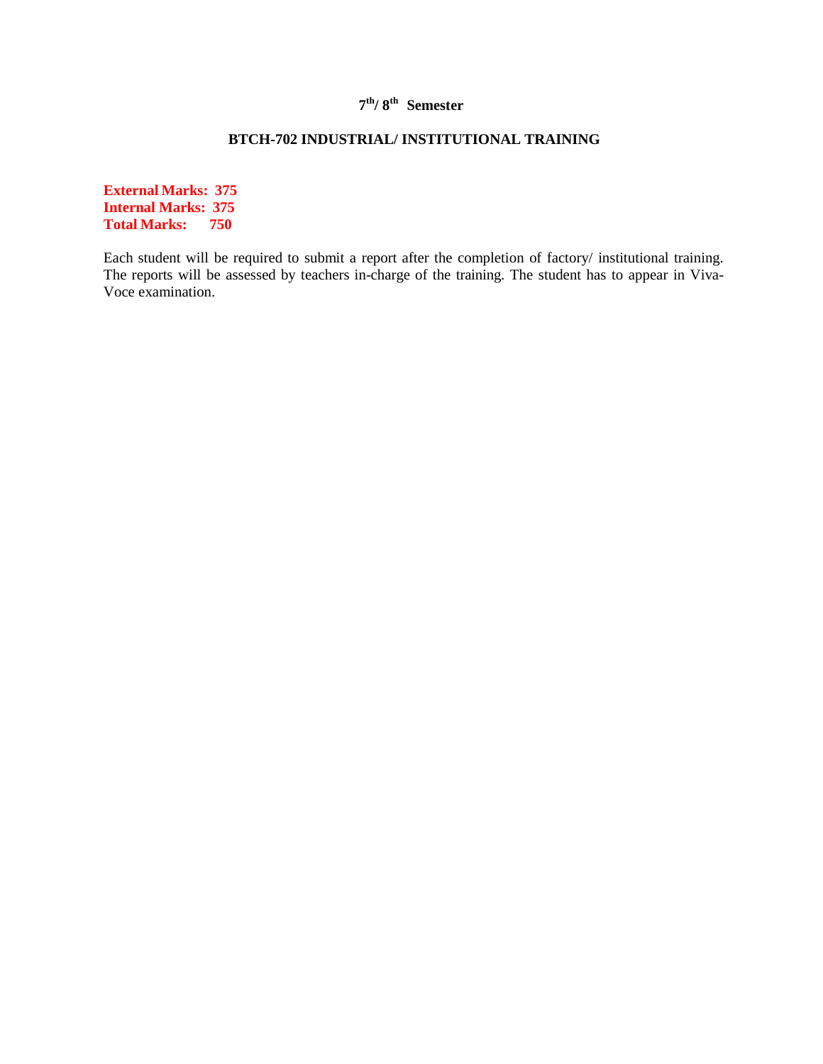## $7^{th}$/ $8^{th}$ Semester

### BTCH-702 INDUSTRIAL/ INSTITUTIONAL TRAINING

**External Marks: 375**
**Internal Marks: 375**
**Total Marks: 750**

Each student will be required to submit a report after the completion of factory/ institutional training. The reports will be assessed by teachers in-charge of the training. The student has to appear in Viva-Voce examination.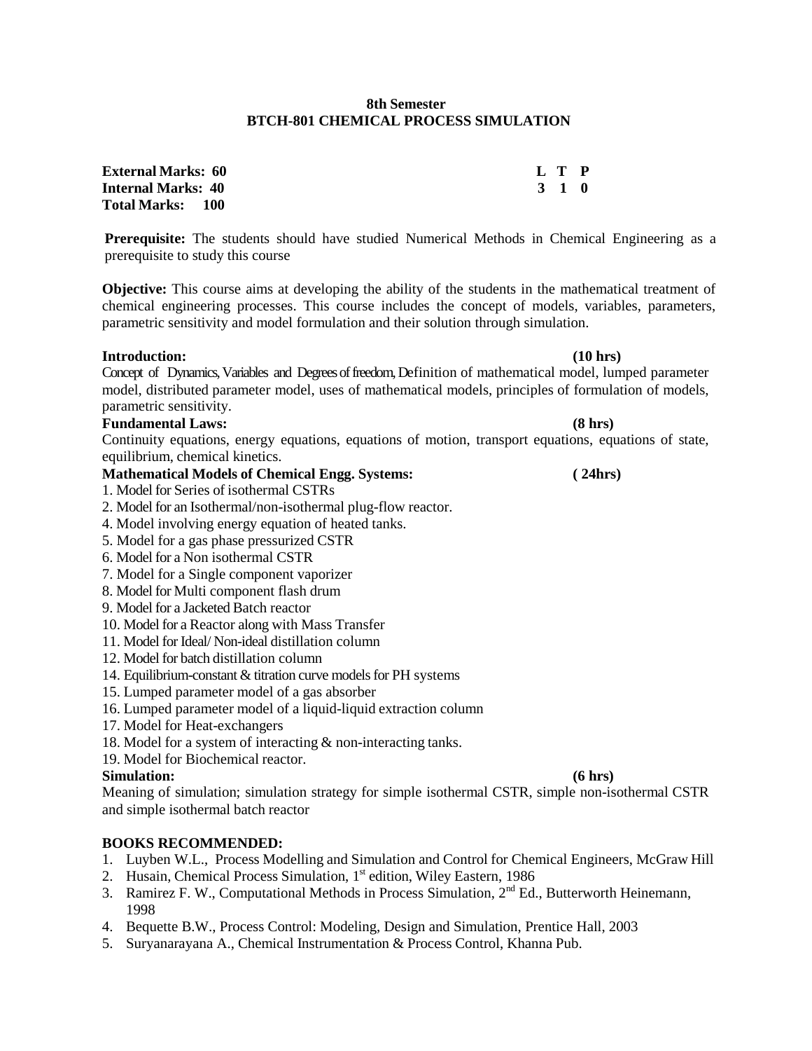**8th Semester**
**BTCH-801 CHEMICAL PROCESS SIMULATION**

| | |
|---|---|
| **External Marks: 60** | **L T P** |
| **Internal Marks: 40** | **3 1 0** |
| **Total Marks: 100** | |

**Prerequisite:** The students should have studied Numerical Methods in Chemical Engineering as a prerequisite to study this course

**Objective:** This course aims at developing the ability of the students in the mathematical treatment of chemical engineering processes. This course includes the concept of models, variables, parameters, parametric sensitivity and model formulation and their solution through simulation.

**Introduction: (10 hrs)**
Concept of Dynamics, Variables and Degrees of freedom, Definition of mathematical model, lumped parameter model, distributed parameter model, uses of mathematical models, principles of formulation of models, parametric sensitivity.

**Fundamental Laws: (8 hrs)**
Continuity equations, energy equations, equations of motion, transport equations, equations of state, equilibrium, chemical kinetics.

**Mathematical Models of Chemical Engg. Systems: ( 24hrs)**

1. Model for Series of isothermal CSTRs
2. Model for an Isothermal/non-isothermal plug-flow reactor.
4. Model involving energy equation of heated tanks.
5. Model for a gas phase pressurized CSTR
6. Model for a Non isothermal CSTR
7. Model for a Single component vaporizer
8. Model for Multi component flash drum
9. Model for a Jacketed Batch reactor
10. Model for a Reactor along with Mass Transfer
11. Model for Ideal/ Non-ideal distillation column
12. Model for batch distillation column
14. Equilibrium-constant & titration curve models for PH systems
15. Lumped parameter model of a gas absorber
16. Lumped parameter model of a liquid-liquid extraction column
17. Model for Heat-exchangers
18. Model for a system of interacting & non-interacting tanks.
19. Model for Biochemical reactor.

**Simulation: (6 hrs)**
Meaning of simulation; simulation strategy for simple isothermal CSTR, simple non-isothermal CSTR and simple isothermal batch reactor

**BOOKS RECOMMENDED:**

1. Luyben W.L., Process Modelling and Simulation and Control for Chemical Engineers, McGraw Hill
2. Husain, Chemical Process Simulation, 1st edition, Wiley Eastern, 1986
3. Ramirez F. W., Computational Methods in Process Simulation, 2nd Ed., Butterworth Heinemann, 1998
4. Bequette B.W., Process Control: Modeling, Design and Simulation, Prentice Hall, 2003
5. Suryanarayana A., Chemical Instrumentation & Process Control, Khanna Pub.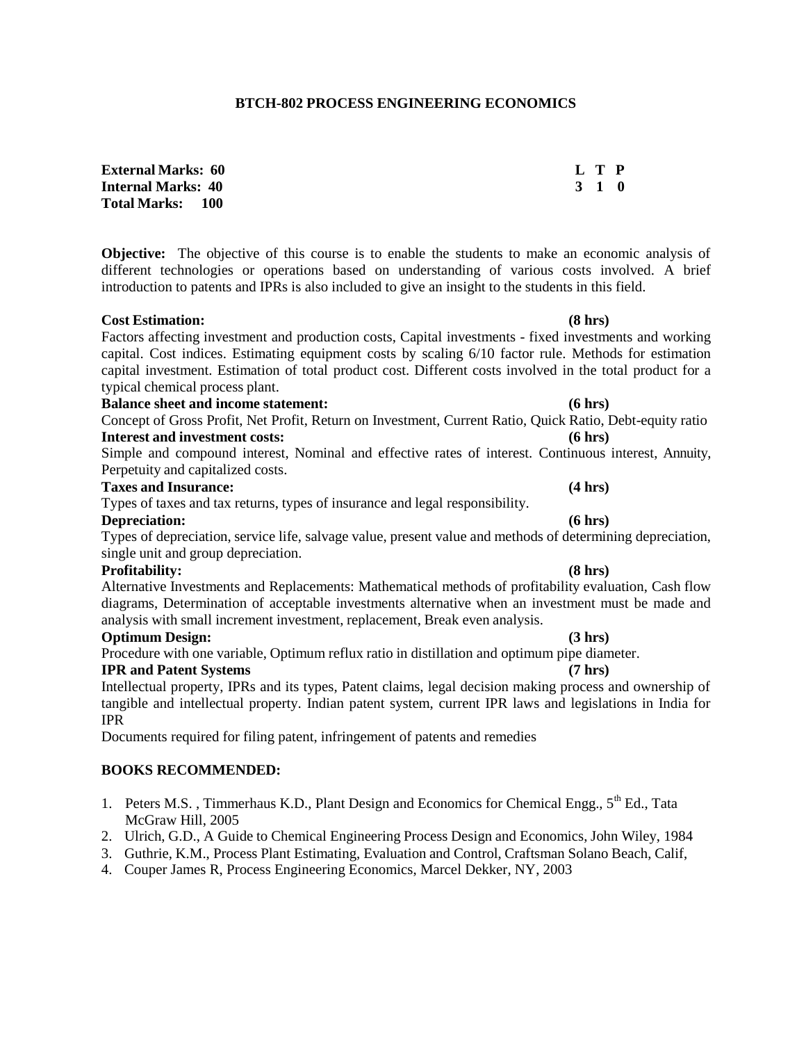## BTCH-802 PROCESS ENGINEERING ECONOMICS

| | |
|---|---|
| **External Marks: 60** | **L T P** |
| **Internal Marks: 40** | **3 1 0** |
| **Total Marks: 100** | |

**Objective:** The objective of this course is to enable the students to make an economic analysis of different technologies or operations based on understanding of various costs involved. A brief introduction to patents and IPRs is also included to give an insight to the students in this field.

**Cost Estimation: (8 hrs)**
Factors affecting investment and production costs, Capital investments - fixed investments and working capital. Cost indices. Estimating equipment costs by scaling 6/10 factor rule. Methods for estimation capital investment. Estimation of total product cost. Different costs involved in the total product for a typical chemical process plant.

**Balance sheet and income statement: (6 hrs)**
Concept of Gross Profit, Net Profit, Return on Investment, Current Ratio, Quick Ratio, Debt-equity ratio

**Interest and investment costs: (6 hrs)**
Simple and compound interest, Nominal and effective rates of interest. Continuous interest, Annuity, Perpetuity and capitalized costs.

**Taxes and Insurance: (4 hrs)**
Types of taxes and tax returns, types of insurance and legal responsibility.

**Depreciation: (6 hrs)**
Types of depreciation, service life, salvage value, present value and methods of determining depreciation, single unit and group depreciation.

**Profitability: (8 hrs)**
Alternative Investments and Replacements: Mathematical methods of profitability evaluation, Cash flow diagrams, Determination of acceptable investments alternative when an investment must be made and analysis with small increment investment, replacement, Break even analysis.

**Optimum Design: (3 hrs)**
Procedure with one variable, Optimum reflux ratio in distillation and optimum pipe diameter.

**IPR and Patent Systems (7 hrs)**
Intellectual property, IPRs and its types, Patent claims, legal decision making process and ownership of tangible and intellectual property. Indian patent system, current IPR laws and legislations in India for IPR

Documents required for filing patent, infringement of patents and remedies

### BOOKS RECOMMENDED:

1. Peters M.S. , Timmerhaus K.D., Plant Design and Economics for Chemical Engg., 5th Ed., Tata McGraw Hill, 2005
2. Ulrich, G.D., A Guide to Chemical Engineering Process Design and Economics, John Wiley, 1984
3. Guthrie, K.M., Process Plant Estimating, Evaluation and Control, Craftsman Solano Beach, Calif,
4. Couper James R, Process Engineering Economics, Marcel Dekker, NY, 2003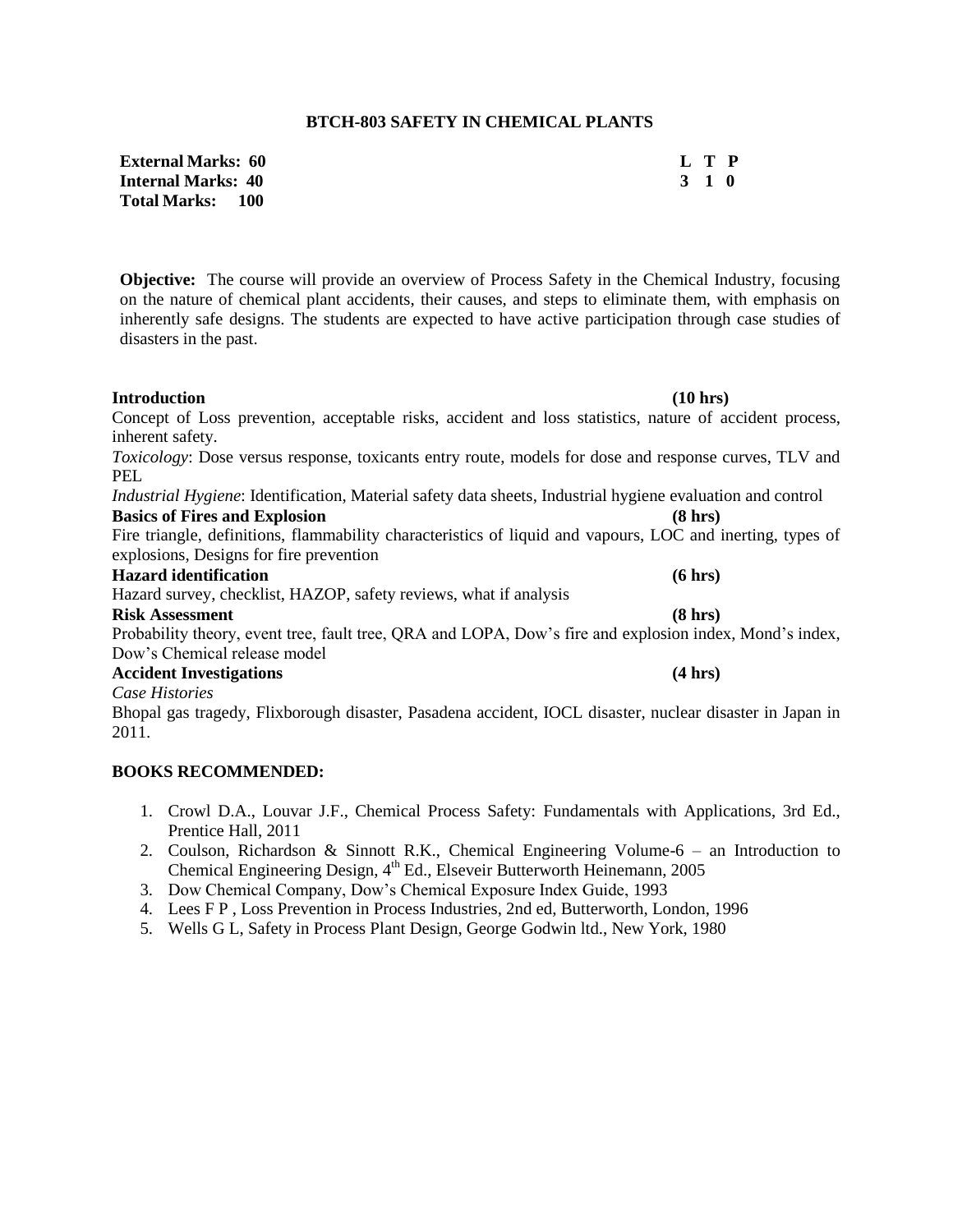## BTCH-803 SAFETY IN CHEMICAL PLANTS

| | L | T | P |
|---|---|---|---|
| **External Marks: 60** | **3** | **1** | **0** |
| **Internal Marks: 40** | | | |
| **Total Marks: 100** | | | |

**Objective:** The course will provide an overview of Process Safety in the Chemical Industry, focusing on the nature of chemical plant accidents, their causes, and steps to eliminate them, with emphasis on inherently safe designs. The students are expected to have active participation through case studies of disasters in the past.

**Introduction (10 hrs)**

Concept of Loss prevention, acceptable risks, accident and loss statistics, nature of accident process, inherent safety.

*Toxicology*: Dose versus response, toxicants entry route, models for dose and response curves, TLV and PEL

*Industrial Hygiene*: Identification, Material safety data sheets, Industrial hygiene evaluation and control

**Basics of Fires and Explosion (8 hrs)**

Fire triangle, definitions, flammability characteristics of liquid and vapours, LOC and inerting, types of explosions, Designs for fire prevention

**Hazard identification (6 hrs)**

Hazard survey, checklist, HAZOP, safety reviews, what if analysis

**Risk Assessment (8 hrs)**

Probability theory, event tree, fault tree, QRA and LOPA, Dow's fire and explosion index, Mond's index, Dow's Chemical release model

**Accident Investigations (4 hrs)**

*Case Histories*

Bhopal gas tragedy, Flixborough disaster, Pasadena accident, IOCL disaster, nuclear disaster in Japan in 2011.

**BOOKS RECOMMENDED:**

1. Crowl D.A., Louvar J.F., Chemical Process Safety: Fundamentals with Applications, 3rd Ed., Prentice Hall, 2011
2. Coulson, Richardson & Sinnott R.K., Chemical Engineering Volume-6 – an Introduction to Chemical Engineering Design, 4th Ed., Elseveir Butterworth Heinemann, 2005
3. Dow Chemical Company, Dow's Chemical Exposure Index Guide, 1993
4. Lees F P , Loss Prevention in Process Industries, 2nd ed, Butterworth, London, 1996
5. Wells G L, Safety in Process Plant Design, George Godwin ltd., New York, 1980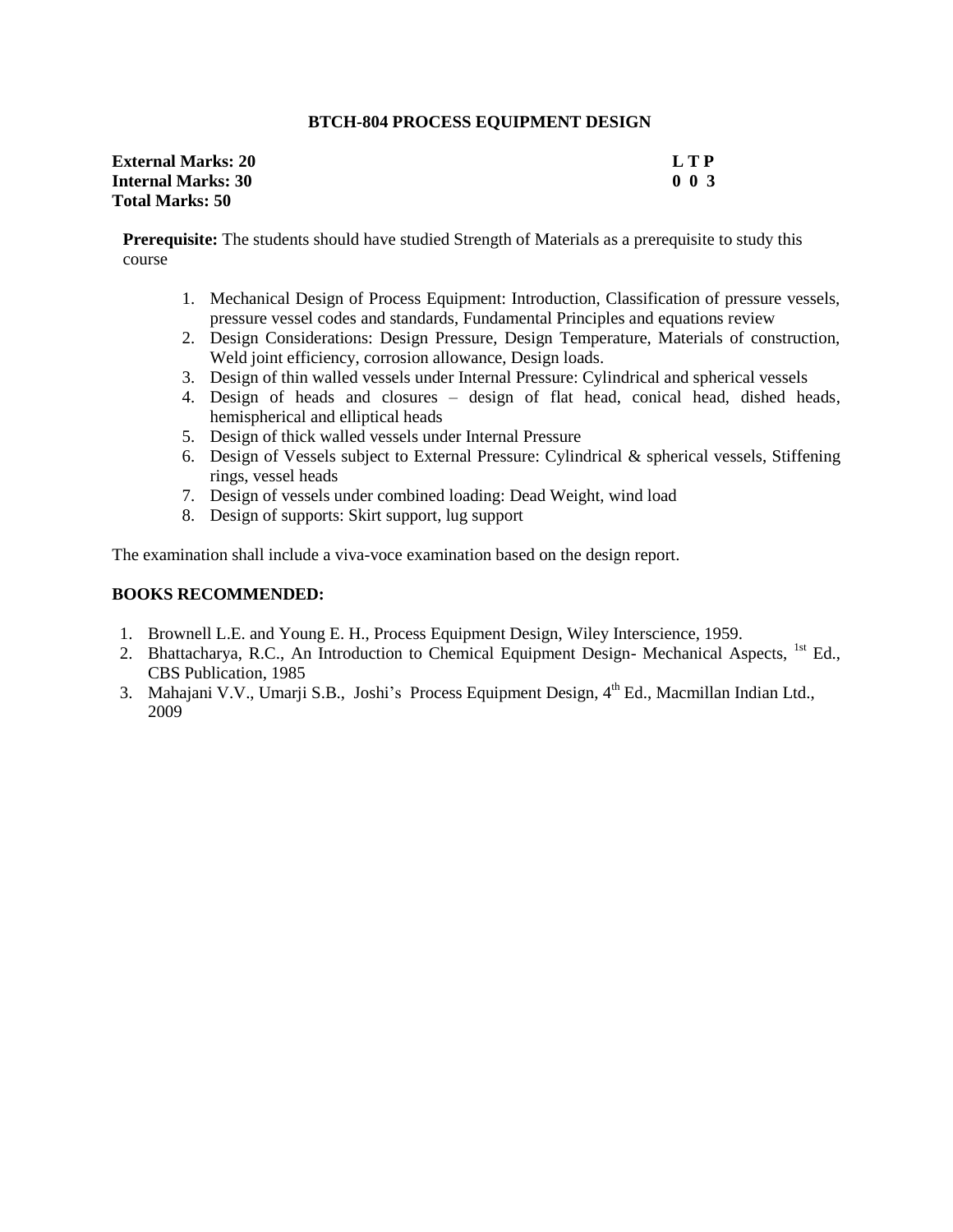# BTCH-804 PROCESS EQUIPMENT DESIGN

| | |
|---|---|
| **External Marks: 20** | **L T P** |
| **Internal Marks: 30** | **0 0 3** |
| **Total Marks: 50** | |

**Prerequisite:** The students should have studied Strength of Materials as a prerequisite to study this course

1. Mechanical Design of Process Equipment: Introduction, Classification of pressure vessels, pressure vessel codes and standards, Fundamental Principles and equations review
2. Design Considerations: Design Pressure, Design Temperature, Materials of construction, Weld joint efficiency, corrosion allowance, Design loads.
3. Design of thin walled vessels under Internal Pressure: Cylindrical and spherical vessels
4. Design of heads and closures – design of flat head, conical head, dished heads, hemispherical and elliptical heads
5. Design of thick walled vessels under Internal Pressure
6. Design of Vessels subject to External Pressure: Cylindrical & spherical vessels, Stiffening rings, vessel heads
7. Design of vessels under combined loading: Dead Weight, wind load
8. Design of supports: Skirt support, lug support

The examination shall include a viva-voce examination based on the design report.

**BOOKS RECOMMENDED:**

1. Brownell L.E. and Young E. H., Process Equipment Design, Wiley Interscience, 1959.
2. Bhattacharya, R.C., An Introduction to Chemical Equipment Design- Mechanical Aspects, 1st Ed., CBS Publication, 1985
3. Mahajani V.V., Umarji S.B., Joshi's Process Equipment Design, 4th Ed., Macmillan Indian Ltd., 2009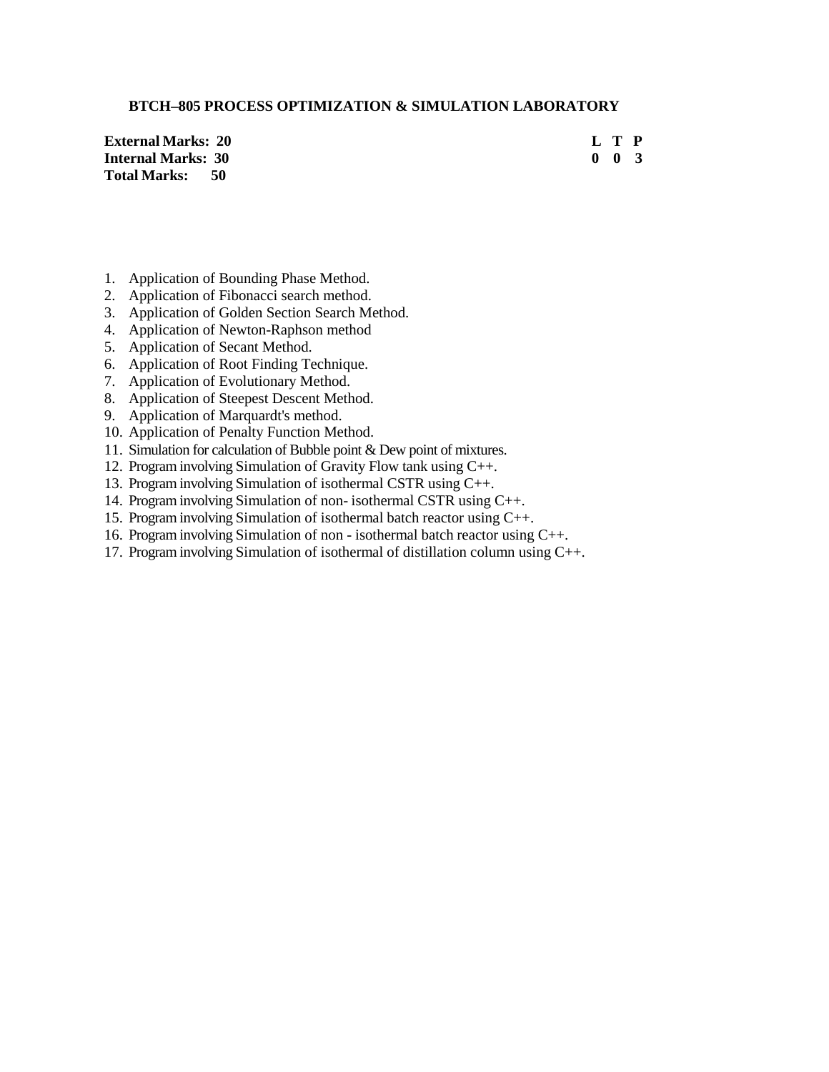## BTCH–805 PROCESS OPTIMIZATION & SIMULATION LABORATORY

| | L | T | P |
|---|---|---|---|
| **External Marks: 20** | **0** | **0** | **3** |
| **Internal Marks: 30** | | | |
| **Total Marks: 50** | | | |

1. Application of Bounding Phase Method.
2. Application of Fibonacci search method.
3. Application of Golden Section Search Method.
4. Application of Newton-Raphson method
5. Application of Secant Method.
6. Application of Root Finding Technique.
7. Application of Evolutionary Method.
8. Application of Steepest Descent Method.
9. Application of Marquardt's method.
10. Application of Penalty Function Method.
11. Simulation for calculation of Bubble point & Dew point of mixtures.
12. Program involving Simulation of Gravity Flow tank using C++.
13. Program involving Simulation of isothermal CSTR using C++.
14. Program involving Simulation of non- isothermal CSTR using C++.
15. Program involving Simulation of isothermal batch reactor using C++.
16. Program involving Simulation of non - isothermal batch reactor using C++.
17. Program involving Simulation of isothermal of distillation column using C++.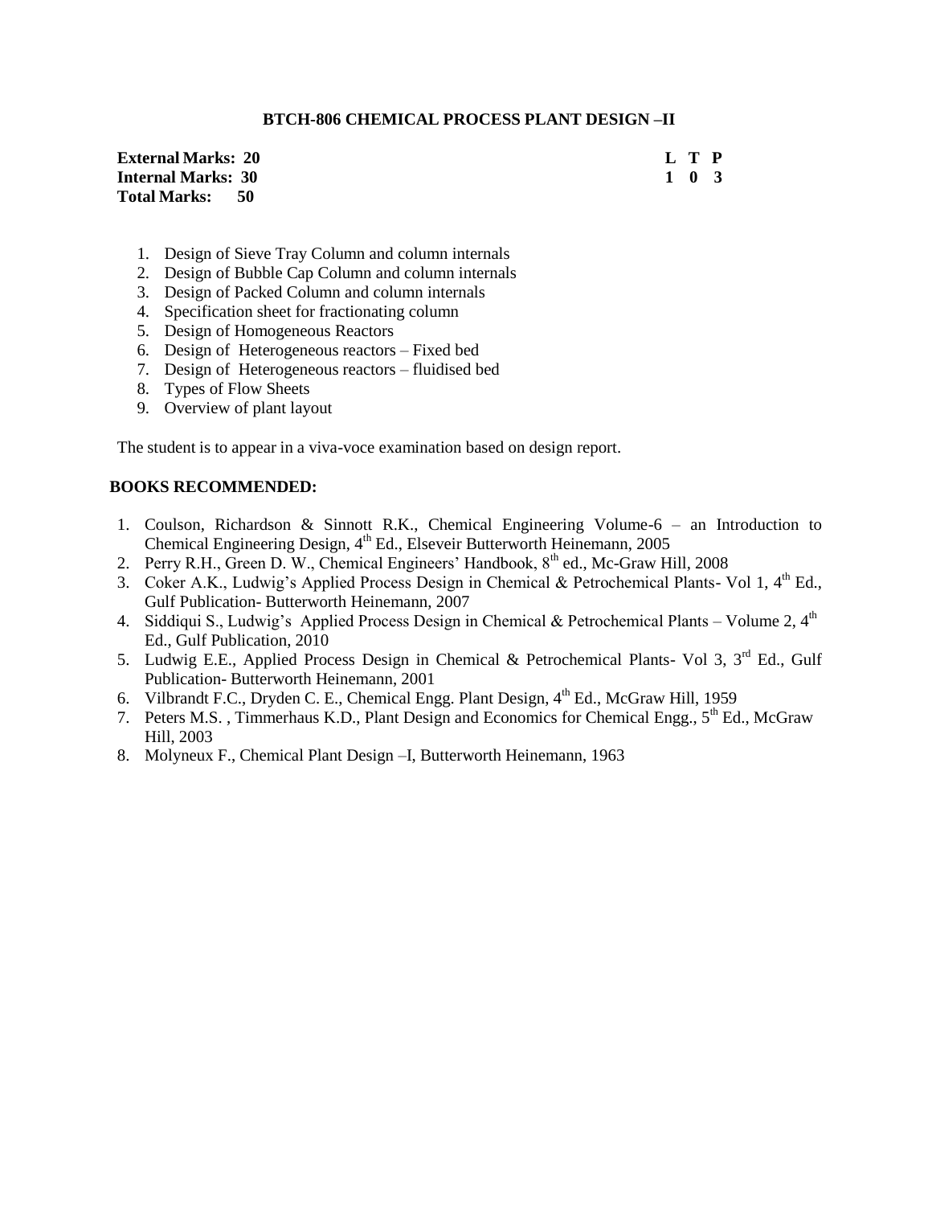## BTCH-806 CHEMICAL PROCESS PLANT DESIGN –II

**External Marks: 20**
**Internal Marks: 30**
**Total Marks: 50**

| L | T | P |
|---|---|---|
| 1 | 0 | 3 |

1. Design of Sieve Tray Column and column internals
2. Design of Bubble Cap Column and column internals
3. Design of Packed Column and column internals
4. Specification sheet for fractionating column
5. Design of Homogeneous Reactors
6. Design of Heterogeneous reactors – Fixed bed
7. Design of Heterogeneous reactors – fluidised bed
8. Types of Flow Sheets
9. Overview of plant layout

The student is to appear in a viva-voce examination based on design report.

**BOOKS RECOMMENDED:**

1. Coulson, Richardson & Sinnott R.K., Chemical Engineering Volume-6 – an Introduction to Chemical Engineering Design, 4th Ed., Elseveir Butterworth Heinemann, 2005
2. Perry R.H., Green D. W., Chemical Engineers' Handbook, 8th ed., Mc-Graw Hill, 2008
3. Coker A.K., Ludwig's Applied Process Design in Chemical & Petrochemical Plants- Vol 1, 4th Ed., Gulf Publication- Butterworth Heinemann, 2007
4. Siddiqui S., Ludwig's Applied Process Design in Chemical & Petrochemical Plants – Volume 2, 4th Ed., Gulf Publication, 2010
5. Ludwig E.E., Applied Process Design in Chemical & Petrochemical Plants- Vol 3, 3rd Ed., Gulf Publication- Butterworth Heinemann, 2001
6. Vilbrandt F.C., Dryden C. E., Chemical Engg. Plant Design, 4th Ed., McGraw Hill, 1959
7. Peters M.S. , Timmerhaus K.D., Plant Design and Economics for Chemical Engg., 5th Ed., McGraw Hill, 2003
8. Molyneux F., Chemical Plant Design –I, Butterworth Heinemann, 1963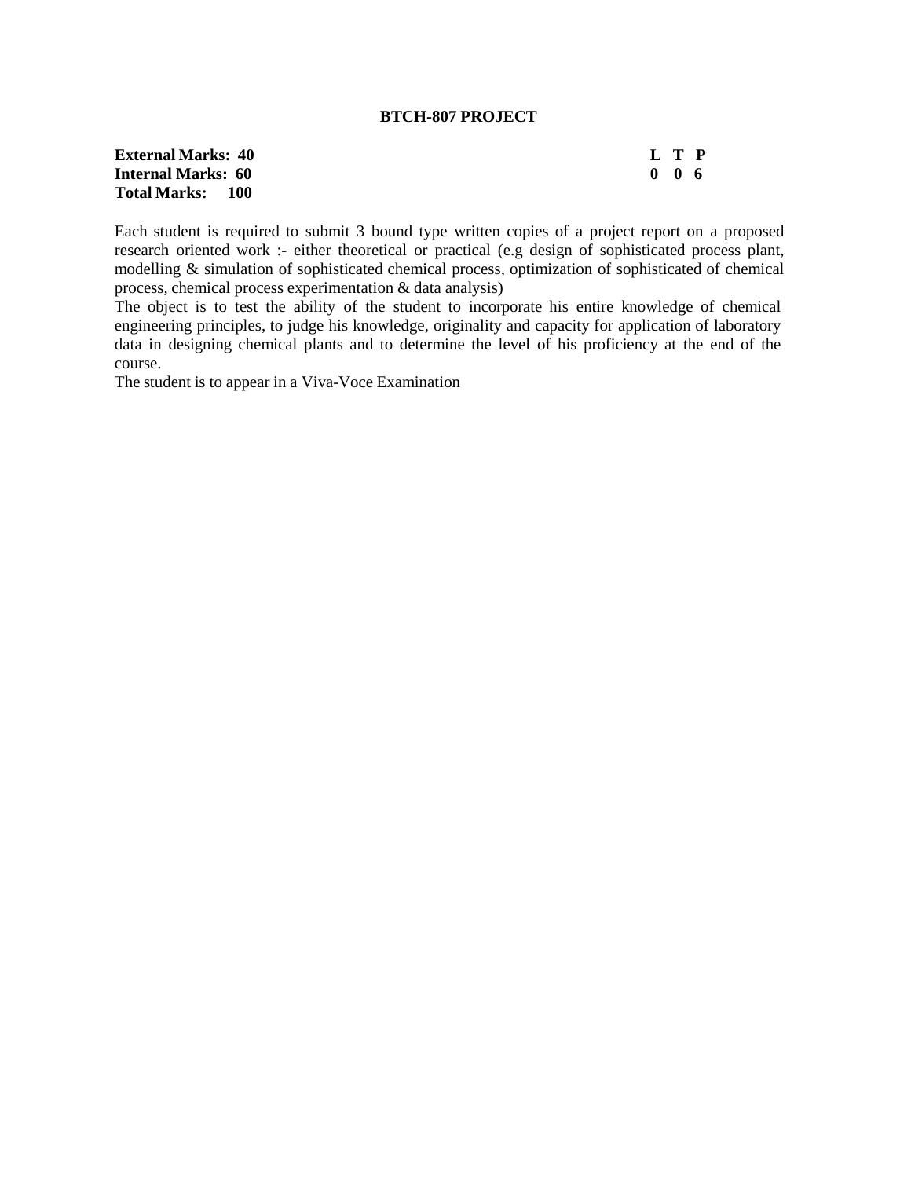## BTCH-807 PROJECT

| | L | T | P |
|---|---|---|---|
| **External Marks: 40** | **0** | **0** | **6** |
| **Internal Marks: 60** | | | |
| **Total Marks: 100** | | | |

Each student is required to submit 3 bound type written copies of a project report on a proposed research oriented work :- either theoretical or practical (e.g design of sophisticated process plant, modelling & simulation of sophisticated chemical process, optimization of sophisticated of chemical process, chemical process experimentation & data analysis)

The object is to test the ability of the student to incorporate his entire knowledge of chemical engineering principles, to judge his knowledge, originality and capacity for application of laboratory data in designing chemical plants and to determine the level of his proficiency at the end of the course.

The student is to appear in a Viva-Voce Examination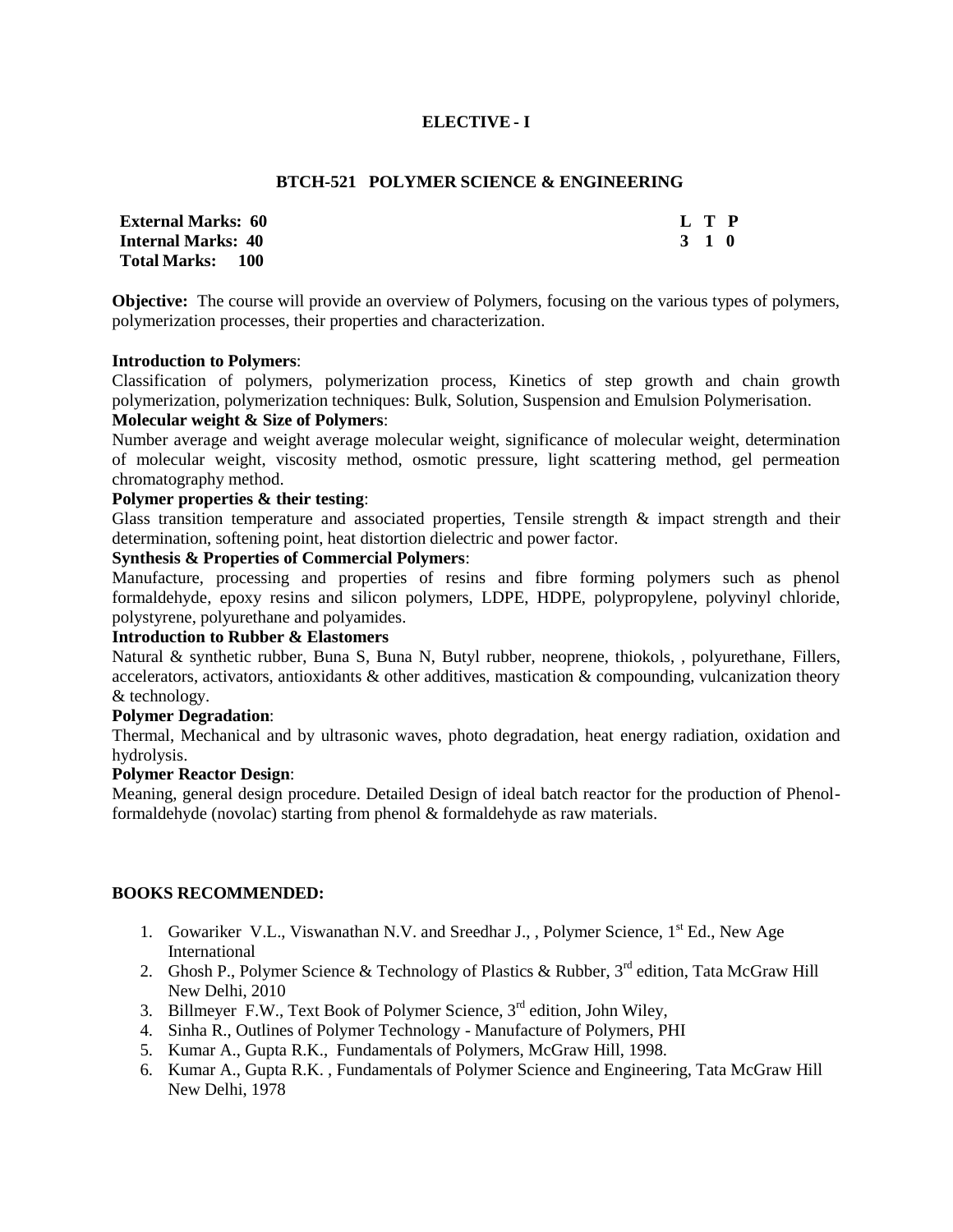## ELECTIVE - I

### BTCH-521 POLYMER SCIENCE & ENGINEERING

**External Marks: 60**
**Internal Marks: 40**
**Total Marks: 100**

| L | T | P |
|---|---|---|
| 3 | 1 | 0 |

**Objective:** The course will provide an overview of Polymers, focusing on the various types of polymers, polymerization processes, their properties and characterization.

**Introduction to Polymers**:
Classification of polymers, polymerization process, Kinetics of step growth and chain growth polymerization, polymerization techniques: Bulk, Solution, Suspension and Emulsion Polymerisation.

**Molecular weight & Size of Polymers**:
Number average and weight average molecular weight, significance of molecular weight, determination of molecular weight, viscosity method, osmotic pressure, light scattering method, gel permeation chromatography method.

**Polymer properties & their testing**:
Glass transition temperature and associated properties, Tensile strength & impact strength and their determination, softening point, heat distortion dielectric and power factor.

**Synthesis & Properties of Commercial Polymers**:
Manufacture, processing and properties of resins and fibre forming polymers such as phenol formaldehyde, epoxy resins and silicon polymers, LDPE, HDPE, polypropylene, polyvinyl chloride, polystyrene, polyurethane and polyamides.

**Introduction to Rubber & Elastomers**
Natural & synthetic rubber, Buna S, Buna N, Butyl rubber, neoprene, thiokols, , polyurethane, Fillers, accelerators, activators, antioxidants & other additives, mastication & compounding, vulcanization theory & technology.

**Polymer Degradation**:
Thermal, Mechanical and by ultrasonic waves, photo degradation, heat energy radiation, oxidation and hydrolysis.

**Polymer Reactor Design**:
Meaning, general design procedure. Detailed Design of ideal batch reactor for the production of Phenol-formaldehyde (novolac) starting from phenol & formaldehyde as raw materials.

**BOOKS RECOMMENDED:**

1. Gowariker V.L., Viswanathan N.V. and Sreedhar J., , Polymer Science, 1st Ed., New Age International
2. Ghosh P., Polymer Science & Technology of Plastics & Rubber, 3rd edition, Tata McGraw Hill New Delhi, 2010
3. Billmeyer F.W., Text Book of Polymer Science, 3rd edition, John Wiley,
4. Sinha R., Outlines of Polymer Technology - Manufacture of Polymers, PHI
5. Kumar A., Gupta R.K., Fundamentals of Polymers, McGraw Hill, 1998.
6. Kumar A., Gupta R.K. , Fundamentals of Polymer Science and Engineering, Tata McGraw Hill New Delhi, 1978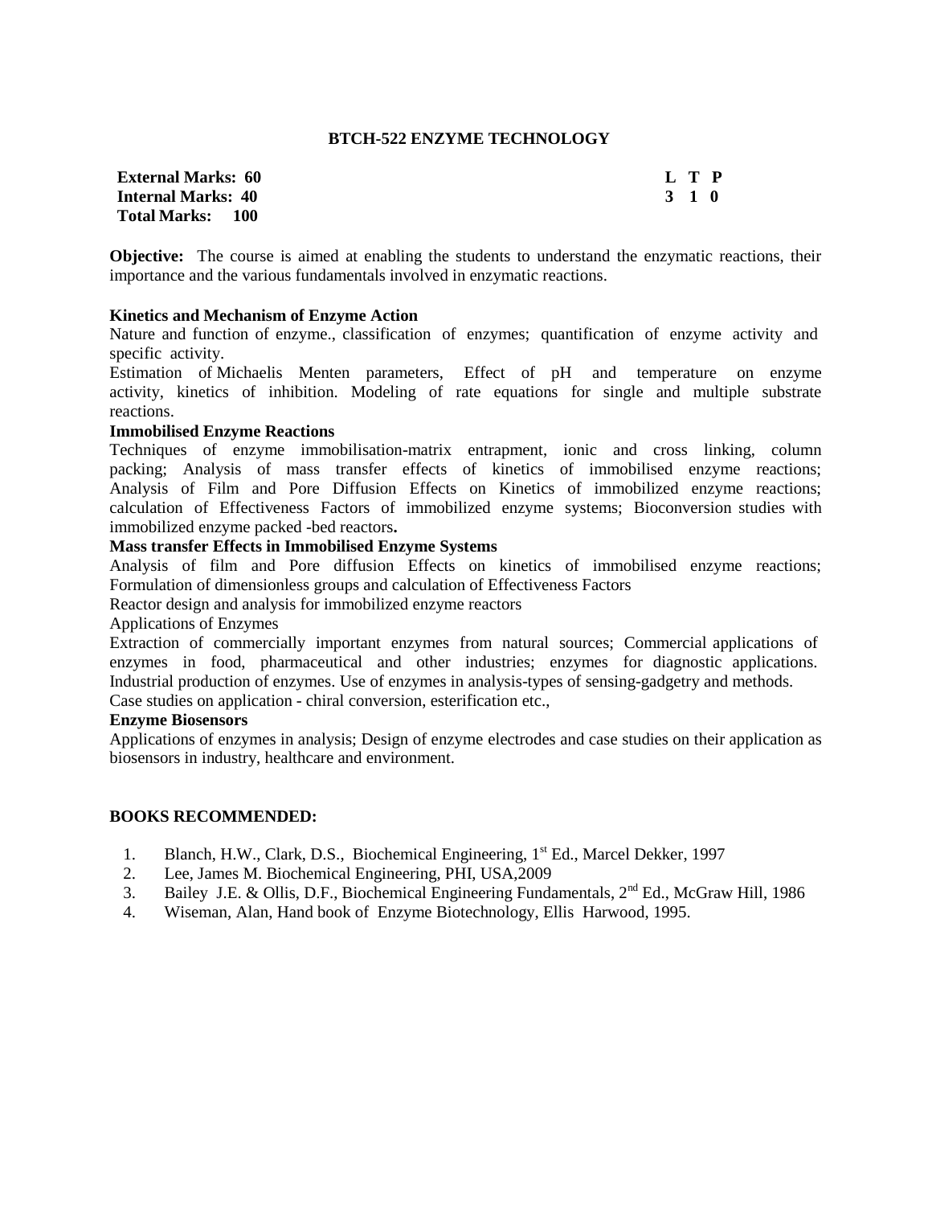## BTCH-522 ENZYME TECHNOLOGY

| | |
|---|---|
| **External Marks: 60** | **L T P** |
| **Internal Marks: 40** | **3 1 0** |
| **Total Marks: 100** | |

**Objective:** The course is aimed at enabling the students to understand the enzymatic reactions, their importance and the various fundamentals involved in enzymatic reactions.

**Kinetics and Mechanism of Enzyme Action**

Nature and function of enzyme., classification of enzymes; quantification of enzyme activity and specific activity.

Estimation of Michaelis Menten parameters, Effect of pH and temperature on enzyme activity, kinetics of inhibition. Modeling of rate equations for single and multiple substrate reactions.

**Immobilised Enzyme Reactions**

Techniques of enzyme immobilisation-matrix entrapment, ionic and cross linking, column packing; Analysis of mass transfer effects of kinetics of immobilised enzyme reactions; Analysis of Film and Pore Diffusion Effects on Kinetics of immobilized enzyme reactions; calculation of Effectiveness Factors of immobilized enzyme systems; Bioconversion studies with immobilized enzyme packed -bed reactors**.**

**Mass transfer Effects in Immobilised Enzyme Systems**

Analysis of film and Pore diffusion Effects on kinetics of immobilised enzyme reactions; Formulation of dimensionless groups and calculation of Effectiveness Factors

Reactor design and analysis for immobilized enzyme reactors

Applications of Enzymes

Extraction of commercially important enzymes from natural sources; Commercial applications of enzymes in food, pharmaceutical and other industries; enzymes for diagnostic applications. Industrial production of enzymes. Use of enzymes in analysis-types of sensing-gadgetry and methods.

Case studies on application - chiral conversion, esterification etc.,

**Enzyme Biosensors**

Applications of enzymes in analysis; Design of enzyme electrodes and case studies on their application as biosensors in industry, healthcare and environment.

**BOOKS RECOMMENDED:**

1. Blanch, H.W., Clark, D.S., Biochemical Engineering, 1st Ed., Marcel Dekker, 1997
2. Lee, James M. Biochemical Engineering, PHI, USA,2009
3. Bailey J.E. & Ollis, D.F., Biochemical Engineering Fundamentals, 2nd Ed., McGraw Hill, 1986
4. Wiseman, Alan, Hand book of Enzyme Biotechnology, Ellis Harwood, 1995.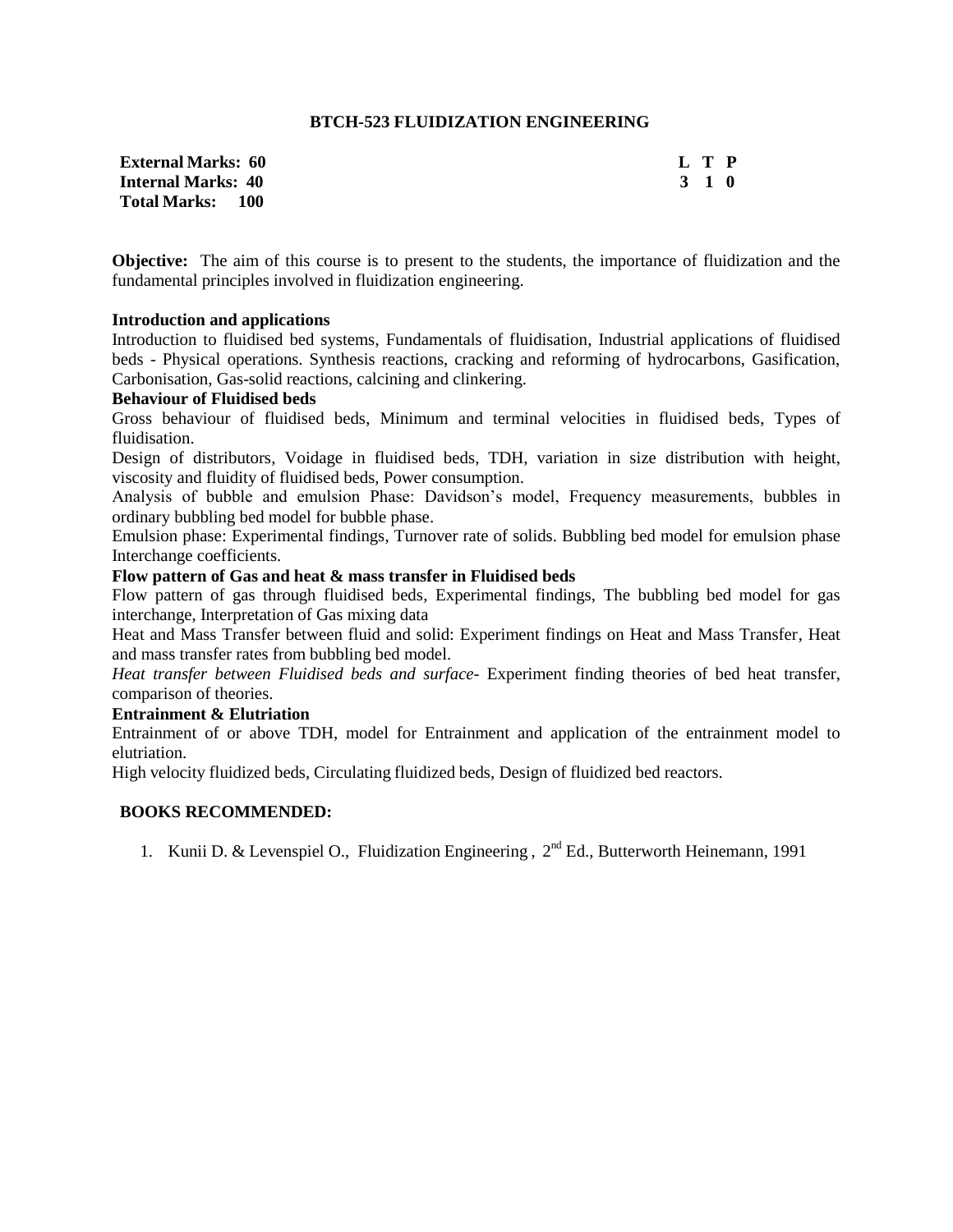# BTCH-523 FLUIDIZATION ENGINEERING

| | |
|---|---|
| **External Marks: 60** | **L T P** |
| **Internal Marks: 40** | **3 1 0** |
| **Total Marks: 100** | |

**Objective:** The aim of this course is to present to the students, the importance of fluidization and the fundamental principles involved in fluidization engineering.

**Introduction and applications**

Introduction to fluidised bed systems, Fundamentals of fluidisation, Industrial applications of fluidised beds - Physical operations. Synthesis reactions, cracking and reforming of hydrocarbons, Gasification, Carbonisation, Gas-solid reactions, calcining and clinkering.

**Behaviour of Fluidised beds**

Gross behaviour of fluidised beds, Minimum and terminal velocities in fluidised beds, Types of fluidisation.

Design of distributors, Voidage in fluidised beds, TDH, variation in size distribution with height, viscosity and fluidity of fluidised beds, Power consumption.

Analysis of bubble and emulsion Phase: Davidson's model, Frequency measurements, bubbles in ordinary bubbling bed model for bubble phase.

Emulsion phase: Experimental findings, Turnover rate of solids. Bubbling bed model for emulsion phase Interchange coefficients.

**Flow pattern of Gas and heat & mass transfer in Fluidised beds**

Flow pattern of gas through fluidised beds, Experimental findings, The bubbling bed model for gas interchange, Interpretation of Gas mixing data

Heat and Mass Transfer between fluid and solid: Experiment findings on Heat and Mass Transfer, Heat and mass transfer rates from bubbling bed model.

*Heat transfer between Fluidised beds and surface*- Experiment finding theories of bed heat transfer, comparison of theories.

**Entrainment & Elutriation**

Entrainment of or above TDH, model for Entrainment and application of the entrainment model to elutriation.

High velocity fluidized beds, Circulating fluidized beds, Design of fluidized bed reactors.

**BOOKS RECOMMENDED:**

1. Kunii D. & Levenspiel O., Fluidization Engineering , 2nd Ed., Butterworth Heinemann, 1991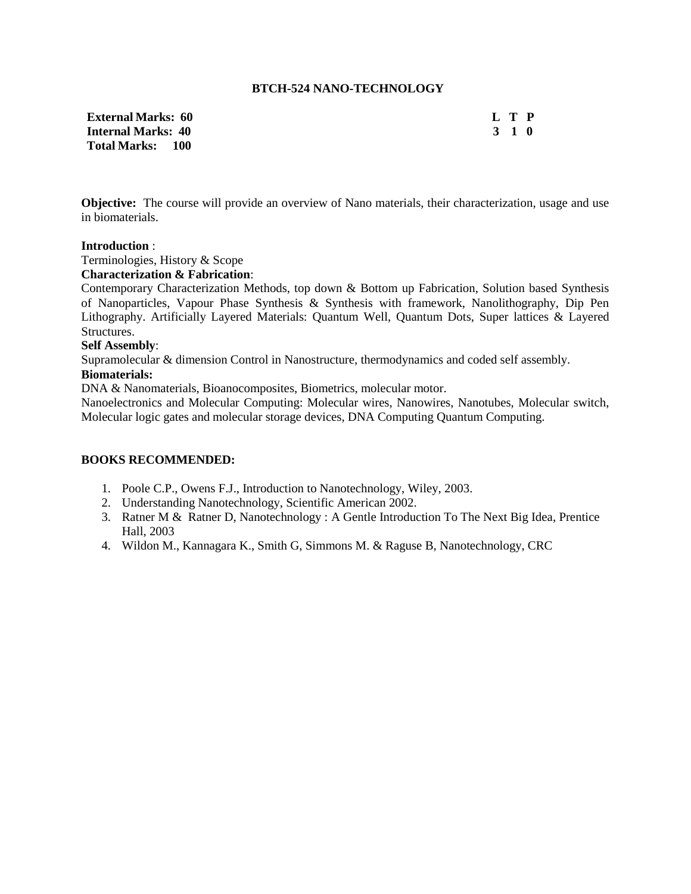## BTCH-524 NANO-TECHNOLOGY

| | |
|---|---|
| **External Marks: 60** | **L T P** |
| **Internal Marks: 40** | **3 1 0** |
| **Total Marks: 100** | |

**Objective:** The course will provide an overview of Nano materials, their characterization, usage and use in biomaterials.

**Introduction** :
Terminologies, History & Scope

**Characterization & Fabrication**:
Contemporary Characterization Methods, top down & Bottom up Fabrication, Solution based Synthesis of Nanoparticles, Vapour Phase Synthesis & Synthesis with framework, Nanolithography, Dip Pen Lithography. Artificially Layered Materials: Quantum Well, Quantum Dots, Super lattices & Layered Structures.

**Self Assembly**:
Supramolecular & dimension Control in Nanostructure, thermodynamics and coded self assembly.

**Biomaterials:**
DNA & Nanomaterials, Bioanocomposites, Biometrics, molecular motor.
Nanoelectronics and Molecular Computing: Molecular wires, Nanowires, Nanotubes, Molecular switch, Molecular logic gates and molecular storage devices, DNA Computing Quantum Computing.

**BOOKS RECOMMENDED:**

1. Poole C.P., Owens F.J., Introduction to Nanotechnology, Wiley, 2003.
2. Understanding Nanotechnology, Scientific American 2002.
3. Ratner M & Ratner D, Nanotechnology : A Gentle Introduction To The Next Big Idea, Prentice Hall, 2003
4. Wildon M., Kannagara K., Smith G, Simmons M. & Raguse B, Nanotechnology, CRC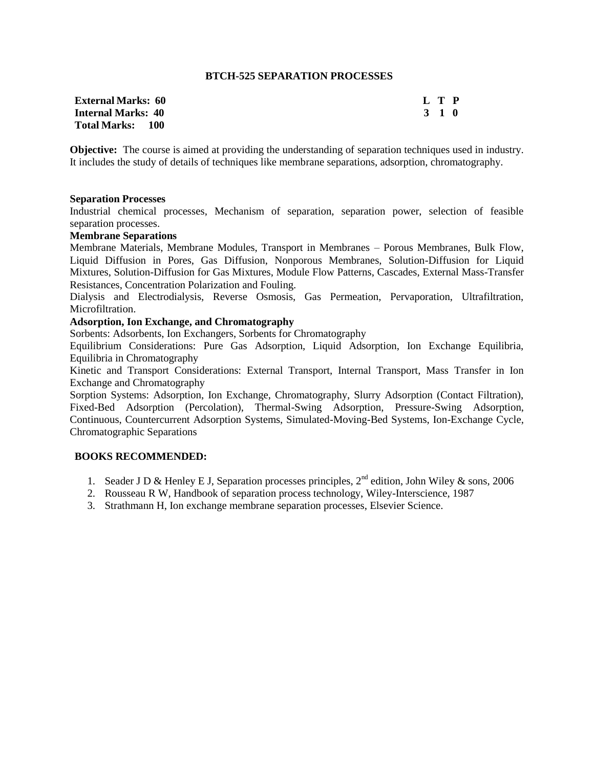## BTCH-525 SEPARATION PROCESSES

| | |
|---|---|
| **External Marks: 60** | **L T P** |
| **Internal Marks: 40** | **3 1 0** |
| **Total Marks: 100** | |

**Objective:** The course is aimed at providing the understanding of separation techniques used in industry. It includes the study of details of techniques like membrane separations, adsorption, chromatography.

**Separation Processes**

Industrial chemical processes, Mechanism of separation, separation power, selection of feasible separation processes.

**Membrane Separations**

Membrane Materials, Membrane Modules, Transport in Membranes – Porous Membranes, Bulk Flow, Liquid Diffusion in Pores, Gas Diffusion, Nonporous Membranes, Solution-Diffusion for Liquid Mixtures, Solution-Diffusion for Gas Mixtures, Module Flow Patterns, Cascades, External Mass-Transfer Resistances, Concentration Polarization and Fouling.

Dialysis and Electrodialysis, Reverse Osmosis, Gas Permeation, Pervaporation, Ultrafiltration, Microfiltration.

**Adsorption, Ion Exchange, and Chromatography**

Sorbents: Adsorbents, Ion Exchangers, Sorbents for Chromatography

Equilibrium Considerations: Pure Gas Adsorption, Liquid Adsorption, Ion Exchange Equilibria, Equilibria in Chromatography

Kinetic and Transport Considerations: External Transport, Internal Transport, Mass Transfer in Ion Exchange and Chromatography

Sorption Systems: Adsorption, Ion Exchange, Chromatography, Slurry Adsorption (Contact Filtration), Fixed-Bed Adsorption (Percolation), Thermal-Swing Adsorption, Pressure-Swing Adsorption, Continuous, Countercurrent Adsorption Systems, Simulated-Moving-Bed Systems, Ion-Exchange Cycle, Chromatographic Separations

**BOOKS RECOMMENDED:**

1. Seader J D & Henley E J, Separation processes principles, 2nd edition, John Wiley & sons, 2006
2. Rousseau R W, Handbook of separation process technology, Wiley-Interscience, 1987
3. Strathmann H, Ion exchange membrane separation processes, Elsevier Science.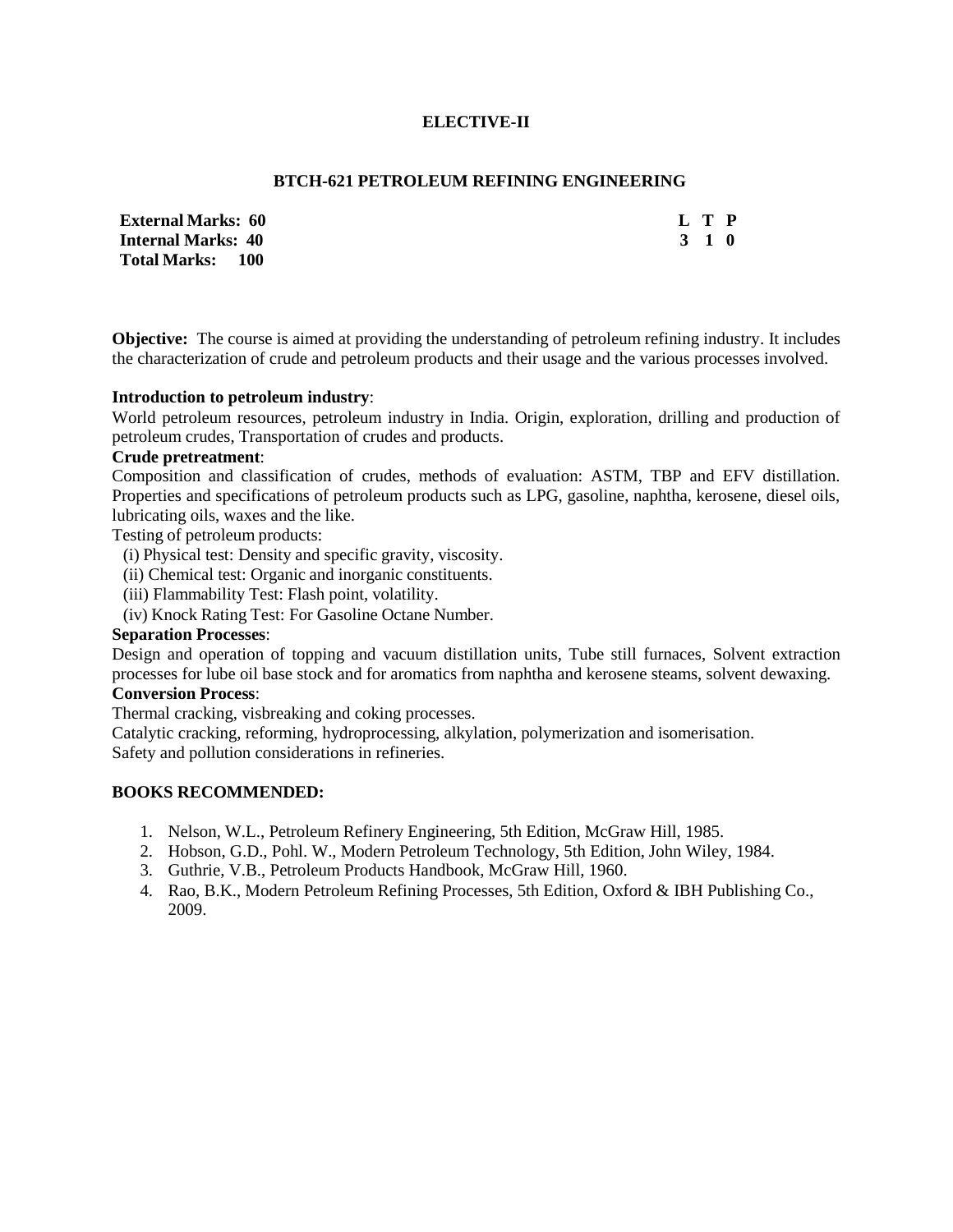## ELECTIVE-II

### BTCH-621 PETROLEUM REFINING ENGINEERING

| | L | T | P |
|---|---|---|---|
| **External Marks: 60** | **3** | **1** | **0** |
| **Internal Marks: 40** | | | |
| **Total Marks: 100** | | | |

**Objective:** The course is aimed at providing the understanding of petroleum refining industry. It includes the characterization of crude and petroleum products and their usage and the various processes involved.

**Introduction to petroleum industry**:
World petroleum resources, petroleum industry in India. Origin, exploration, drilling and production of petroleum crudes, Transportation of crudes and products.

**Crude pretreatment**:
Composition and classification of crudes, methods of evaluation: ASTM, TBP and EFV distillation. Properties and specifications of petroleum products such as LPG, gasoline, naphtha, kerosene, diesel oils, lubricating oils, waxes and the like.

Testing of petroleum products:

(i) Physical test: Density and specific gravity, viscosity.
(ii) Chemical test: Organic and inorganic constituents.
(iii) Flammability Test: Flash point, volatility.
(iv) Knock Rating Test: For Gasoline Octane Number.

**Separation Processes**:
Design and operation of topping and vacuum distillation units, Tube still furnaces, Solvent extraction processes for lube oil base stock and for aromatics from naphtha and kerosene steams, solvent dewaxing.

**Conversion Process**:
Thermal cracking, visbreaking and coking processes.
Catalytic cracking, reforming, hydroprocessing, alkylation, polymerization and isomerisation.
Safety and pollution considerations in refineries.

**BOOKS RECOMMENDED:**

1. Nelson, W.L., Petroleum Refinery Engineering, 5th Edition, McGraw Hill, 1985.
2. Hobson, G.D., Pohl. W., Modern Petroleum Technology, 5th Edition, John Wiley, 1984.
3. Guthrie, V.B., Petroleum Products Handbook, McGraw Hill, 1960.
4. Rao, B.K., Modern Petroleum Refining Processes, 5th Edition, Oxford & IBH Publishing Co., 2009.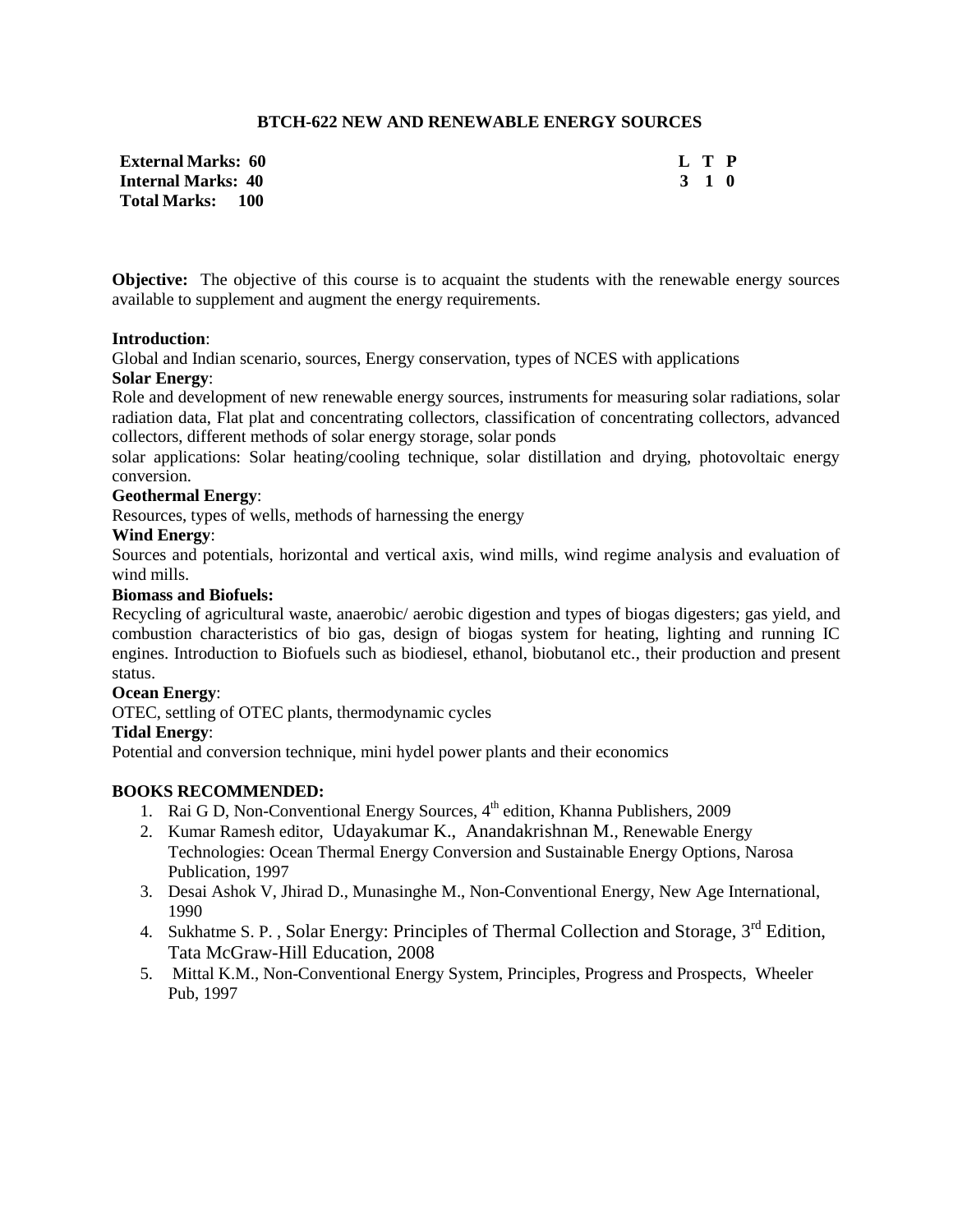## BTCH-622 NEW AND RENEWABLE ENERGY SOURCES

| | |
|---|---|
| **External Marks: 60** | **L T P** |
| **Internal Marks: 40** | **3 1 0** |
| **Total Marks: 100** | |

**Objective:** The objective of this course is to acquaint the students with the renewable energy sources available to supplement and augment the energy requirements.

**Introduction**:
Global and Indian scenario, sources, Energy conservation, types of NCES with applications

**Solar Energy**:
Role and development of new renewable energy sources, instruments for measuring solar radiations, solar radiation data, Flat plat and concentrating collectors, classification of concentrating collectors, advanced collectors, different methods of solar energy storage, solar ponds
solar applications: Solar heating/cooling technique, solar distillation and drying, photovoltaic energy conversion.

**Geothermal Energy**:
Resources, types of wells, methods of harnessing the energy

**Wind Energy**:
Sources and potentials, horizontal and vertical axis, wind mills, wind regime analysis and evaluation of wind mills.

**Biomass and Biofuels:**
Recycling of agricultural waste, anaerobic/ aerobic digestion and types of biogas digesters; gas yield, and combustion characteristics of bio gas, design of biogas system for heating, lighting and running IC engines. Introduction to Biofuels such as biodiesel, ethanol, biobutanol etc., their production and present status.

**Ocean Energy**:
OTEC, settling of OTEC plants, thermodynamic cycles

**Tidal Energy**:
Potential and conversion technique, mini hydel power plants and their economics

**BOOKS RECOMMENDED:**

1. Rai G D, Non-Conventional Energy Sources, 4th edition, Khanna Publishers, 2009
2. Kumar Ramesh editor, Udayakumar K., Anandakrishnan M., Renewable Energy Technologies: Ocean Thermal Energy Conversion and Sustainable Energy Options, Narosa Publication, 1997
3. Desai Ashok V, Jhirad D., Munasinghe M., Non-Conventional Energy, New Age International, 1990
4. Sukhatme S. P. , Solar Energy: Principles of Thermal Collection and Storage, 3rd Edition, Tata McGraw-Hill Education, 2008
5. Mittal K.M., Non-Conventional Energy System, Principles, Progress and Prospects, Wheeler Pub, 1997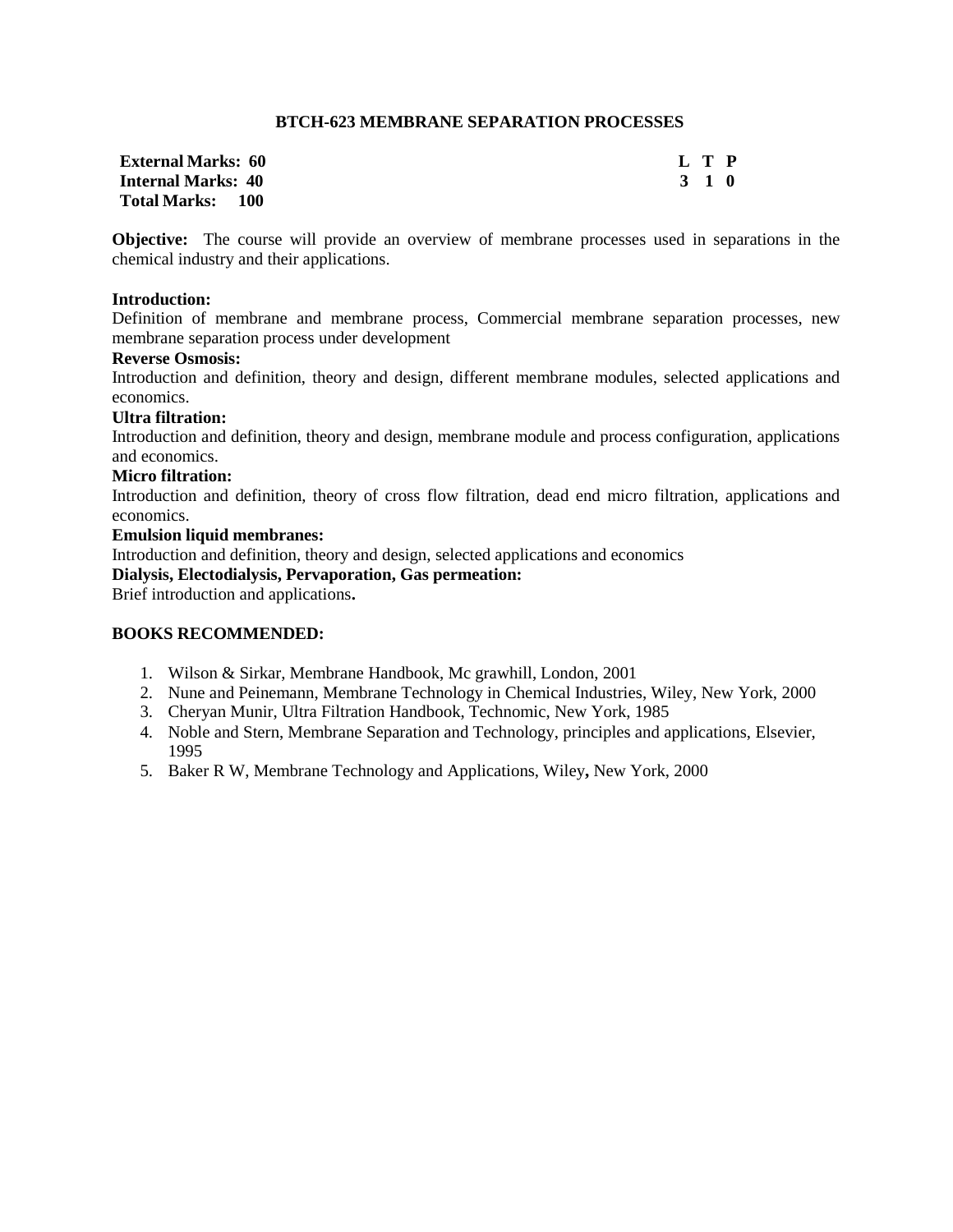# BTCH-623 MEMBRANE SEPARATION PROCESSES

| **External Marks: 60** | **L T P** |
|---|---|
| **Internal Marks: 40** | **3 1 0** |
| **Total Marks: 100** | |

**Objective:** The course will provide an overview of membrane processes used in separations in the chemical industry and their applications.

**Introduction:**
Definition of membrane and membrane process, Commercial membrane separation processes, new membrane separation process under development

**Reverse Osmosis:**
Introduction and definition, theory and design, different membrane modules, selected applications and economics.

**Ultra filtration:**
Introduction and definition, theory and design, membrane module and process configuration, applications and economics.

**Micro filtration:**
Introduction and definition, theory of cross flow filtration, dead end micro filtration, applications and economics.

**Emulsion liquid membranes:**
Introduction and definition, theory and design, selected applications and economics

**Dialysis, Electodialysis, Pervaporation, Gas permeation:**
Brief introduction and applications.

**BOOKS RECOMMENDED:**

1. Wilson & Sirkar, Membrane Handbook, Mc grawhill, London, 2001
2. Nune and Peinemann, Membrane Technology in Chemical Industries, Wiley, New York, 2000
3. Cheryan Munir, Ultra Filtration Handbook, Technomic, New York, 1985
4. Noble and Stern, Membrane Separation and Technology, principles and applications, Elsevier, 1995
5. Baker R W, Membrane Technology and Applications, Wiley, New York, 2000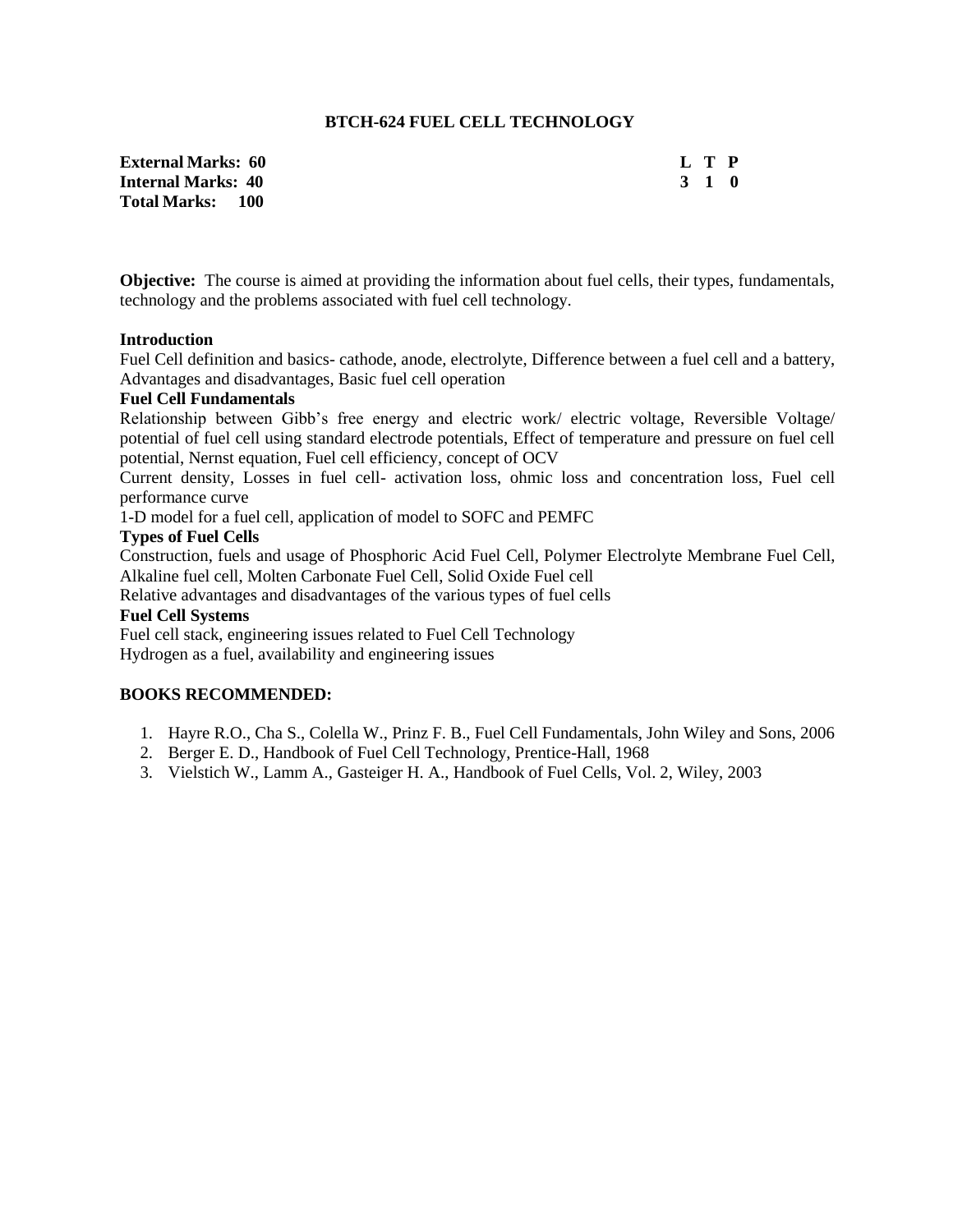# BTCH-624 FUEL CELL TECHNOLOGY

| | L | T | P |
|---|---|---|---|
| **External Marks: 60** | **L** | **T** | **P** |
| **Internal Marks: 40** | **3** | **1** | **0** |
| **Total Marks: 100** | | | |

**Objective:** The course is aimed at providing the information about fuel cells, their types, fundamentals, technology and the problems associated with fuel cell technology.

**Introduction**

Fuel Cell definition and basics- cathode, anode, electrolyte, Difference between a fuel cell and a battery, Advantages and disadvantages, Basic fuel cell operation

**Fuel Cell Fundamentals**

Relationship between Gibb's free energy and electric work/ electric voltage, Reversible Voltage/ potential of fuel cell using standard electrode potentials, Effect of temperature and pressure on fuel cell potential, Nernst equation, Fuel cell efficiency, concept of OCV

Current density, Losses in fuel cell- activation loss, ohmic loss and concentration loss, Fuel cell performance curve

1-D model for a fuel cell, application of model to SOFC and PEMFC

**Types of Fuel Cells**

Construction, fuels and usage of Phosphoric Acid Fuel Cell, Polymer Electrolyte Membrane Fuel Cell, Alkaline fuel cell, Molten Carbonate Fuel Cell, Solid Oxide Fuel cell

Relative advantages and disadvantages of the various types of fuel cells

**Fuel Cell Systems**

Fuel cell stack, engineering issues related to Fuel Cell Technology

Hydrogen as a fuel, availability and engineering issues

**BOOKS RECOMMENDED:**

1. Hayre R.O., Cha S., Colella W., Prinz F. B., Fuel Cell Fundamentals, John Wiley and Sons, 2006
2. Berger E. D., Handbook of Fuel Cell Technology, Prentice-Hall, 1968
3. Vielstich W., Lamm A., Gasteiger H. A., Handbook of Fuel Cells, Vol. 2, Wiley, 2003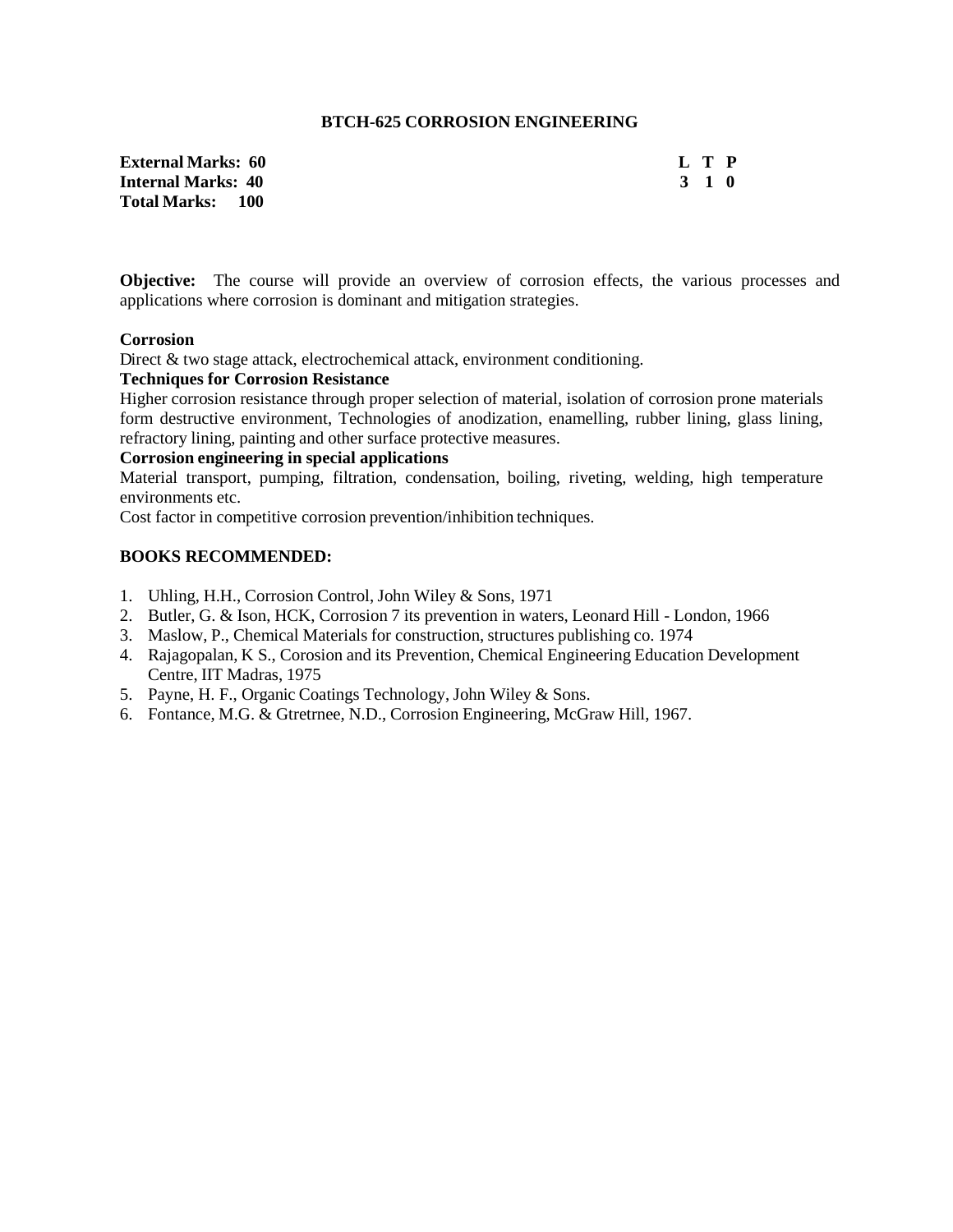## BTCH-625 CORROSION ENGINEERING

| | |
|---|---|
| **External Marks: 60** | **L T P** |
| **Internal Marks: 40** | **3 1 0** |
| **Total Marks: 100** | |

**Objective:** The course will provide an overview of corrosion effects, the various processes and applications where corrosion is dominant and mitigation strategies.

**Corrosion**

Direct & two stage attack, electrochemical attack, environment conditioning.

**Techniques for Corrosion Resistance**

Higher corrosion resistance through proper selection of material, isolation of corrosion prone materials form destructive environment, Technologies of anodization, enamelling, rubber lining, glass lining, refractory lining, painting and other surface protective measures.

**Corrosion engineering in special applications**

Material transport, pumping, filtration, condensation, boiling, riveting, welding, high temperature environments etc.

Cost factor in competitive corrosion prevention/inhibition techniques.

**BOOKS RECOMMENDED:**

1. Uhling, H.H., Corrosion Control, John Wiley & Sons, 1971
2. Butler, G. & Ison, HCK, Corrosion 7 its prevention in waters, Leonard Hill - London, 1966
3. Maslow, P., Chemical Materials for construction, structures publishing co. 1974
4. Rajagopalan, K S., Corosion and its Prevention, Chemical Engineering Education Development Centre, IIT Madras, 1975
5. Payne, H. F., Organic Coatings Technology, John Wiley & Sons.
6. Fontance, M.G. & Gtretrnee, N.D., Corrosion Engineering, McGraw Hill, 1967.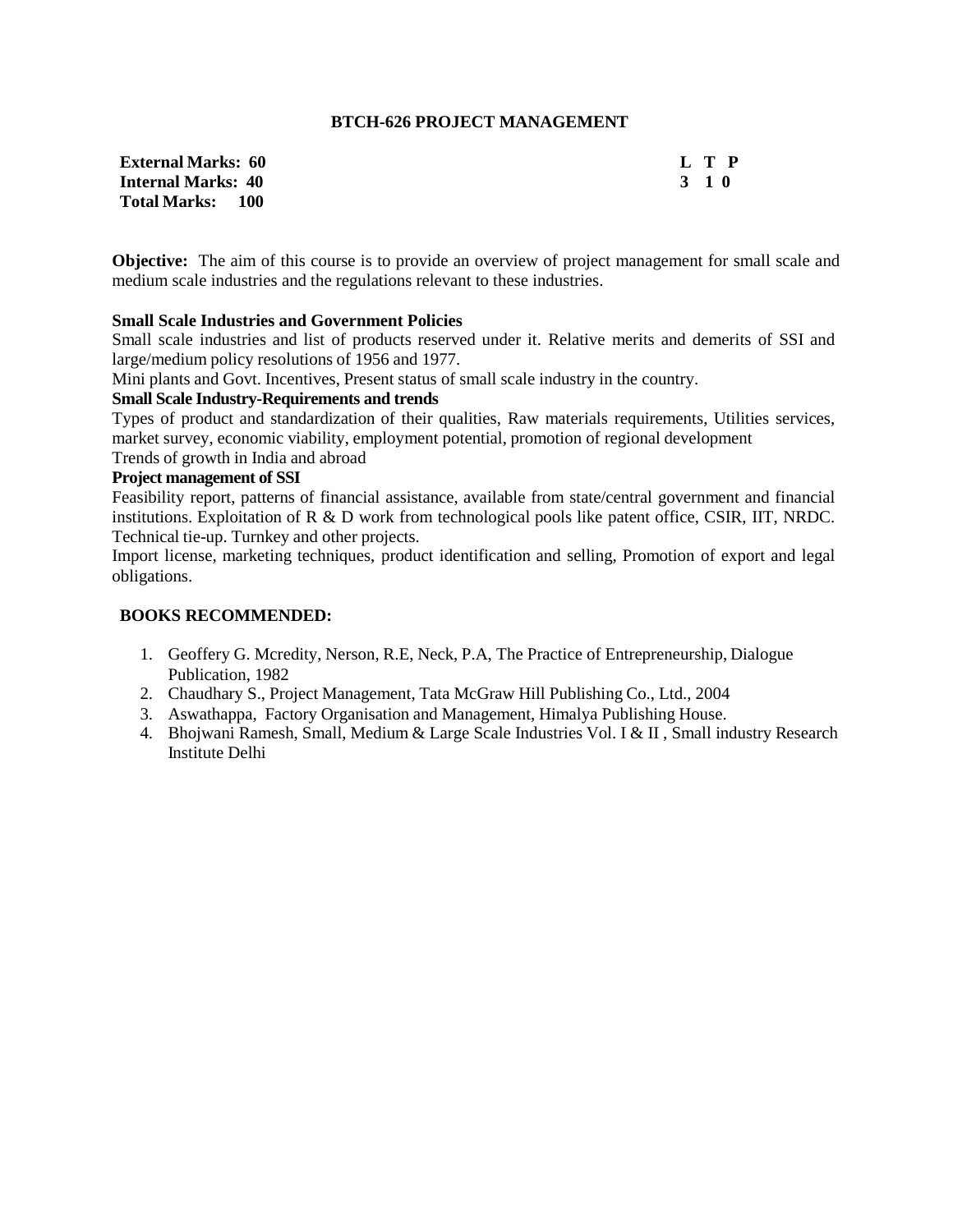## BTCH-626 PROJECT MANAGEMENT

| | L | T | P |
|---|---|---|---|
| **External Marks: 60** | **3** | **1** | **0** |
| **Internal Marks: 40** | | | |
| **Total Marks: 100** | | | |

**Objective:** The aim of this course is to provide an overview of project management for small scale and medium scale industries and the regulations relevant to these industries.

**Small Scale Industries and Government Policies**

Small scale industries and list of products reserved under it. Relative merits and demerits of SSI and large/medium policy resolutions of 1956 and 1977.

Mini plants and Govt. Incentives, Present status of small scale industry in the country.

**Small Scale Industry-Requirements and trends**

Types of product and standardization of their qualities, Raw materials requirements, Utilities services, market survey, economic viability, employment potential, promotion of regional development

Trends of growth in India and abroad

**Project management of SSI**

Feasibility report, patterns of financial assistance, available from state/central government and financial institutions. Exploitation of R & D work from technological pools like patent office, CSIR, IIT, NRDC. Technical tie-up. Turnkey and other projects.

Import license, marketing techniques, product identification and selling, Promotion of export and legal obligations.

**BOOKS RECOMMENDED:**

1. Geoffery G. Mcredity, Nerson, R.E, Neck, P.A, The Practice of Entrepreneurship, Dialogue Publication, 1982
2. Chaudhary S., Project Management, Tata McGraw Hill Publishing Co., Ltd., 2004
3. Aswathappa, Factory Organisation and Management, Himalya Publishing House.
4. Bhojwani Ramesh, Small, Medium & Large Scale Industries Vol. I & II , Small industry Research Institute Delhi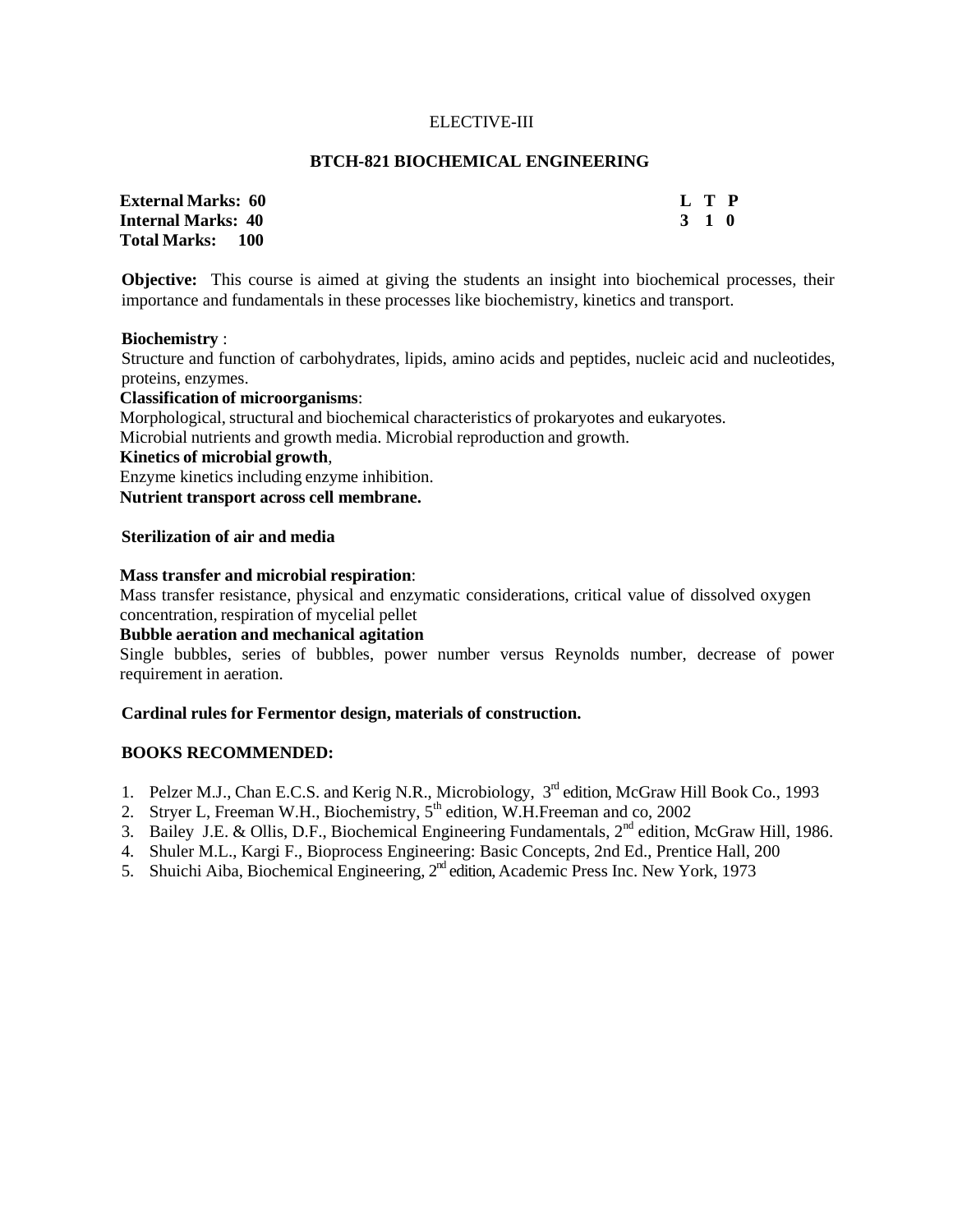ELECTIVE-III

## BTCH-821 BIOCHEMICAL ENGINEERING

| | |
|---|---|
| **External Marks: 60** | **L T P** |
| **Internal Marks: 40** | **3 1 0** |
| **Total Marks: 100** | |

**Objective:** This course is aimed at giving the students an insight into biochemical processes, their importance and fundamentals in these processes like biochemistry, kinetics and transport.

**Biochemistry** :
Structure and function of carbohydrates, lipids, amino acids and peptides, nucleic acid and nucleotides, proteins, enzymes.

**Classification of microorganisms**:
Morphological, structural and biochemical characteristics of prokaryotes and eukaryotes.
Microbial nutrients and growth media. Microbial reproduction and growth.

**Kinetics of microbial growth**,
Enzyme kinetics including enzyme inhibition.

**Nutrient transport across cell membrane.**

**Sterilization of air and media**

**Mass transfer and microbial respiration**:
Mass transfer resistance, physical and enzymatic considerations, critical value of dissolved oxygen concentration, respiration of mycelial pellet

**Bubble aeration and mechanical agitation**
Single bubbles, series of bubbles, power number versus Reynolds number, decrease of power requirement in aeration.

**Cardinal rules for Fermentor design, materials of construction.**

**BOOKS RECOMMENDED:**

1. Pelzer M.J., Chan E.C.S. and Kerig N.R., Microbiology, 3rd edition, McGraw Hill Book Co., 1993
2. Stryer L, Freeman W.H., Biochemistry, 5th edition, W.H.Freeman and co, 2002
3. Bailey J.E. & Ollis, D.F., Biochemical Engineering Fundamentals, 2nd edition, McGraw Hill, 1986.
4. Shuler M.L., Kargi F., Bioprocess Engineering: Basic Concepts, 2nd Ed., Prentice Hall, 200
5. Shuichi Aiba, Biochemical Engineering, 2nd edition, Academic Press Inc. New York, 1973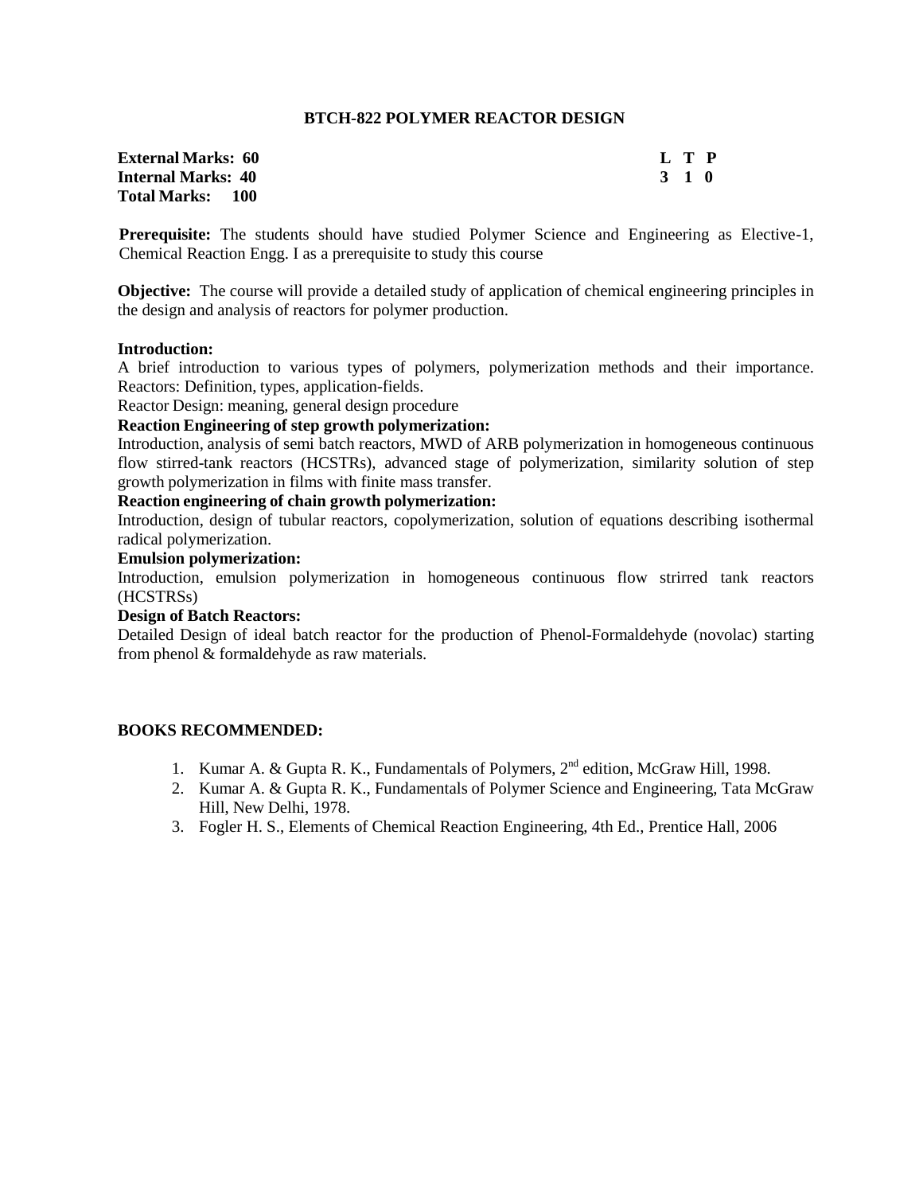# BTCH-822 POLYMER REACTOR DESIGN

| | |
|---|---|
| **External Marks: 60** | **L T P** |
| **Internal Marks: 40** | **3 1 0** |
| **Total Marks: 100** | |

**Prerequisite:** The students should have studied Polymer Science and Engineering as Elective-1, Chemical Reaction Engg. I as a prerequisite to study this course

**Objective:** The course will provide a detailed study of application of chemical engineering principles in the design and analysis of reactors for polymer production.

**Introduction:**

A brief introduction to various types of polymers, polymerization methods and their importance. Reactors: Definition, types, application-fields.

Reactor Design: meaning, general design procedure

**Reaction Engineering of step growth polymerization:**

Introduction, analysis of semi batch reactors, MWD of ARB polymerization in homogeneous continuous flow stirred-tank reactors (HCSTRs), advanced stage of polymerization, similarity solution of step growth polymerization in films with finite mass transfer.

**Reaction engineering of chain growth polymerization:**

Introduction, design of tubular reactors, copolymerization, solution of equations describing isothermal radical polymerization.

**Emulsion polymerization:**

Introduction, emulsion polymerization in homogeneous continuous flow strirred tank reactors (HCSTRSs)

**Design of Batch Reactors:**

Detailed Design of ideal batch reactor for the production of Phenol-Formaldehyde (novolac) starting from phenol & formaldehyde as raw materials.

**BOOKS RECOMMENDED:**

1. Kumar A. & Gupta R. K., Fundamentals of Polymers, 2nd edition, McGraw Hill, 1998.
2. Kumar A. & Gupta R. K., Fundamentals of Polymer Science and Engineering, Tata McGraw Hill, New Delhi, 1978.
3. Fogler H. S., Elements of Chemical Reaction Engineering, 4th Ed., Prentice Hall, 2006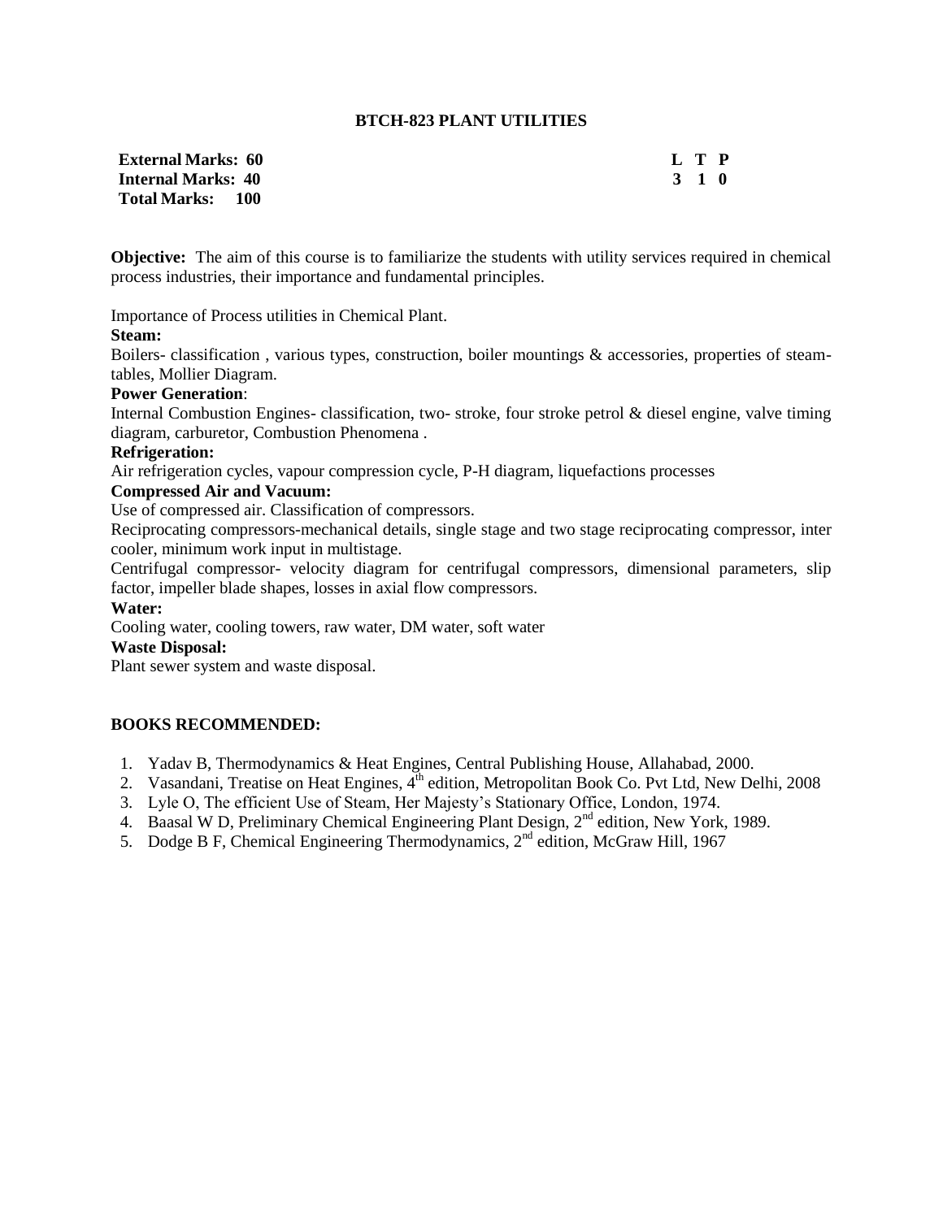## BTCH-823 PLANT UTILITIES

| | |
|---|---|
| **External Marks: 60** | **L T P** |
| **Internal Marks: 40** | **3 1 0** |
| **Total Marks: 100** | |

**Objective:** The aim of this course is to familiarize the students with utility services required in chemical process industries, their importance and fundamental principles.

Importance of Process utilities in Chemical Plant.

**Steam:**

Boilers- classification , various types, construction, boiler mountings & accessories, properties of steam-tables, Mollier Diagram.

**Power Generation**:

Internal Combustion Engines- classification, two- stroke, four stroke petrol & diesel engine, valve timing diagram, carburetor, Combustion Phenomena .

**Refrigeration:**

Air refrigeration cycles, vapour compression cycle, P-H diagram, liquefactions processes

**Compressed Air and Vacuum:**

Use of compressed air. Classification of compressors.

Reciprocating compressors-mechanical details, single stage and two stage reciprocating compressor, inter cooler, minimum work input in multistage.

Centrifugal compressor- velocity diagram for centrifugal compressors, dimensional parameters, slip factor, impeller blade shapes, losses in axial flow compressors.

**Water:**

Cooling water, cooling towers, raw water, DM water, soft water

**Waste Disposal:**

Plant sewer system and waste disposal.

### BOOKS RECOMMENDED:

1. Yadav B, Thermodynamics & Heat Engines, Central Publishing House, Allahabad, 2000.
2. Vasandani, Treatise on Heat Engines, 4th edition, Metropolitan Book Co. Pvt Ltd, New Delhi, 2008
3. Lyle O, The efficient Use of Steam, Her Majesty's Stationary Office, London, 1974.
4. Baasal W D, Preliminary Chemical Engineering Plant Design, 2nd edition, New York, 1989.
5. Dodge B F, Chemical Engineering Thermodynamics, 2nd edition, McGraw Hill, 1967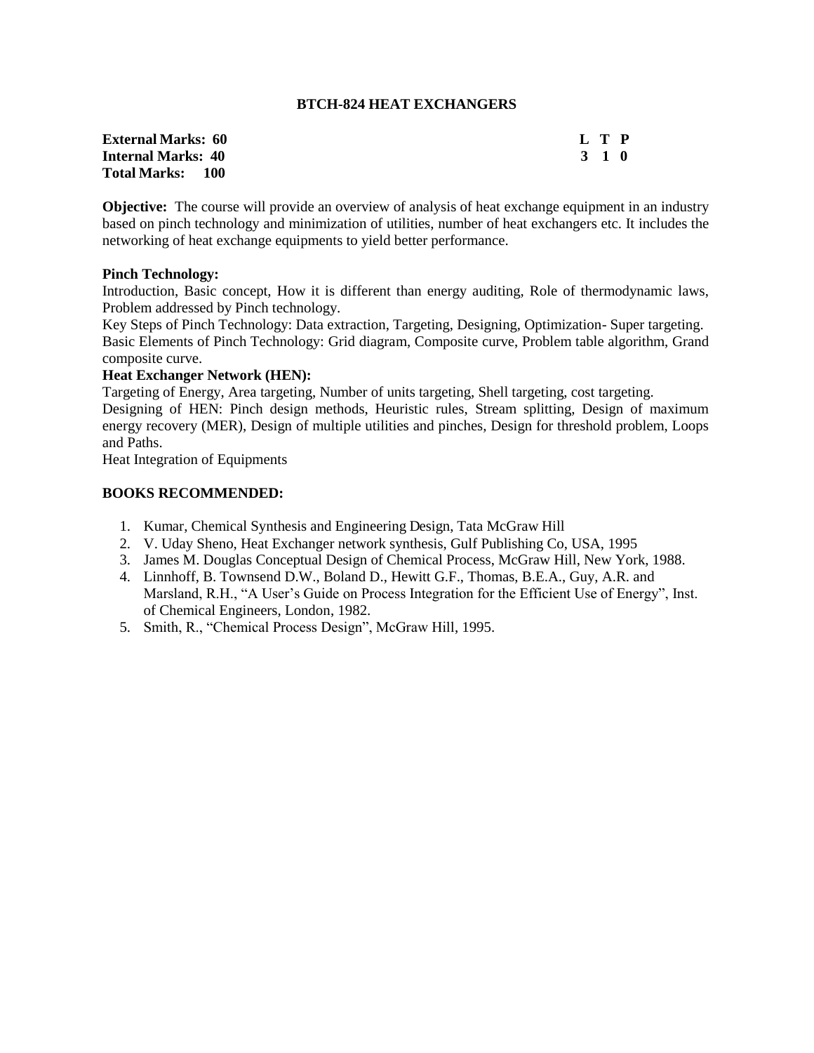# BTCH-824 HEAT EXCHANGERS

| | L | T | P |
|---|---|---|---|
| **External Marks: 60** | **3** | **1** | **0** |
| **Internal Marks: 40** | | | |
| **Total Marks: 100** | | | |

**Objective:** The course will provide an overview of analysis of heat exchange equipment in an industry based on pinch technology and minimization of utilities, number of heat exchangers etc. It includes the networking of heat exchange equipments to yield better performance.

**Pinch Technology:**

Introduction, Basic concept, How it is different than energy auditing, Role of thermodynamic laws, Problem addressed by Pinch technology.

Key Steps of Pinch Technology: Data extraction, Targeting, Designing, Optimization- Super targeting.

Basic Elements of Pinch Technology: Grid diagram, Composite curve, Problem table algorithm, Grand composite curve.

**Heat Exchanger Network (HEN):**

Targeting of Energy, Area targeting, Number of units targeting, Shell targeting, cost targeting.

Designing of HEN: Pinch design methods, Heuristic rules, Stream splitting, Design of maximum energy recovery (MER), Design of multiple utilities and pinches, Design for threshold problem, Loops and Paths.

Heat Integration of Equipments

**BOOKS RECOMMENDED:**

1. Kumar, Chemical Synthesis and Engineering Design, Tata McGraw Hill
2. V. Uday Sheno, Heat Exchanger network synthesis, Gulf Publishing Co, USA, 1995
3. James M. Douglas Conceptual Design of Chemical Process, McGraw Hill, New York, 1988.
4. Linnhoff, B. Townsend D.W., Boland D., Hewitt G.F., Thomas, B.E.A., Guy, A.R. and Marsland, R.H., "A User's Guide on Process Integration for the Efficient Use of Energy", Inst. of Chemical Engineers, London, 1982.
5. Smith, R., "Chemical Process Design", McGraw Hill, 1995.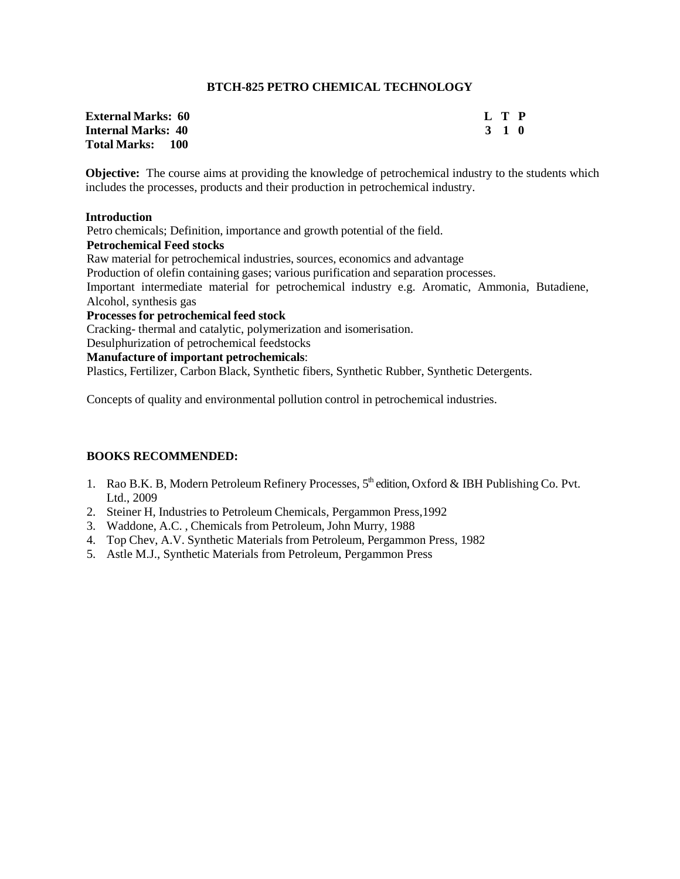## BTCH-825 PETRO CHEMICAL TECHNOLOGY

| | |
|---|---|
| **External Marks: 60** | **L T P** |
| **Internal Marks: 40** | **3 1 0** |
| **Total Marks: 100** | |

**Objective:** The course aims at providing the knowledge of petrochemical industry to the students which includes the processes, products and their production in petrochemical industry.

**Introduction**

Petro chemicals; Definition, importance and growth potential of the field.

**Petrochemical Feed stocks**

Raw material for petrochemical industries, sources, economics and advantage

Production of olefin containing gases; various purification and separation processes.

Important intermediate material for petrochemical industry e.g. Aromatic, Ammonia, Butadiene, Alcohol, synthesis gas

**Processes for petrochemical feed stock**

Cracking- thermal and catalytic, polymerization and isomerisation.

Desulphurization of petrochemical feedstocks

**Manufacture of important petrochemicals**:

Plastics, Fertilizer, Carbon Black, Synthetic fibers, Synthetic Rubber, Synthetic Detergents.

Concepts of quality and environmental pollution control in petrochemical industries.

**BOOKS RECOMMENDED:**

1. Rao B.K. B, Modern Petroleum Refinery Processes, 5th edition, Oxford & IBH Publishing Co. Pvt. Ltd., 2009
2. Steiner H, Industries to Petroleum Chemicals, Pergammon Press,1992
3. Waddone, A.C. , Chemicals from Petroleum, John Murry, 1988
4. Top Chev, A.V. Synthetic Materials from Petroleum, Pergammon Press, 1982
5. Astle M.J., Synthetic Materials from Petroleum, Pergammon Press